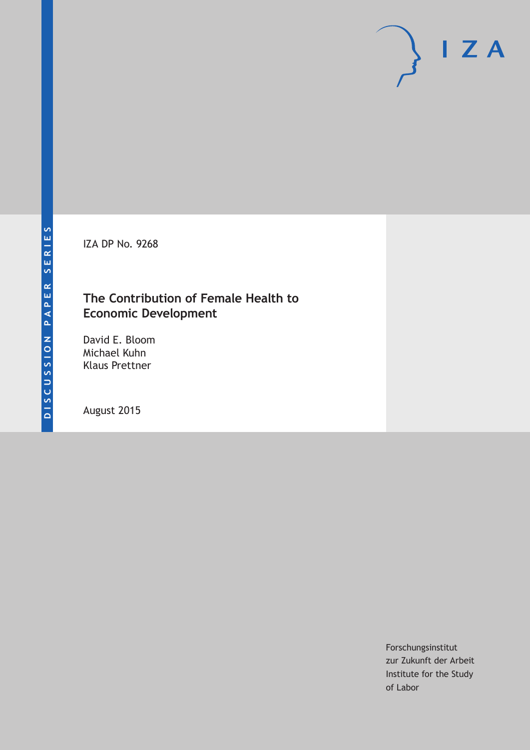DISCUSSION PAPER SERIES

IZA DP No. 9268

# The Contribution of Female Health to Economic Development

David E. Bloom
Michael Kuhn
Klaus Prettner

August 2015

Forschungsinstitut
zur Zukunft der Arbeit
Institute for the Study
of Labor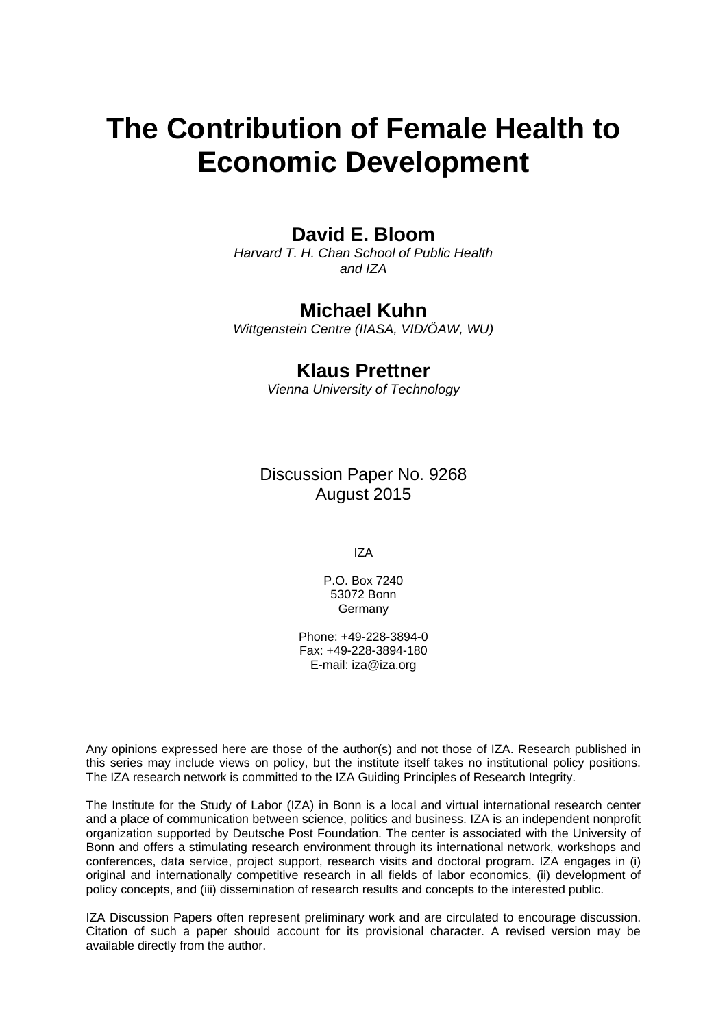# The Contribution of Female Health to Economic Development

**David E. Bloom**
*Harvard T. H. Chan School of Public Health and IZA*

**Michael Kuhn**
*Wittgenstein Centre (IIASA, VID/ÖAW, WU)*

**Klaus Prettner**
*Vienna University of Technology*

Discussion Paper No. 9268
August 2015

IZA

P.O. Box 7240
53072 Bonn
Germany

Phone: +49-228-3894-0
Fax: +49-228-3894-180
E-mail: iza@iza.org

Any opinions expressed here are those of the author(s) and not those of IZA. Research published in this series may include views on policy, but the institute itself takes no institutional policy positions. The IZA research network is committed to the IZA Guiding Principles of Research Integrity.

The Institute for the Study of Labor (IZA) in Bonn is a local and virtual international research center and a place of communication between science, politics and business. IZA is an independent nonprofit organization supported by Deutsche Post Foundation. The center is associated with the University of Bonn and offers a stimulating research environment through its international network, workshops and conferences, data service, project support, research visits and doctoral program. IZA engages in (i) original and internationally competitive research in all fields of labor economics, (ii) development of policy concepts, and (iii) dissemination of research results and concepts to the interested public.

IZA Discussion Papers often represent preliminary work and are circulated to encourage discussion. Citation of such a paper should account for its provisional character. A revised version may be available directly from the author.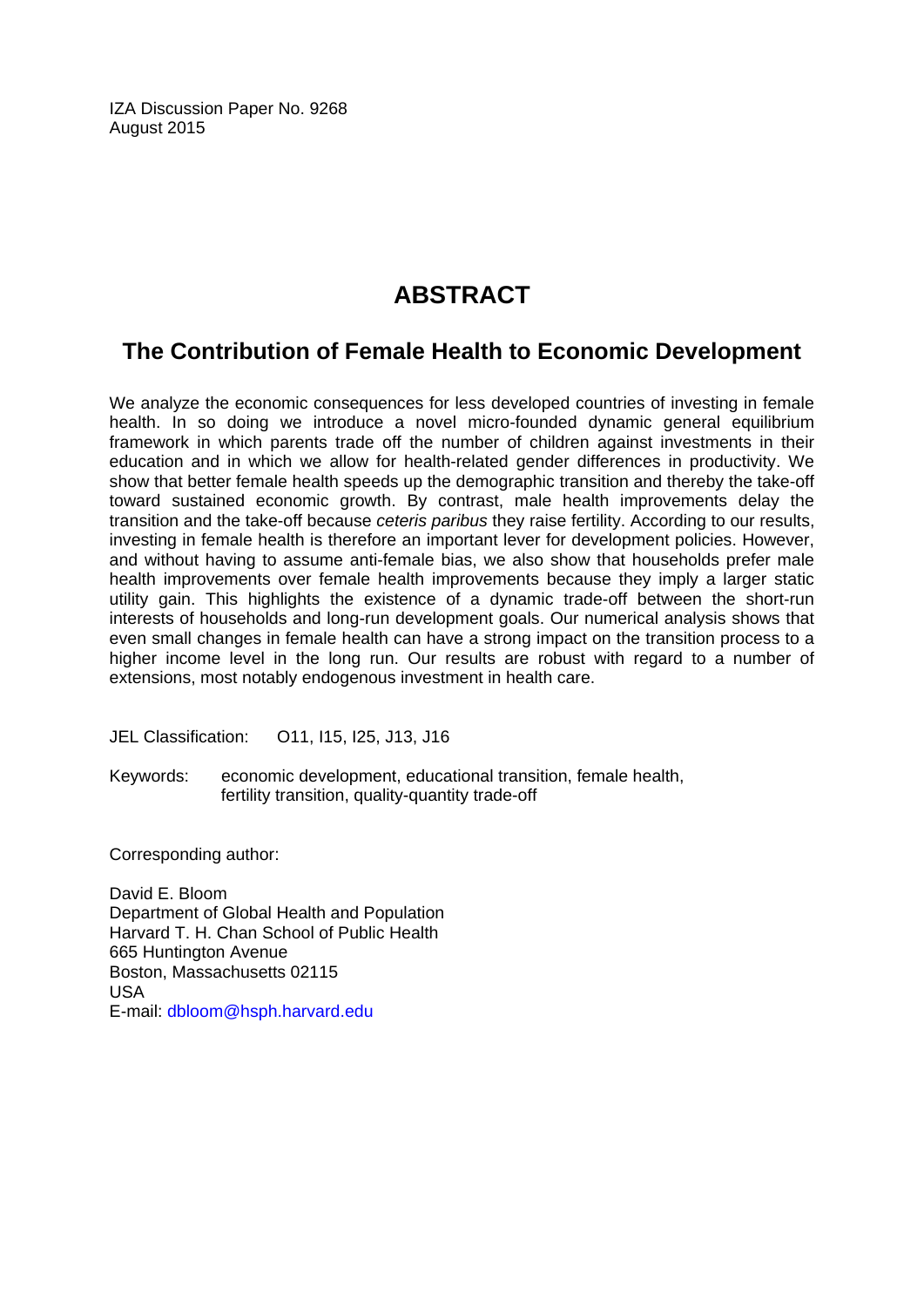IZA Discussion Paper No. 9268
August 2015

# ABSTRACT

## The Contribution of Female Health to Economic Development

We analyze the economic consequences for less developed countries of investing in female health. In so doing we introduce a novel micro-founded dynamic general equilibrium framework in which parents trade off the number of children against investments in their education and in which we allow for health-related gender differences in productivity. We show that better female health speeds up the demographic transition and thereby the take-off toward sustained economic growth. By contrast, male health improvements delay the transition and the take-off because *ceteris paribus* they raise fertility. According to our results, investing in female health is therefore an important lever for development policies. However, and without having to assume anti-female bias, we also show that households prefer male health improvements over female health improvements because they imply a larger static utility gain. This highlights the existence of a dynamic trade-off between the short-run interests of households and long-run development goals. Our numerical analysis shows that even small changes in female health can have a strong impact on the transition process to a higher income level in the long run. Our results are robust with regard to a number of extensions, most notably endogenous investment in health care.

JEL Classification: O11, I15, I25, J13, J16

Keywords: economic development, educational transition, female health, fertility transition, quality-quantity trade-off

Corresponding author:

David E. Bloom
Department of Global Health and Population
Harvard T. H. Chan School of Public Health
665 Huntington Avenue
Boston, Massachusetts 02115
USA
E-mail: dbloom@hsph.harvard.edu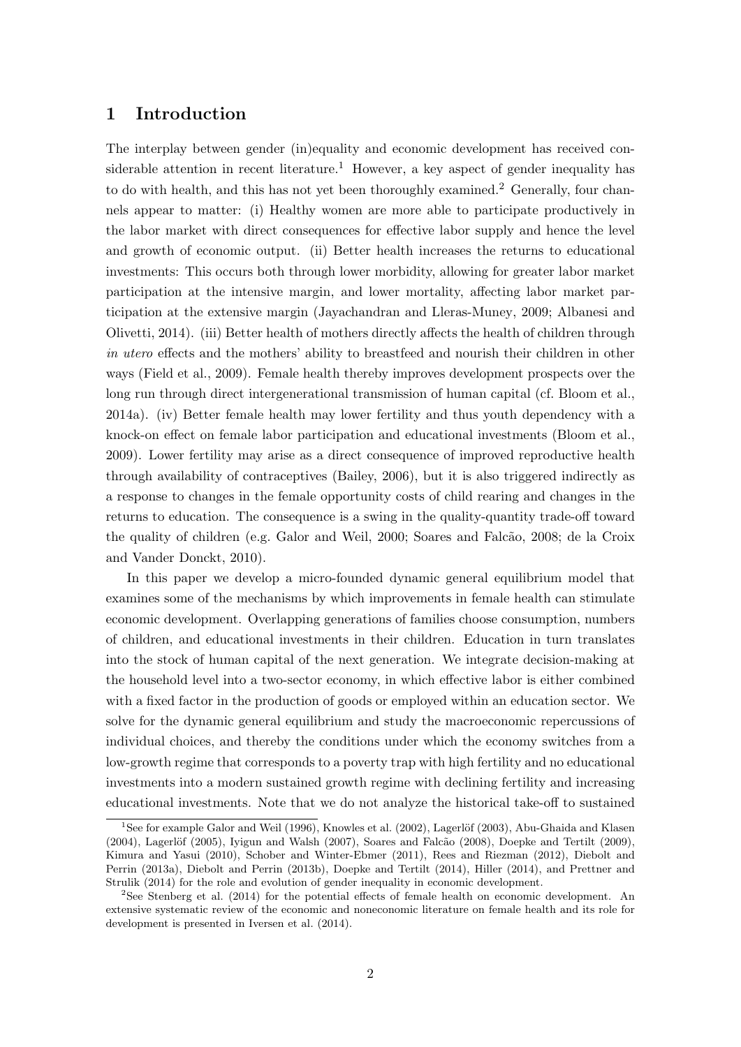# 1 Introduction

The interplay between gender (in)equality and economic development has received considerable attention in recent literature.[1] However, a key aspect of gender inequality has to do with health, and this has not yet been thoroughly examined.[2] Generally, four channels appear to matter: (i) Healthy women are more able to participate productively in the labor market with direct consequences for effective labor supply and hence the level and growth of economic output. (ii) Better health increases the returns to educational investments: This occurs both through lower morbidity, allowing for greater labor market participation at the intensive margin, and lower mortality, affecting labor market participation at the extensive margin (Jayachandran and Lleras-Muney, 2009; Albanesi and Olivetti, 2014). (iii) Better health of mothers directly affects the health of children through *in utero* effects and the mothers' ability to breastfeed and nourish their children in other ways (Field et al., 2009). Female health thereby improves development prospects over the long run through direct intergenerational transmission of human capital (cf. Bloom et al., 2014a). (iv) Better female health may lower fertility and thus youth dependency with a knock-on effect on female labor participation and educational investments (Bloom et al., 2009). Lower fertility may arise as a direct consequence of improved reproductive health through availability of contraceptives (Bailey, 2006), but it is also triggered indirectly as a response to changes in the female opportunity costs of child rearing and changes in the returns to education. The consequence is a swing in the quality-quantity trade-off toward the quality of children (e.g. Galor and Weil, 2000; Soares and Falcão, 2008; de la Croix and Vander Donckt, 2010).

In this paper we develop a micro-founded dynamic general equilibrium model that examines some of the mechanisms by which improvements in female health can stimulate economic development. Overlapping generations of families choose consumption, numbers of children, and educational investments in their children. Education in turn translates into the stock of human capital of the next generation. We integrate decision-making at the household level into a two-sector economy, in which effective labor is either combined with a fixed factor in the production of goods or employed within an education sector. We solve for the dynamic general equilibrium and study the macroeconomic repercussions of individual choices, and thereby the conditions under which the economy switches from a low-growth regime that corresponds to a poverty trap with high fertility and no educational investments into a modern sustained growth regime with declining fertility and increasing educational investments. Note that we do not analyze the historical take-off to sustained

[1] See for example Galor and Weil (1996), Knowles et al. (2002), Lagerlöf (2003), Abu-Ghaida and Klasen (2004), Lagerlöf (2005), Iyigun and Walsh (2007), Soares and Falcão (2008), Doepke and Tertilt (2009), Kimura and Yasui (2010), Schober and Winter-Ebmer (2011), Rees and Riezman (2012), Diebolt and Perrin (2013a), Diebolt and Perrin (2013b), Doepke and Tertilt (2014), Hiller (2014), and Prettner and Strulik (2014) for the role and evolution of gender inequality in economic development.

[2] See Stenberg et al. (2014) for the potential effects of female health on economic development. An extensive systematic review of the economic and noneconomic literature on female health and its role for development is presented in Iversen et al. (2014).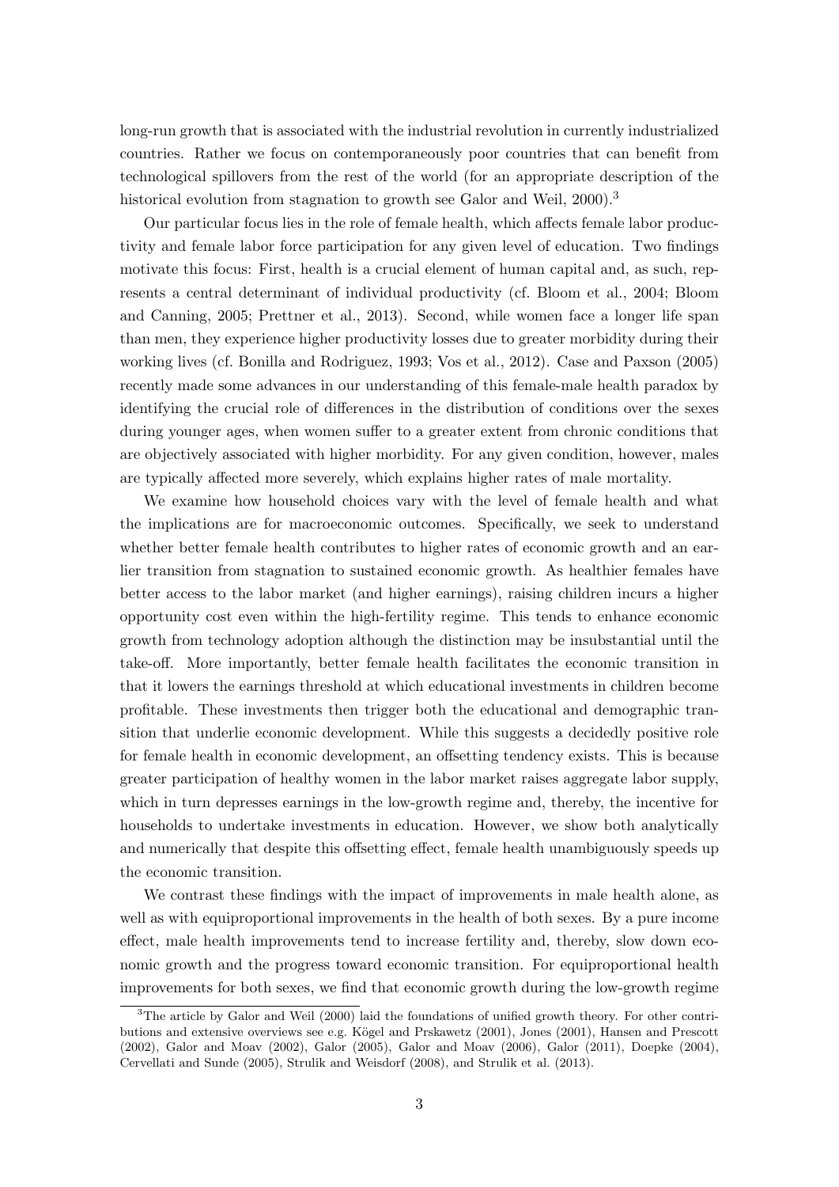long-run growth that is associated with the industrial revolution in currently industrialized countries. Rather we focus on contemporaneously poor countries that can benefit from technological spillovers from the rest of the world (for an appropriate description of the historical evolution from stagnation to growth see Galor and Weil, 2000).[3]

Our particular focus lies in the role of female health, which affects female labor productivity and female labor force participation for any given level of education. Two findings motivate this focus: First, health is a crucial element of human capital and, as such, represents a central determinant of individual productivity (cf. Bloom et al., 2004; Bloom and Canning, 2005; Prettner et al., 2013). Second, while women face a longer life span than men, they experience higher productivity losses due to greater morbidity during their working lives (cf. Bonilla and Rodriguez, 1993; Vos et al., 2012). Case and Paxson (2005) recently made some advances in our understanding of this female-male health paradox by identifying the crucial role of differences in the distribution of conditions over the sexes during younger ages, when women suffer to a greater extent from chronic conditions that are objectively associated with higher morbidity. For any given condition, however, males are typically affected more severely, which explains higher rates of male mortality.

We examine how household choices vary with the level of female health and what the implications are for macroeconomic outcomes. Specifically, we seek to understand whether better female health contributes to higher rates of economic growth and an earlier transition from stagnation to sustained economic growth. As healthier females have better access to the labor market (and higher earnings), raising children incurs a higher opportunity cost even within the high-fertility regime. This tends to enhance economic growth from technology adoption although the distinction may be insubstantial until the take-off. More importantly, better female health facilitates the economic transition in that it lowers the earnings threshold at which educational investments in children become profitable. These investments then trigger both the educational and demographic transition that underlie economic development. While this suggests a decidedly positive role for female health in economic development, an offsetting tendency exists. This is because greater participation of healthy women in the labor market raises aggregate labor supply, which in turn depresses earnings in the low-growth regime and, thereby, the incentive for households to undertake investments in education. However, we show both analytically and numerically that despite this offsetting effect, female health unambiguously speeds up the economic transition.

We contrast these findings with the impact of improvements in male health alone, as well as with equiproportional improvements in the health of both sexes. By a pure income effect, male health improvements tend to increase fertility and, thereby, slow down economic growth and the progress toward economic transition. For equiproportional health improvements for both sexes, we find that economic growth during the low-growth regime

[3] The article by Galor and Weil (2000) laid the foundations of unified growth theory. For other contributions and extensive overviews see e.g. Kögel and Prskawetz (2001), Jones (2001), Hansen and Prescott (2002), Galor and Moav (2002), Galor (2005), Galor and Moav (2006), Galor (2011), Doepke (2004), Cervellati and Sunde (2005), Strulik and Weisdorf (2008), and Strulik et al. (2013).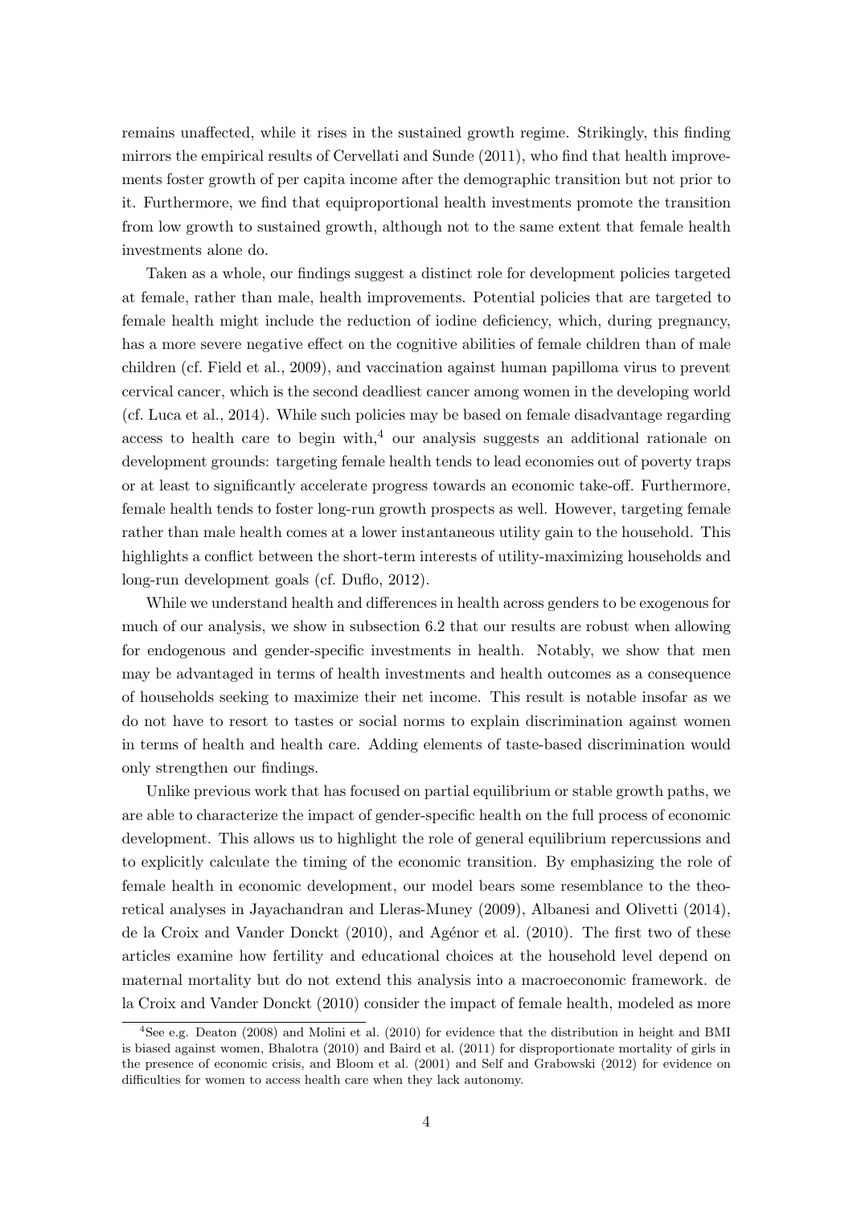remains unaffected, while it rises in the sustained growth regime. Strikingly, this finding mirrors the empirical results of Cervellati and Sunde (2011), who find that health improvements foster growth of per capita income after the demographic transition but not prior to it. Furthermore, we find that equiproportional health investments promote the transition from low growth to sustained growth, although not to the same extent that female health investments alone do.

Taken as a whole, our findings suggest a distinct role for development policies targeted at female, rather than male, health improvements. Potential policies that are targeted to female health might include the reduction of iodine deficiency, which, during pregnancy, has a more severe negative effect on the cognitive abilities of female children than of male children (cf. Field et al., 2009), and vaccination against human papilloma virus to prevent cervical cancer, which is the second deadliest cancer among women in the developing world (cf. Luca et al., 2014). While such policies may be based on female disadvantage regarding access to health care to begin with,[4] our analysis suggests an additional rationale on development grounds: targeting female health tends to lead economies out of poverty traps or at least to significantly accelerate progress towards an economic take-off. Furthermore, female health tends to foster long-run growth prospects as well. However, targeting female rather than male health comes at a lower instantaneous utility gain to the household. This highlights a conflict between the short-term interests of utility-maximizing households and long-run development goals (cf. Duflo, 2012).

While we understand health and differences in health across genders to be exogenous for much of our analysis, we show in subsection 6.2 that our results are robust when allowing for endogenous and gender-specific investments in health. Notably, we show that men may be advantaged in terms of health investments and health outcomes as a consequence of households seeking to maximize their net income. This result is notable insofar as we do not have to resort to tastes or social norms to explain discrimination against women in terms of health and health care. Adding elements of taste-based discrimination would only strengthen our findings.

Unlike previous work that has focused on partial equilibrium or stable growth paths, we are able to characterize the impact of gender-specific health on the full process of economic development. This allows us to highlight the role of general equilibrium repercussions and to explicitly calculate the timing of the economic transition. By emphasizing the role of female health in economic development, our model bears some resemblance to the theoretical analyses in Jayachandran and Lleras-Muney (2009), Albanesi and Olivetti (2014), de la Croix and Vander Donckt (2010), and Agénor et al. (2010). The first two of these articles examine how fertility and educational choices at the household level depend on maternal mortality but do not extend this analysis into a macroeconomic framework. de la Croix and Vander Donckt (2010) consider the impact of female health, modeled as more

[4] See e.g. Deaton (2008) and Molini et al. (2010) for evidence that the distribution in height and BMI is biased against women, Bhalotra (2010) and Baird et al. (2011) for disproportionate mortality of girls in the presence of economic crisis, and Bloom et al. (2001) and Self and Grabowski (2012) for evidence on difficulties for women to access health care when they lack autonomy.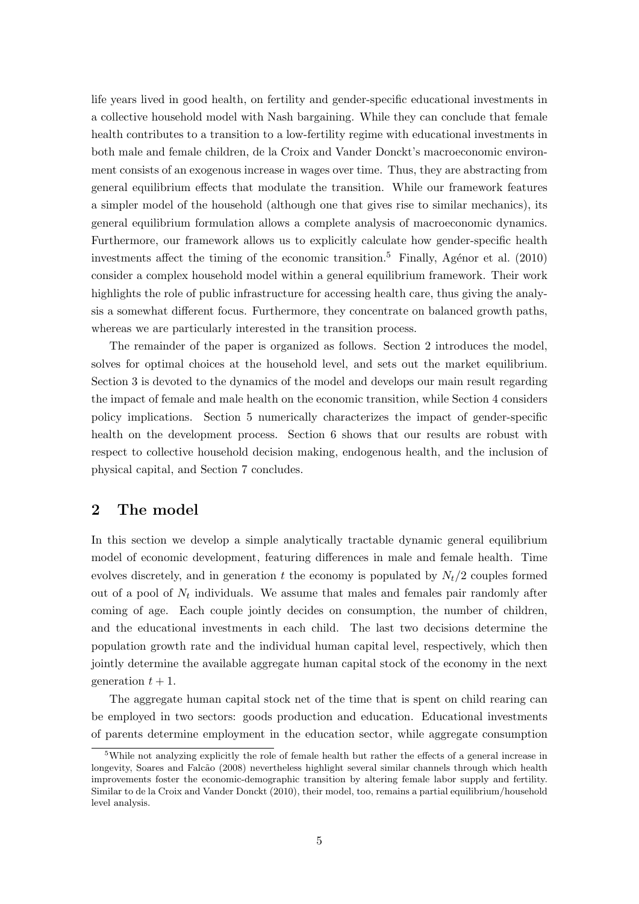life years lived in good health, on fertility and gender-specific educational investments in a collective household model with Nash bargaining. While they can conclude that female health contributes to a transition to a low-fertility regime with educational investments in both male and female children, de la Croix and Vander Donckt's macroeconomic environment consists of an exogenous increase in wages over time. Thus, they are abstracting from general equilibrium effects that modulate the transition. While our framework features a simpler model of the household (although one that gives rise to similar mechanics), its general equilibrium formulation allows a complete analysis of macroeconomic dynamics. Furthermore, our framework allows us to explicitly calculate how gender-specific health investments affect the timing of the economic transition.[5] Finally, Agénor et al. (2010) consider a complex household model within a general equilibrium framework. Their work highlights the role of public infrastructure for accessing health care, thus giving the analysis a somewhat different focus. Furthermore, they concentrate on balanced growth paths, whereas we are particularly interested in the transition process.

The remainder of the paper is organized as follows. Section 2 introduces the model, solves for optimal choices at the household level, and sets out the market equilibrium. Section 3 is devoted to the dynamics of the model and develops our main result regarding the impact of female and male health on the economic transition, while Section 4 considers policy implications. Section 5 numerically characterizes the impact of gender-specific health on the development process. Section 6 shows that our results are robust with respect to collective household decision making, endogenous health, and the inclusion of physical capital, and Section 7 concludes.

## 2 The model

In this section we develop a simple analytically tractable dynamic general equilibrium model of economic development, featuring differences in male and female health. Time evolves discretely, and in generation $t$ the economy is populated by $N_t/2$ couples formed out of a pool of $N_t$ individuals. We assume that males and females pair randomly after coming of age. Each couple jointly decides on consumption, the number of children, and the educational investments in each child. The last two decisions determine the population growth rate and the individual human capital level, respectively, which then jointly determine the available aggregate human capital stock of the economy in the next generation $t + 1$.

The aggregate human capital stock net of the time that is spent on child rearing can be employed in two sectors: goods production and education. Educational investments of parents determine employment in the education sector, while aggregate consumption

[5] While not analyzing explicitly the role of female health but rather the effects of a general increase in longevity, Soares and Falcão (2008) nevertheless highlight several similar channels through which health improvements foster the economic-demographic transition by altering female labor supply and fertility. Similar to de la Croix and Vander Donckt (2010), their model, too, remains a partial equilibrium/household level analysis.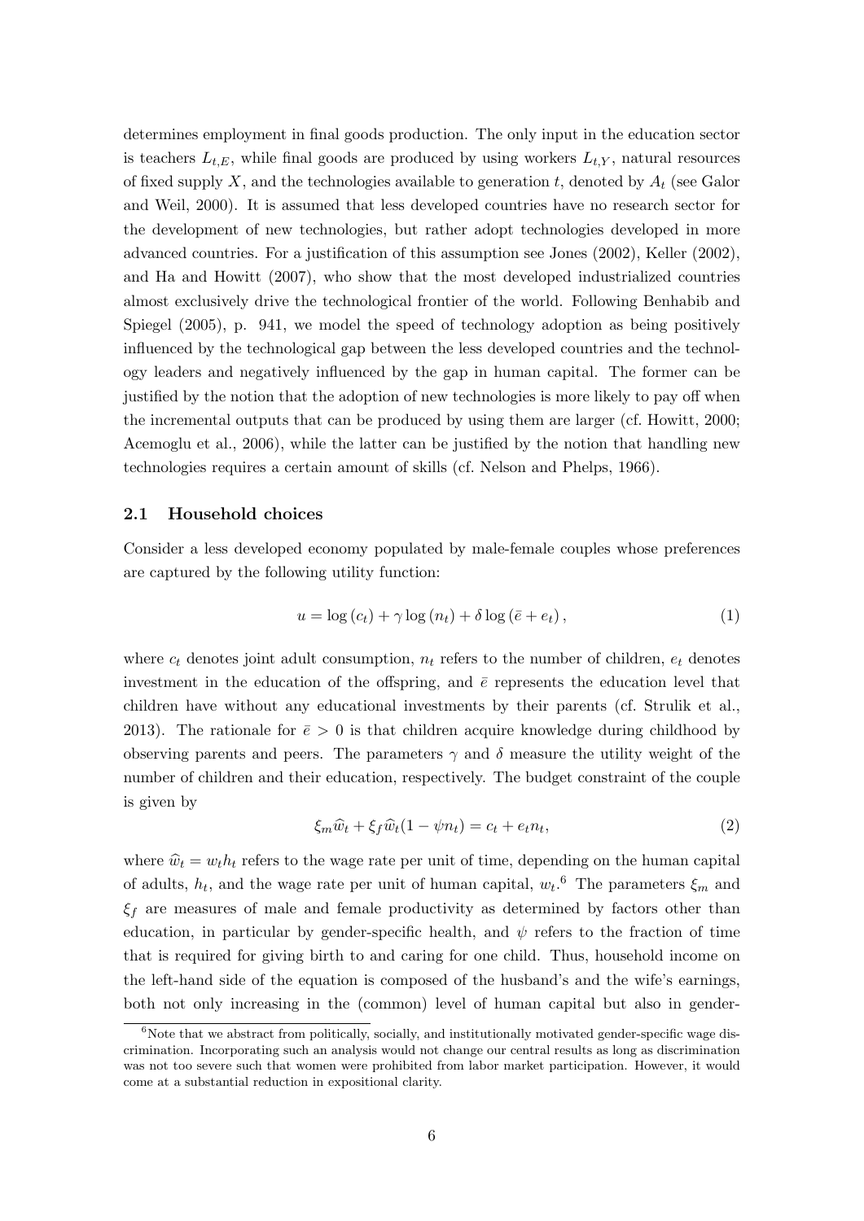determines employment in final goods production. The only input in the education sector is teachers $L_{t,E}$, while final goods are produced by using workers $L_{t,Y}$, natural resources of fixed supply $X$, and the technologies available to generation $t$, denoted by $A_t$ (see Galor and Weil, 2000). It is assumed that less developed countries have no research sector for the development of new technologies, but rather adopt technologies developed in more advanced countries. For a justification of this assumption see Jones (2002), Keller (2002), and Ha and Howitt (2007), who show that the most developed industrialized countries almost exclusively drive the technological frontier of the world. Following Benhabib and Spiegel (2005), p. 941, we model the speed of technology adoption as being positively influenced by the technological gap between the less developed countries and the technology leaders and negatively influenced by the gap in human capital. The former can be justified by the notion that the adoption of new technologies is more likely to pay off when the incremental outputs that can be produced by using them are larger (cf. Howitt, 2000; Acemoglu et al., 2006), while the latter can be justified by the notion that handling new technologies requires a certain amount of skills (cf. Nelson and Phelps, 1966).

### 2.1 Household choices

Consider a less developed economy populated by male-female couples whose preferences are captured by the following utility function:

$$u = \log(c_t) + \gamma \log(n_t) + \delta \log(\bar{e} + e_t), \tag{1}$$

where $c_t$ denotes joint adult consumption, $n_t$ refers to the number of children, $e_t$ denotes investment in the education of the offspring, and $\bar{e}$ represents the education level that children have without any educational investments by their parents (cf. Strulik et al., 2013). The rationale for $\bar{e} > 0$ is that children acquire knowledge during childhood by observing parents and peers. The parameters $\gamma$ and $\delta$ measure the utility weight of the number of children and their education, respectively. The budget constraint of the couple is given by

$$\xi_m \widehat{w}_t + \xi_f \widehat{w}_t(1 - \psi n_t) = c_t + e_t n_t, \tag{2}$$

where $\widehat{w}_t = w_t h_t$ refers to the wage rate per unit of time, depending on the human capital of adults, $h_t$, and the wage rate per unit of human capital, $w_t$.[6] The parameters $\xi_m$ and $\xi_f$ are measures of male and female productivity as determined by factors other than education, in particular by gender-specific health, and $\psi$ refers to the fraction of time that is required for giving birth to and caring for one child. Thus, household income on the left-hand side of the equation is composed of the husband's and the wife's earnings, both not only increasing in the (common) level of human capital but also in gender-

[6] Note that we abstract from politically, socially, and institutionally motivated gender-specific wage discrimination. Incorporating such an analysis would not change our central results as long as discrimination was not too severe such that women were prohibited from labor market participation. However, it would come at a substantial reduction in expositional clarity.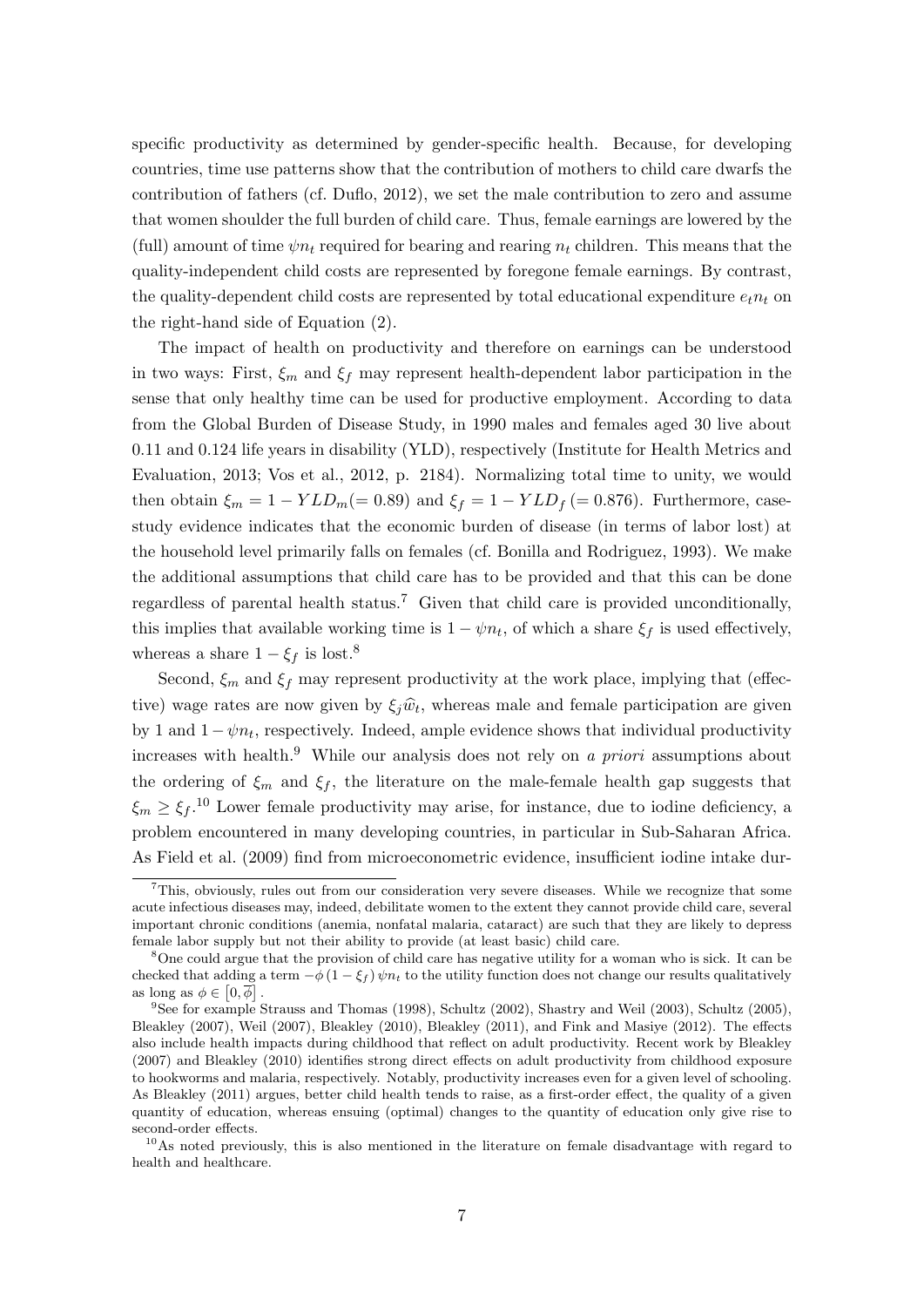specific productivity as determined by gender-specific health. Because, for developing countries, time use patterns show that the contribution of mothers to child care dwarfs the contribution of fathers (cf. Duflo, 2012), we set the male contribution to zero and assume that women shoulder the full burden of child care. Thus, female earnings are lowered by the (full) amount of time $\psi n_t$ required for bearing and rearing $n_t$ children. This means that the quality-independent child costs are represented by foregone female earnings. By contrast, the quality-dependent child costs are represented by total educational expenditure $e_t n_t$ on the right-hand side of Equation (2).

The impact of health on productivity and therefore on earnings can be understood in two ways: First, $\xi_m$ and $\xi_f$ may represent health-dependent labor participation in the sense that only healthy time can be used for productive employment. According to data from the Global Burden of Disease Study, in 1990 males and females aged 30 live about 0.11 and 0.124 life years in disability (YLD), respectively (Institute for Health Metrics and Evaluation, 2013; Vos et al., 2012, p. 2184). Normalizing total time to unity, we would then obtain $\xi_m = 1 - YLD_m (= 0.89)$ and $\xi_f = 1 - YLD_f \ (= 0.876)$. Furthermore, case-study evidence indicates that the economic burden of disease (in terms of labor lost) at the household level primarily falls on females (cf. Bonilla and Rodriguez, 1993). We make the additional assumptions that child care has to be provided and that this can be done regardless of parental health status.[7] Given that child care is provided unconditionally, this implies that available working time is $1 - \psi n_t$, of which a share $\xi_f$ is used effectively, whereas a share $1 - \xi_f$ is lost.[8]

Second, $\xi_m$ and $\xi_f$ may represent productivity at the work place, implying that (effective) wage rates are now given by $\xi_j \widehat{w}_t$, whereas male and female participation are given by 1 and $1 - \psi n_t$, respectively. Indeed, ample evidence shows that individual productivity increases with health.[9] While our analysis does not rely on *a priori* assumptions about the ordering of $\xi_m$ and $\xi_f$, the literature on the male-female health gap suggests that $\xi_m \geq \xi_f$.[10] Lower female productivity may arise, for instance, due to iodine deficiency, a problem encountered in many developing countries, in particular in Sub-Saharan Africa. As Field et al. (2009) find from microeconometric evidence, insufficient iodine intake dur-

[7] This, obviously, rules out from our consideration very severe diseases. While we recognize that some acute infectious diseases may, indeed, debilitate women to the extent they cannot provide child care, several important chronic conditions (anemia, nonfatal malaria, cataract) are such that they are likely to depress female labor supply but not their ability to provide (at least basic) child care.

[8] One could argue that the provision of child care has negative utility for a woman who is sick. It can be checked that adding a term $-\phi (1 - \xi_f) \psi n_t$ to the utility function does not change our results qualitatively as long as $\phi \in [0, \overline{\phi}]$.

[9] See for example Strauss and Thomas (1998), Schultz (2002), Shastry and Weil (2003), Schultz (2005), Bleakley (2007), Weil (2007), Bleakley (2010), Bleakley (2011), and Fink and Masiye (2012). The effects also include health impacts during childhood that reflect on adult productivity. Recent work by Bleakley (2007) and Bleakley (2010) identifies strong direct effects on adult productivity from childhood exposure to hookworms and malaria, respectively. Notably, productivity increases even for a given level of schooling. As Bleakley (2011) argues, better child health tends to raise, as a first-order effect, the quality of a given quantity of education, whereas ensuing (optimal) changes to the quantity of education only give rise to second-order effects.

[10] As noted previously, this is also mentioned in the literature on female disadvantage with regard to health and healthcare.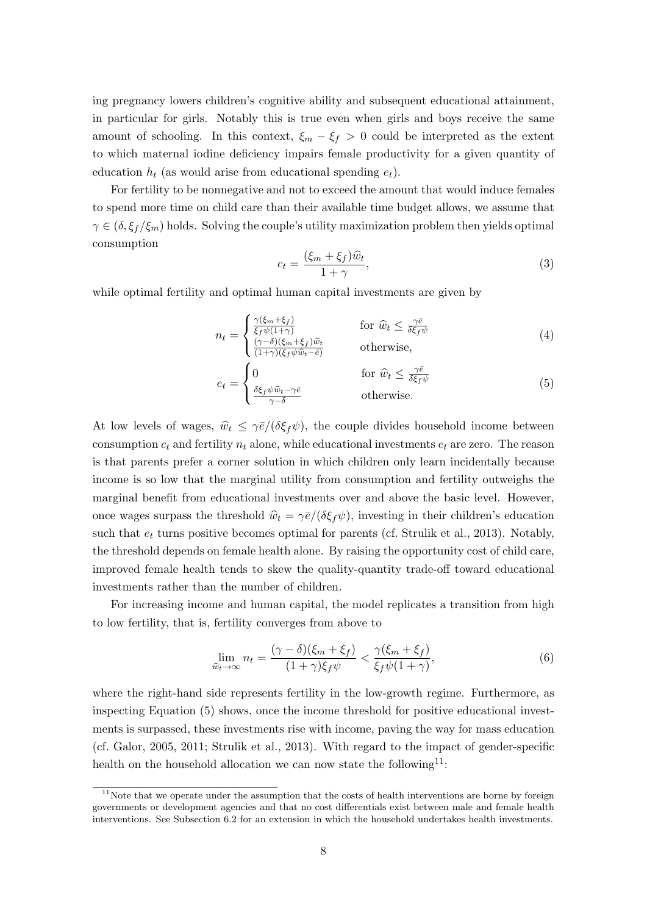ing pregnancy lowers children's cognitive ability and subsequent educational attainment, in particular for girls. Notably this is true even when girls and boys receive the same amount of schooling. In this context, $\xi_m - \xi_f > 0$ could be interpreted as the extent to which maternal iodine deficiency impairs female productivity for a given quantity of education $h_t$ (as would arise from educational spending $e_t$).

For fertility to be nonnegative and not to exceed the amount that would induce females to spend more time on child care than their available time budget allows, we assume that $\gamma \in (\delta, \xi_f/\xi_m)$ holds. Solving the couple's utility maximization problem then yields optimal consumption

$$c_t = \frac{(\xi_m + \xi_f)\widehat{w}_t}{1+\gamma}, \tag{3}$$

while optimal fertility and optimal human capital investments are given by

$$n_t = \begin{cases} \frac{\gamma(\xi_m+\xi_f)}{\xi_f \psi(1+\gamma)} & \text{for } \widehat{w}_t \leq \frac{\gamma \bar{e}}{\delta \xi_f \psi} \\ \frac{(\gamma-\delta)(\xi_m+\xi_f)\widehat{w}_t}{(1+\gamma)(\xi_f \psi \widehat{w}_t - \bar{e})} & \text{otherwise,} \end{cases} \tag{4}$$

$$e_t = \begin{cases} 0 & \text{for } \widehat{w}_t \leq \frac{\gamma \bar{e}}{\delta \xi_f \psi} \\ \frac{\delta \xi_f \psi \widehat{w}_t - \gamma \bar{e}}{\gamma - \delta} & \text{otherwise.} \end{cases} \tag{5}$$

At low levels of wages, $\widehat{w}_t \leq \gamma \bar{e}/(\delta \xi_f \psi)$, the couple divides household income between consumption $c_t$ and fertility $n_t$ alone, while educational investments $e_t$ are zero. The reason is that parents prefer a corner solution in which children only learn incidentally because income is so low that the marginal utility from consumption and fertility outweighs the marginal benefit from educational investments over and above the basic level. However, once wages surpass the threshold $\widehat{w}_t = \gamma \bar{e}/(\delta \xi_f \psi)$, investing in their children's education such that $e_t$ turns positive becomes optimal for parents (cf. Strulik et al., 2013). Notably, the threshold depends on female health alone. By raising the opportunity cost of child care, improved female health tends to skew the quality-quantity trade-off toward educational investments rather than the number of children.

For increasing income and human capital, the model replicates a transition from high to low fertility, that is, fertility converges from above to

$$\lim_{\widehat{w}_t \to \infty} n_t = \frac{(\gamma - \delta)(\xi_m + \xi_f)}{(1+\gamma)\xi_f \psi} < \frac{\gamma(\xi_m + \xi_f)}{\xi_f \psi(1+\gamma)}, \tag{6}$$

where the right-hand side represents fertility in the low-growth regime. Furthermore, as inspecting Equation (5) shows, once the income threshold for positive educational investments is surpassed, these investments rise with income, paving the way for mass education (cf. Galor, 2005, 2011; Strulik et al., 2013). With regard to the impact of gender-specific health on the household allocation we can now state the following[11]:

[11] Note that we operate under the assumption that the costs of health interventions are borne by foreign governments or development agencies and that no cost differentials exist between male and female health interventions. See Subsection 6.2 for an extension in which the household undertakes health investments.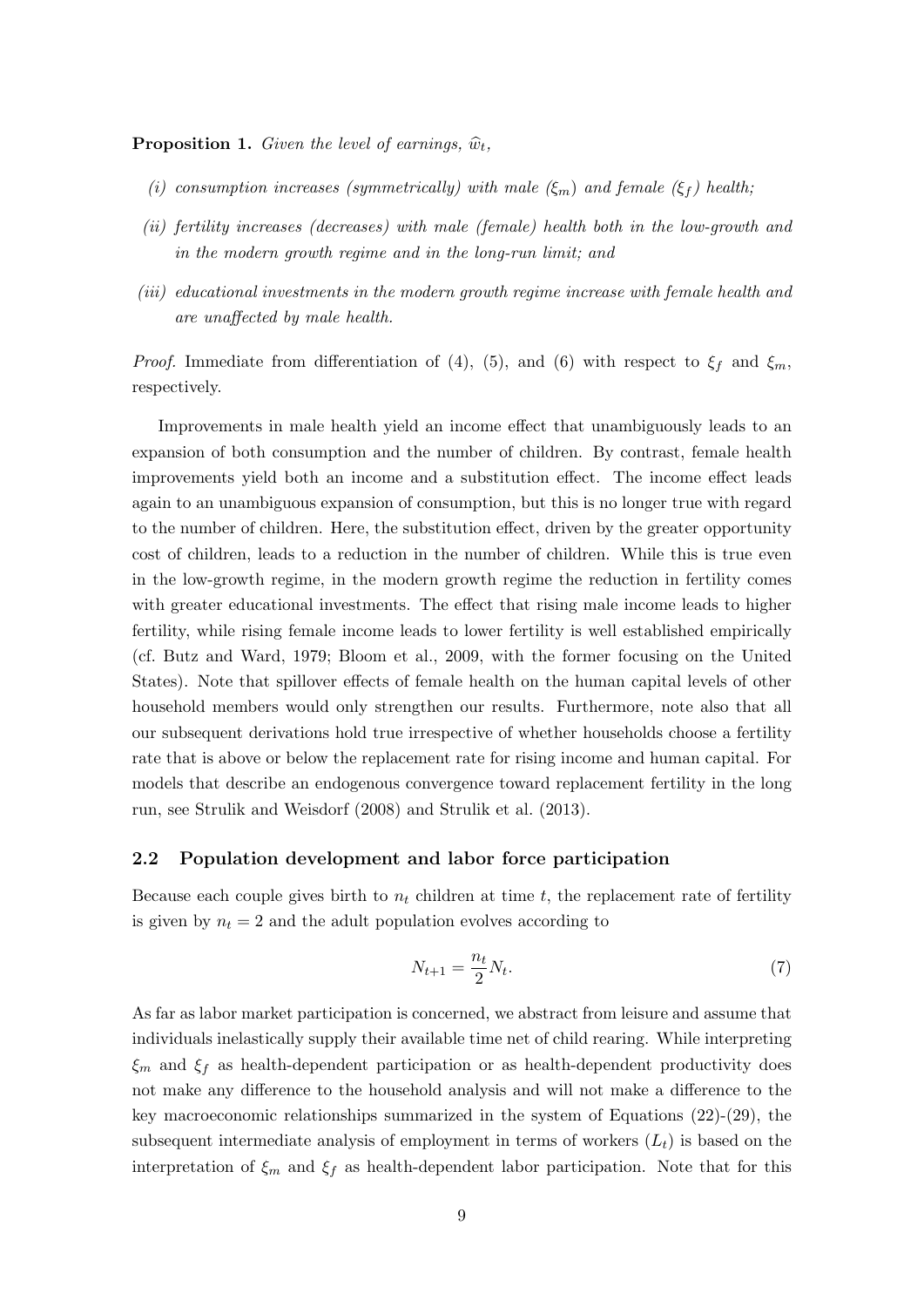**Proposition 1.** *Given the level of earnings, $\widehat{w}_t$,*

*(i) consumption increases (symmetrically) with male ($\xi_m$) and female ($\xi_f$) health;*

*(ii) fertility increases (decreases) with male (female) health both in the low-growth and in the modern growth regime and in the long-run limit; and*

*(iii) educational investments in the modern growth regime increase with female health and are unaffected by male health.*

*Proof.* Immediate from differentiation of (4), (5), and (6) with respect to $\xi_f$ and $\xi_m$, respectively.

Improvements in male health yield an income effect that unambiguously leads to an expansion of both consumption and the number of children. By contrast, female health improvements yield both an income and a substitution effect. The income effect leads again to an unambiguous expansion of consumption, but this is no longer true with regard to the number of children. Here, the substitution effect, driven by the greater opportunity cost of children, leads to a reduction in the number of children. While this is true even in the low-growth regime, in the modern growth regime the reduction in fertility comes with greater educational investments. The effect that rising male income leads to higher fertility, while rising female income leads to lower fertility is well established empirically (cf. Butz and Ward, 1979; Bloom et al., 2009, with the former focusing on the United States). Note that spillover effects of female health on the human capital levels of other household members would only strengthen our results. Furthermore, note also that all our subsequent derivations hold true irrespective of whether households choose a fertility rate that is above or below the replacement rate for rising income and human capital. For models that describe an endogenous convergence toward replacement fertility in the long run, see Strulik and Weisdorf (2008) and Strulik et al. (2013).

### 2.2 Population development and labor force participation

Because each couple gives birth to $n_t$ children at time $t$, the replacement rate of fertility is given by $n_t = 2$ and the adult population evolves according to

$$N_{t+1} = \frac{n_t}{2} N_t. \tag{7}$$

As far as labor market participation is concerned, we abstract from leisure and assume that individuals inelastically supply their available time net of child rearing. While interpreting $\xi_m$ and $\xi_f$ as health-dependent participation or as health-dependent productivity does not make any difference to the household analysis and will not make a difference to the key macroeconomic relationships summarized in the system of Equations (22)-(29), the subsequent intermediate analysis of employment in terms of workers ($L_t$) is based on the interpretation of $\xi_m$ and $\xi_f$ as health-dependent labor participation. Note that for this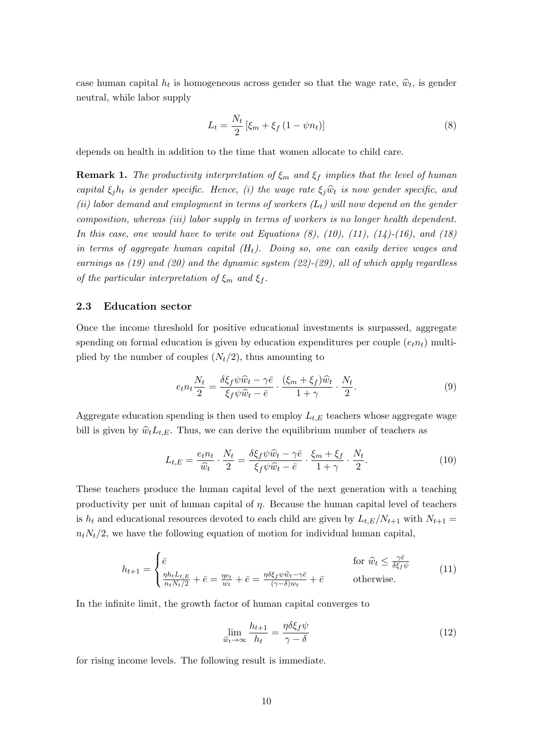case human capital $h_t$ is homogeneous across gender so that the wage rate, $\widehat{w}_t$, is gender neutral, while labor supply

$$L_t = \frac{N_t}{2}\left[\xi_m + \xi_f\left(1 - \psi n_t\right)\right] \tag{8}$$

depends on health in addition to the time that women allocate to child care.

**Remark 1.** *The productivity interpretation of $\xi_m$ and $\xi_f$ implies that the level of human capital $\xi_j h_t$ is gender specific. Hence, (i) the wage rate $\xi_j \widehat{w}_t$ is now gender specific, and (ii) labor demand and employment in terms of workers ($L_t$) will now depend on the gender composition, whereas (iii) labor supply in terms of workers is no longer health dependent. In this case, one would have to write out Equations (8), (10), (11), (14)-(16), and (18) in terms of aggregate human capital ($H_t$). Doing so, one can easily derive wages and earnings as (19) and (20) and the dynamic system (22)-(29), all of which apply regardless of the particular interpretation of $\xi_m$ and $\xi_f$.*

### 2.3 Education sector

Once the income threshold for positive educational investments is surpassed, aggregate spending on formal education is given by education expenditures per couple ($e_t n_t$) multiplied by the number of couples ($N_t/2$), thus amounting to

$$e_t n_t \frac{N_t}{2} = \frac{\delta \xi_f \psi \widehat{w}_t - \gamma \bar{e}}{\xi_f \psi \widehat{w}_t - \bar{e}} \cdot \frac{(\xi_m + \xi_f)\widehat{w}_t}{1+\gamma} \cdot \frac{N_t}{2}. \tag{9}$$

Aggregate education spending is then used to employ $L_{t,E}$ teachers whose aggregate wage bill is given by $\widehat{w}_t L_{t,E}$. Thus, we can derive the equilibrium number of teachers as

$$L_{t,E} = \frac{e_t n_t}{\widehat{w}_t} \cdot \frac{N_t}{2} = \frac{\delta \xi_f \psi \widehat{w}_t - \gamma \bar{e}}{\xi_f \psi \widehat{w}_t - \bar{e}} \cdot \frac{\xi_m + \xi_f}{1+\gamma} \cdot \frac{N_t}{2}. \tag{10}$$

These teachers produce the human capital level of the next generation with a teaching productivity per unit of human capital of $\eta$. Because the human capital level of teachers is $h_t$ and educational resources devoted to each child are given by $L_{t,E}/N_{t+1}$ with $N_{t+1} = n_t N_t/2$, we have the following equation of motion for individual human capital,

$$h_{t+1} = \begin{cases} \bar{e} & \text{for } \widehat{w}_t \leq \frac{\gamma \bar{e}}{\delta \xi_f \psi} \\ \frac{\eta h_t L_{t,E}}{n_t N_t/2} + \bar{e} = \frac{\eta e_t}{w_t} + \bar{e} = \frac{\eta \delta \xi_f \psi \widehat{w}_t - \gamma \bar{e}}{(\gamma - \delta) w_t} + \bar{e} & \text{otherwise.} \end{cases} \tag{11}$$

In the infinite limit, the growth factor of human capital converges to

$$\lim_{\widehat{w}_t \to \infty} \frac{h_{t+1}}{h_t} = \frac{\eta \delta \xi_f \psi}{\gamma - \delta} \tag{12}$$

for rising income levels. The following result is immediate.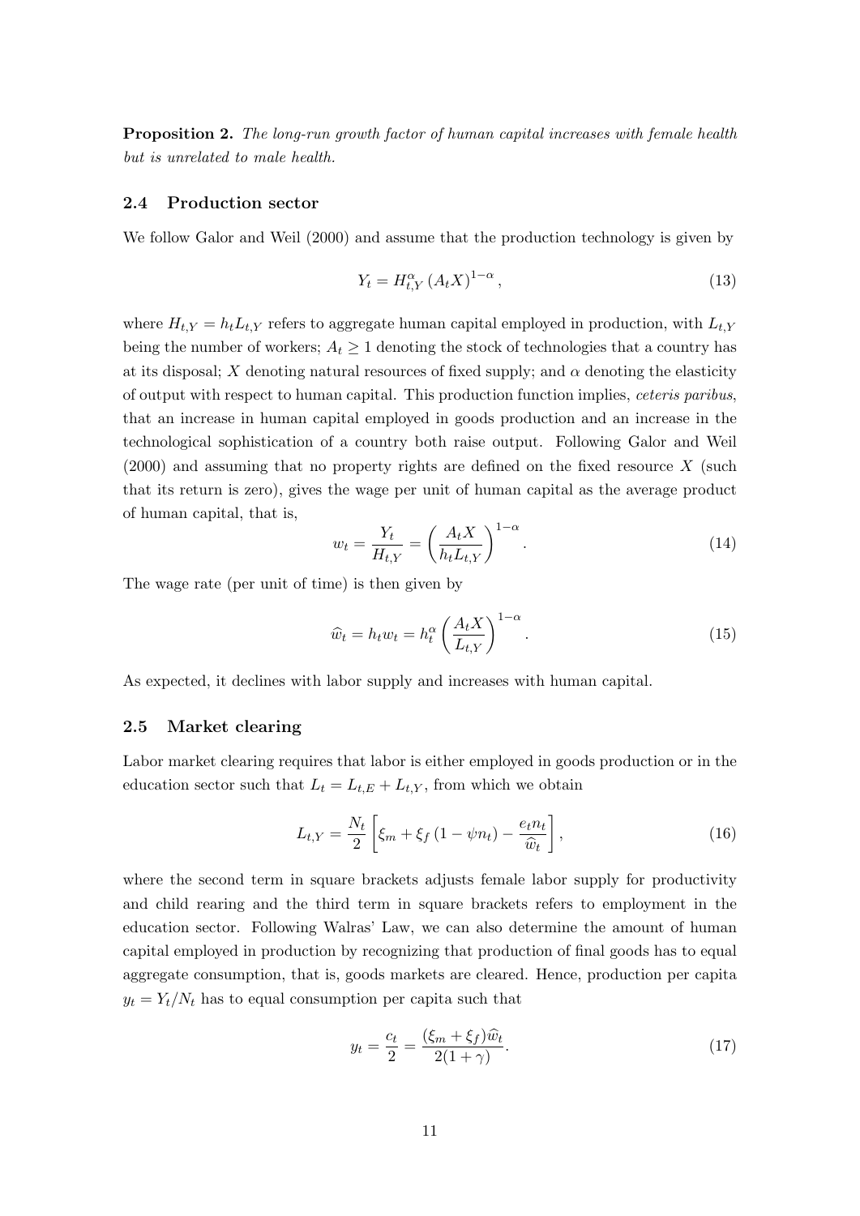**Proposition 2.** *The long-run growth factor of human capital increases with female health but is unrelated to male health.*

### 2.4 Production sector

We follow Galor and Weil (2000) and assume that the production technology is given by

$$Y_t = H_{t,Y}^{\alpha} \left(A_t X\right)^{1-\alpha}, \tag{13}$$

where $H_{t,Y} = h_t L_{t,Y}$ refers to aggregate human capital employed in production, with $L_{t,Y}$ being the number of workers; $A_t \geq 1$ denoting the stock of technologies that a country has at its disposal; $X$ denoting natural resources of fixed supply; and $\alpha$ denoting the elasticity of output with respect to human capital. This production function implies, *ceteris paribus*, that an increase in human capital employed in goods production and an increase in the technological sophistication of a country both raise output. Following Galor and Weil (2000) and assuming that no property rights are defined on the fixed resource $X$ (such that its return is zero), gives the wage per unit of human capital as the average product of human capital, that is,

$$w_t = \frac{Y_t}{H_{t,Y}} = \left(\frac{A_t X}{h_t L_{t,Y}}\right)^{1-\alpha}. \tag{14}$$

The wage rate (per unit of time) is then given by

$$\widehat{w}_t = h_t w_t = h_t^{\alpha} \left(\frac{A_t X}{L_{t,Y}}\right)^{1-\alpha}. \tag{15}$$

As expected, it declines with labor supply and increases with human capital.

### 2.5 Market clearing

Labor market clearing requires that labor is either employed in goods production or in the education sector such that $L_t = L_{t,E} + L_{t,Y}$, from which we obtain

$$L_{t,Y} = \frac{N_t}{2}\left[\xi_m + \xi_f\left(1 - \psi n_t\right) - \frac{e_t n_t}{\widehat{w}_t}\right], \tag{16}$$

where the second term in square brackets adjusts female labor supply for productivity and child rearing and the third term in square brackets refers to employment in the education sector. Following Walras' Law, we can also determine the amount of human capital employed in production by recognizing that production of final goods has to equal aggregate consumption, that is, goods markets are cleared. Hence, production per capita $y_t = Y_t/N_t$ has to equal consumption per capita such that

$$y_t = \frac{c_t}{2} = \frac{(\xi_m + \xi_f)\widehat{w}_t}{2(1+\gamma)}. \tag{17}$$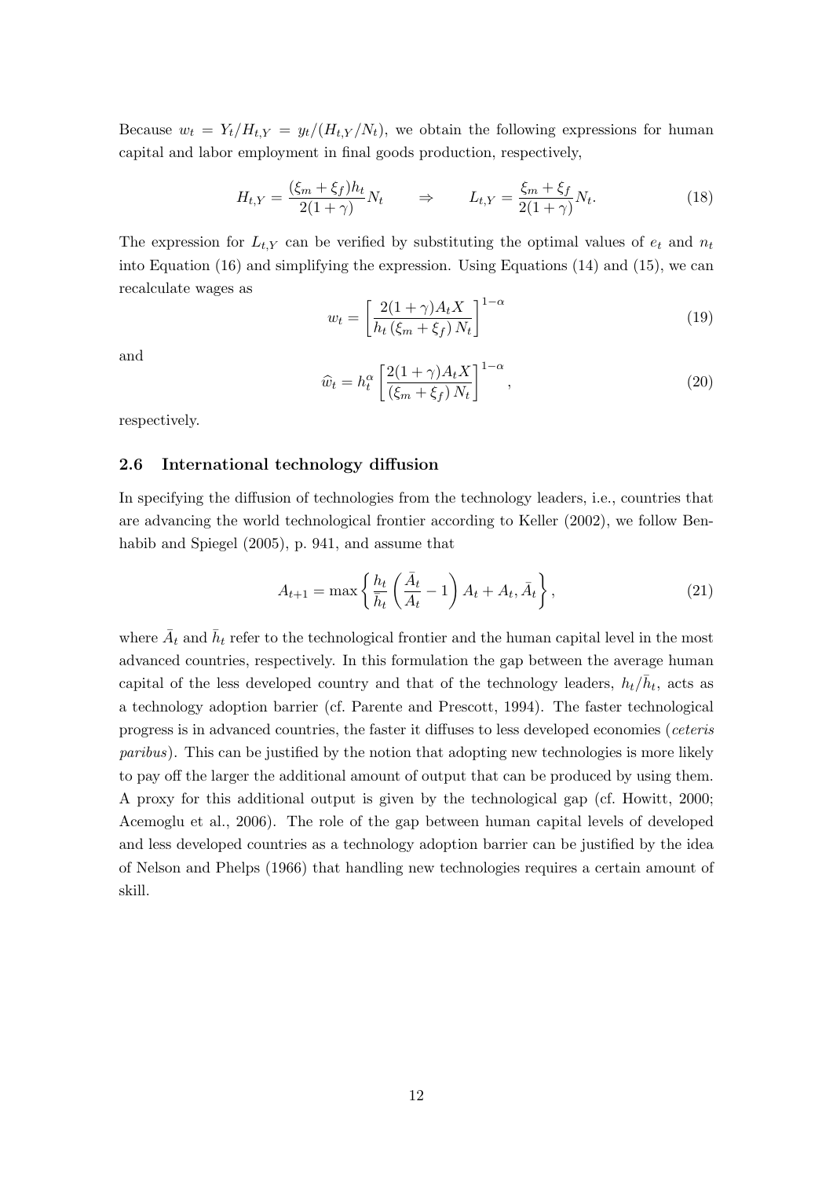Because $w_t = Y_t/H_{t,Y} = y_t/(H_{t,Y}/N_t)$, we obtain the following expressions for human capital and labor employment in final goods production, respectively,

$$H_{t,Y} = \frac{(\xi_m + \xi_f)h_t}{2(1+\gamma)} N_t \qquad \Rightarrow \qquad L_{t,Y} = \frac{\xi_m + \xi_f}{2(1+\gamma)} N_t. \tag{18}$$

The expression for $L_{t,Y}$ can be verified by substituting the optimal values of $e_t$ and $n_t$ into Equation (16) and simplifying the expression. Using Equations (14) and (15), we can recalculate wages as

$$w_t = \left[ \frac{2(1+\gamma)A_t X}{h_t \left(\xi_m + \xi_f\right) N_t} \right]^{1-\alpha} \tag{19}$$

and

$$\widehat{w}_t = h_t^{\alpha} \left[ \frac{2(1+\gamma)A_t X}{\left(\xi_m + \xi_f\right) N_t} \right]^{1-\alpha}, \tag{20}$$

respectively.

### 2.6 International technology diffusion

In specifying the diffusion of technologies from the technology leaders, i.e., countries that are advancing the world technological frontier according to Keller (2002), we follow Benhabib and Spiegel (2005), p. 941, and assume that

$$A_{t+1} = \max \left\{ \frac{h_t}{\bar{h}_t} \left( \frac{\bar{A}_t}{A_t} - 1 \right) A_t + A_t, \bar{A}_t \right\}, \tag{21}$$

where $\bar{A}_t$ and $\bar{h}_t$ refer to the technological frontier and the human capital level in the most advanced countries, respectively. In this formulation the gap between the average human capital of the less developed country and that of the technology leaders, $h_t/\bar{h}_t$, acts as a technology adoption barrier (cf. Parente and Prescott, 1994). The faster technological progress is in advanced countries, the faster it diffuses to less developed economies (*ceteris paribus*). This can be justified by the notion that adopting new technologies is more likely to pay off the larger the additional amount of output that can be produced by using them. A proxy for this additional output is given by the technological gap (cf. Howitt, 2000; Acemoglu et al., 2006). The role of the gap between human capital levels of developed and less developed countries as a technology adoption barrier can be justified by the idea of Nelson and Phelps (1966) that handling new technologies requires a certain amount of skill.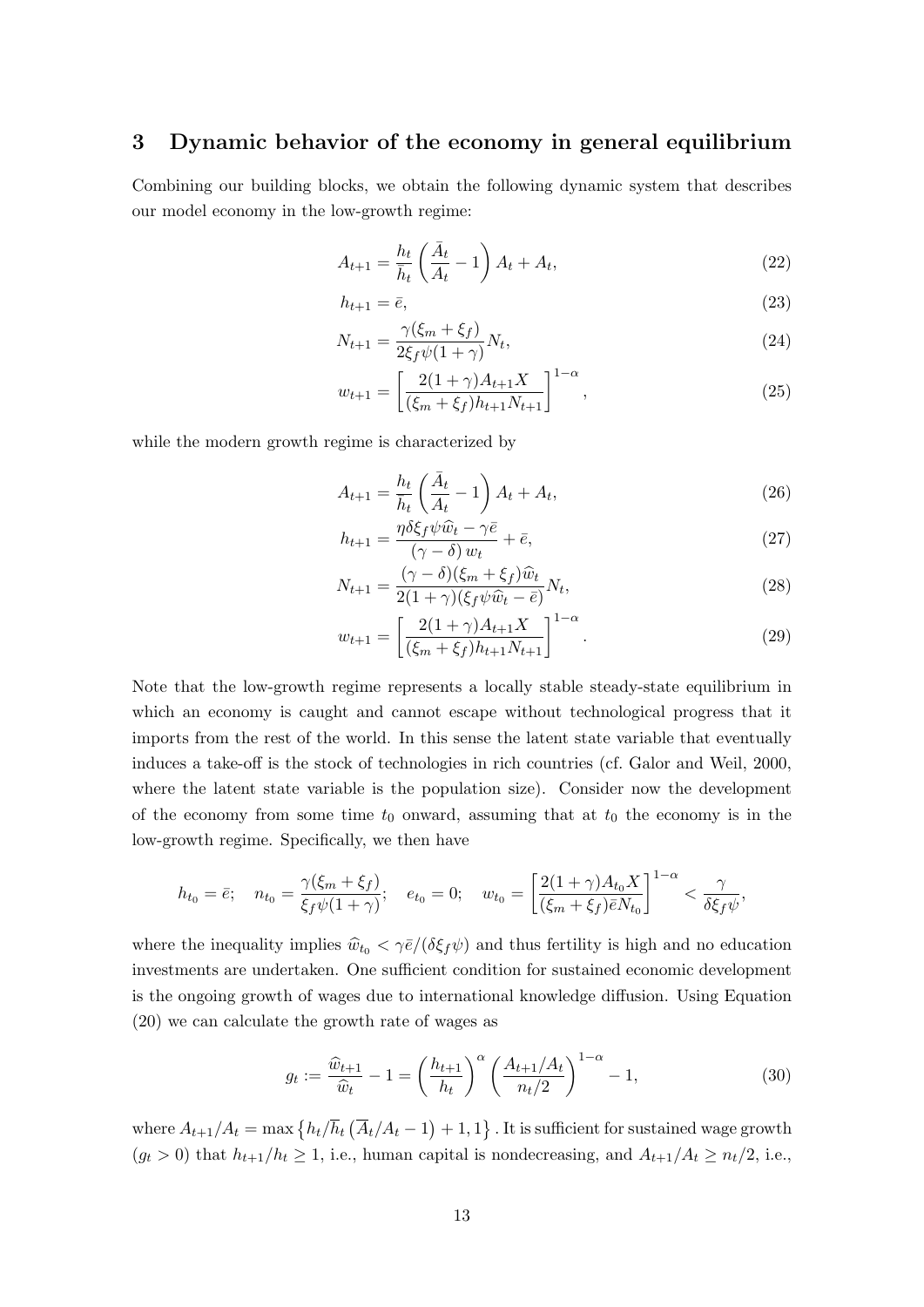## 3 Dynamic behavior of the economy in general equilibrium

Combining our building blocks, we obtain the following dynamic system that describes our model economy in the low-growth regime:

$$A_{t+1} = \frac{h_t}{\bar{h}_t}\left(\frac{\bar{A}_t}{A_t} - 1\right)A_t + A_t, \tag{22}$$

$$h_{t+1} = \bar{e}, \tag{23}$$

$$N_{t+1} = \frac{\gamma(\xi_m + \xi_f)}{2\xi_f \psi(1+\gamma)} N_t, \tag{24}$$

$$w_{t+1} = \left[\frac{2(1+\gamma)A_{t+1}X}{(\xi_m + \xi_f)h_{t+1}N_{t+1}}\right]^{1-\alpha}, \tag{25}$$

while the modern growth regime is characterized by

$$A_{t+1} = \frac{h_t}{\bar{h}_t}\left(\frac{\bar{A}_t}{A_t} - 1\right)A_t + A_t, \tag{26}$$

$$h_{t+1} = \frac{\eta\delta\xi_f\psi\widehat{w}_t - \gamma\bar{e}}{(\gamma - \delta)\,w_t} + \bar{e}, \tag{27}$$

$$N_{t+1} = \frac{(\gamma - \delta)(\xi_m + \xi_f)\widehat{w}_t}{2(1+\gamma)(\xi_f\psi\widehat{w}_t - \bar{e})} N_t, \tag{28}$$

$$w_{t+1} = \left[\frac{2(1+\gamma)A_{t+1}X}{(\xi_m + \xi_f)h_{t+1}N_{t+1}}\right]^{1-\alpha}. \tag{29}$$

Note that the low-growth regime represents a locally stable steady-state equilibrium in which an economy is caught and cannot escape without technological progress that it imports from the rest of the world. In this sense the latent state variable that eventually induces a take-off is the stock of technologies in rich countries (cf. Galor and Weil, 2000, where the latent state variable is the population size). Consider now the development of the economy from some time $t_0$ onward, assuming that at $t_0$ the economy is in the low-growth regime. Specifically, we then have

$$h_{t_0} = \bar{e}; \quad n_{t_0} = \frac{\gamma(\xi_m + \xi_f)}{\xi_f\psi(1+\gamma)}; \quad e_{t_0} = 0; \quad w_{t_0} = \left[\frac{2(1+\gamma)A_{t_0}X}{(\xi_m + \xi_f)\bar{e}N_{t_0}}\right]^{1-\alpha} < \frac{\gamma}{\delta\xi_f\psi},$$

where the inequality implies $\widehat{w}_{t_0} < \gamma\bar{e}/(\delta\xi_f\psi)$ and thus fertility is high and no education investments are undertaken. One sufficient condition for sustained economic development is the ongoing growth of wages due to international knowledge diffusion. Using Equation (20) we can calculate the growth rate of wages as

$$g_t := \frac{\widehat{w}_{t+1}}{\widehat{w}_t} - 1 = \left(\frac{h_{t+1}}{h_t}\right)^{\alpha}\left(\frac{A_{t+1}/A_t}{n_t/2}\right)^{1-\alpha} - 1, \tag{30}$$

where $A_{t+1}/A_t = \max\left\{h_t/\overline{h}_t\left(\overline{A}_t/A_t - 1\right) + 1, 1\right\}$. It is sufficient for sustained wage growth ($g_t > 0$) that $h_{t+1}/h_t \geq 1$, i.e., human capital is nondecreasing, and $A_{t+1}/A_t \geq n_t/2$, i.e.,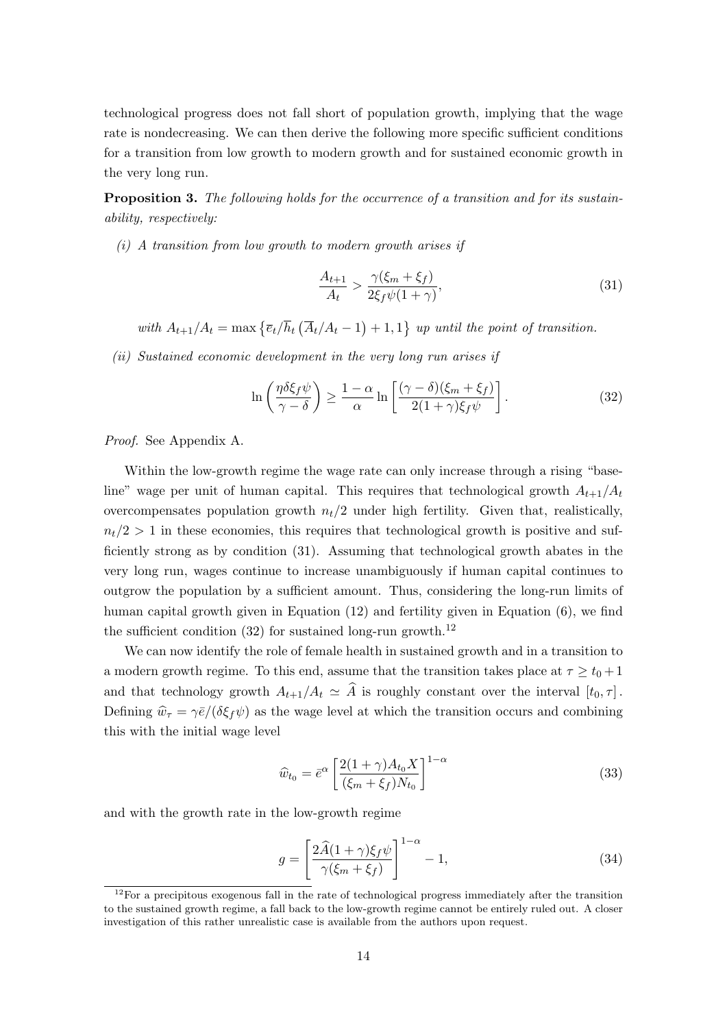technological progress does not fall short of population growth, implying that the wage rate is nondecreasing. We can then derive the following more specific sufficient conditions for a transition from low growth to modern growth and for sustained economic growth in the very long run.

**Proposition 3.** *The following holds for the occurrence of a transition and for its sustainability, respectively:*

*(i) A transition from low growth to modern growth arises if*

$$\frac{A_{t+1}}{A_t} > \frac{\gamma(\xi_m + \xi_f)}{2\xi_f \psi (1+\gamma)}, \tag{31}$$

*with $A_{t+1}/A_t = \max\left\{\overline{e}_t/\overline{h}_t\left(\overline{A}_t/A_t - 1\right) + 1, 1\right\}$ up until the point of transition.*

*(ii) Sustained economic development in the very long run arises if*

$$\ln\left(\frac{\eta\delta\xi_f\psi}{\gamma-\delta}\right) \geq \frac{1-\alpha}{\alpha}\ln\left[\frac{(\gamma-\delta)(\xi_m+\xi_f)}{2(1+\gamma)\xi_f\psi}\right]. \tag{32}$$

*Proof.* See Appendix A.

Within the low-growth regime the wage rate can only increase through a rising "baseline" wage per unit of human capital. This requires that technological growth $A_{t+1}/A_t$ overcompensates population growth $n_t/2$ under high fertility. Given that, realistically, $n_t/2 > 1$ in these economies, this requires that technological growth is positive and sufficiently strong as by condition (31). Assuming that technological growth abates in the very long run, wages continue to increase unambiguously if human capital continues to outgrow the population by a sufficient amount. Thus, considering the long-run limits of human capital growth given in Equation (12) and fertility given in Equation (6), we find the sufficient condition (32) for sustained long-run growth.[12]

We can now identify the role of female health in sustained growth and in a transition to a modern growth regime. To this end, assume that the transition takes place at $\tau \geq t_0 + 1$ and that technology growth $A_{t+1}/A_t \simeq \widehat{A}$ is roughly constant over the interval $[t_0, \tau]$. Defining $\widehat{w}_\tau = \gamma\bar{e}/(\delta\xi_f\psi)$ as the wage level at which the transition occurs and combining this with the initial wage level

$$\widehat{w}_{t_0} = \bar{e}^{\alpha}\left[\frac{2(1+\gamma)A_{t_0}X}{(\xi_m+\xi_f)N_{t_0}}\right]^{1-\alpha} \tag{33}$$

and with the growth rate in the low-growth regime

$$g = \left[\frac{2\widehat{A}(1+\gamma)\xi_f\psi}{\gamma(\xi_m+\xi_f)}\right]^{1-\alpha} - 1, \tag{34}$$

[12] For a precipitous exogenous fall in the rate of technological progress immediately after the transition to the sustained growth regime, a fall back to the low-growth regime cannot be entirely ruled out. A closer investigation of this rather unrealistic case is available from the authors upon request.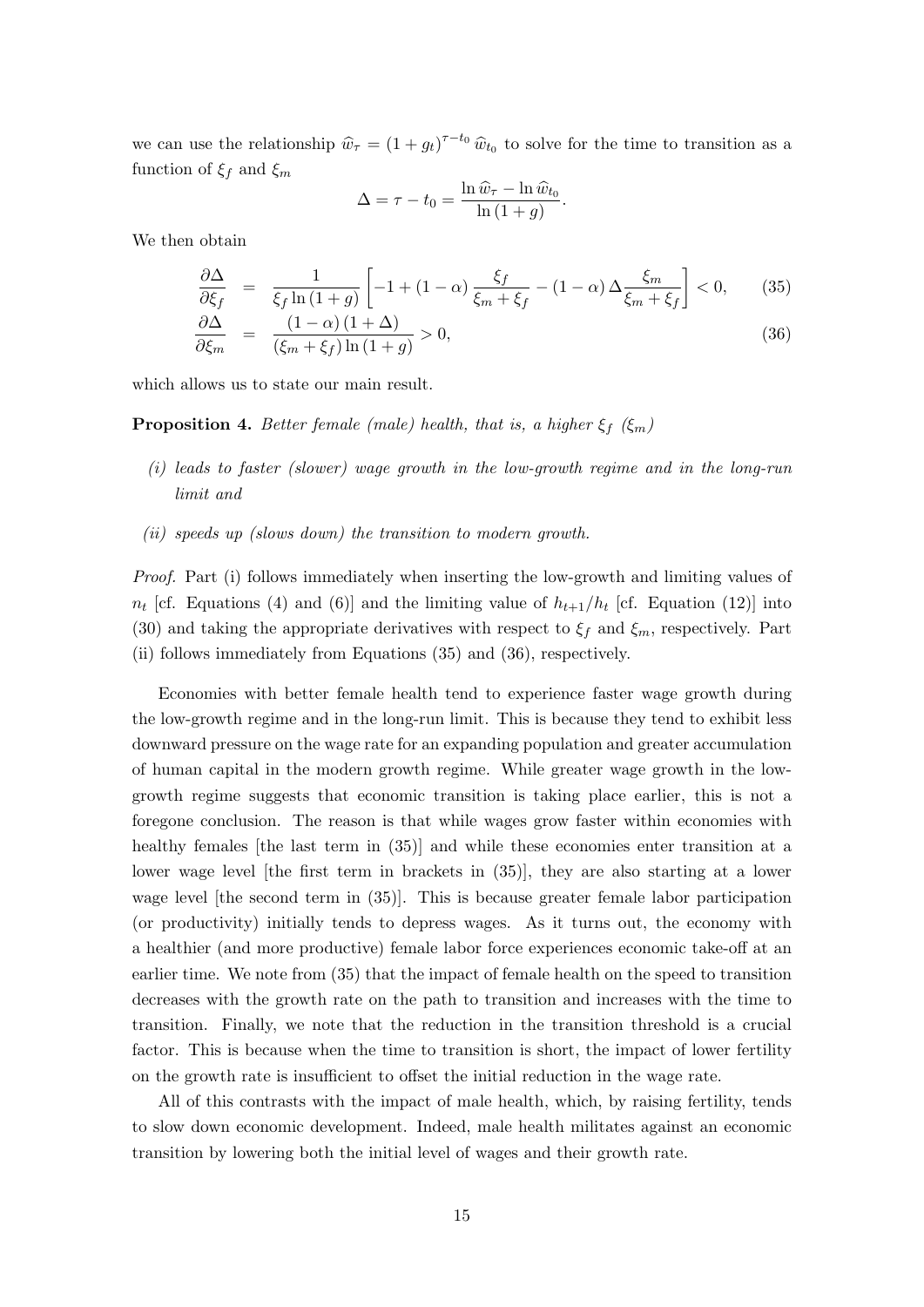we can use the relationship $\widehat{w}_\tau = (1+g_t)^{\tau - t_0} \widehat{w}_{t_0}$ to solve for the time to transition as a function of $\xi_f$ and $\xi_m$

$$\Delta = \tau - t_0 = \frac{\ln \widehat{w}_\tau - \ln \widehat{w}_{t_0}}{\ln (1+g)}.$$

We then obtain

$$\frac{\partial \Delta}{\partial \xi_f} = \frac{1}{\xi_f \ln (1+g)} \left[ -1 + (1-\alpha) \frac{\xi_f}{\xi_m + \xi_f} - (1-\alpha) \Delta \frac{\xi_m}{\xi_m + \xi_f} \right] < 0, \tag{35}$$

$$\frac{\partial \Delta}{\partial \xi_m} = \frac{(1-\alpha)(1+\Delta)}{(\xi_m + \xi_f) \ln (1+g)} > 0, \tag{36}$$

which allows us to state our main result.

**Proposition 4.** *Better female (male) health, that is, a higher $\xi_f$ ($\xi_m$)*

*(i) leads to faster (slower) wage growth in the low-growth regime and in the long-run limit and*

*(ii) speeds up (slows down) the transition to modern growth.*

*Proof.* Part (i) follows immediately when inserting the low-growth and limiting values of $n_t$ [cf. Equations (4) and (6)] and the limiting value of $h_{t+1}/h_t$ [cf. Equation (12)] into (30) and taking the appropriate derivatives with respect to $\xi_f$ and $\xi_m$, respectively. Part (ii) follows immediately from Equations (35) and (36), respectively.

Economies with better female health tend to experience faster wage growth during the low-growth regime and in the long-run limit. This is because they tend to exhibit less downward pressure on the wage rate for an expanding population and greater accumulation of human capital in the modern growth regime. While greater wage growth in the low-growth regime suggests that economic transition is taking place earlier, this is not a foregone conclusion. The reason is that while wages grow faster within economies with healthy females [the last term in (35)] and while these economies enter transition at a lower wage level [the first term in brackets in (35)], they are also starting at a lower wage level [the second term in (35)]. This is because greater female labor participation (or productivity) initially tends to depress wages. As it turns out, the economy with a healthier (and more productive) female labor force experiences economic take-off at an earlier time. We note from (35) that the impact of female health on the speed to transition decreases with the growth rate on the path to transition and increases with the time to transition. Finally, we note that the reduction in the transition threshold is a crucial factor. This is because when the time to transition is short, the impact of lower fertility on the growth rate is insufficient to offset the initial reduction in the wage rate.

All of this contrasts with the impact of male health, which, by raising fertility, tends to slow down economic development. Indeed, male health militates against an economic transition by lowering both the initial level of wages and their growth rate.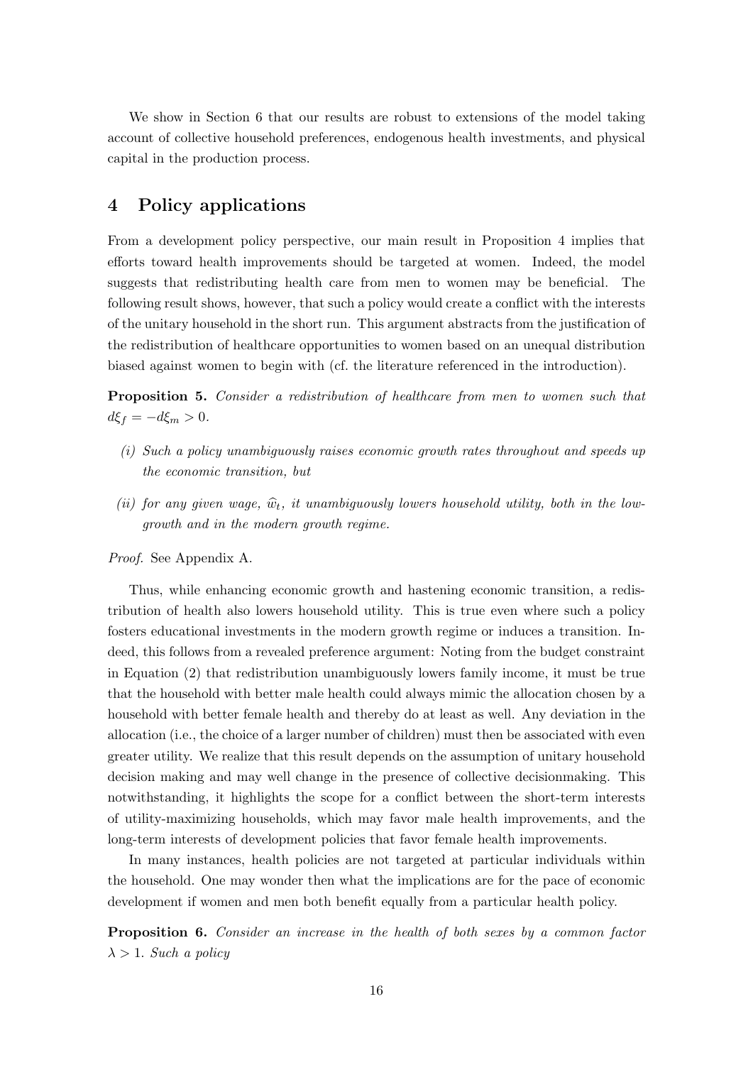We show in Section 6 that our results are robust to extensions of the model taking account of collective household preferences, endogenous health investments, and physical capital in the production process.

## 4 Policy applications

From a development policy perspective, our main result in Proposition 4 implies that efforts toward health improvements should be targeted at women. Indeed, the model suggests that redistributing health care from men to women may be beneficial. The following result shows, however, that such a policy would create a conflict with the interests of the unitary household in the short run. This argument abstracts from the justification of the redistribution of healthcare opportunities to women based on an unequal distribution biased against women to begin with (cf. the literature referenced in the introduction).

**Proposition 5.** *Consider a redistribution of healthcare from men to women such that* $d\xi_f = -d\xi_m > 0$.

*(i) Such a policy unambiguously raises economic growth rates throughout and speeds up the economic transition, but*

*(ii) for any given wage,* $\widehat{w}_t$*, it unambiguously lowers household utility, both in the low-growth and in the modern growth regime.*

*Proof.* See Appendix A.

Thus, while enhancing economic growth and hastening economic transition, a redistribution of health also lowers household utility. This is true even where such a policy fosters educational investments in the modern growth regime or induces a transition. Indeed, this follows from a revealed preference argument: Noting from the budget constraint in Equation (2) that redistribution unambiguously lowers family income, it must be true that the household with better male health could always mimic the allocation chosen by a household with better female health and thereby do at least as well. Any deviation in the allocation (i.e., the choice of a larger number of children) must then be associated with even greater utility. We realize that this result depends on the assumption of unitary household decision making and may well change in the presence of collective decisionmaking. This notwithstanding, it highlights the scope for a conflict between the short-term interests of utility-maximizing households, which may favor male health improvements, and the long-term interests of development policies that favor female health improvements.

In many instances, health policies are not targeted at particular individuals within the household. One may wonder then what the implications are for the pace of economic development if women and men both benefit equally from a particular health policy.

**Proposition 6.** *Consider an increase in the health of both sexes by a common factor* $\lambda > 1$*. Such a policy*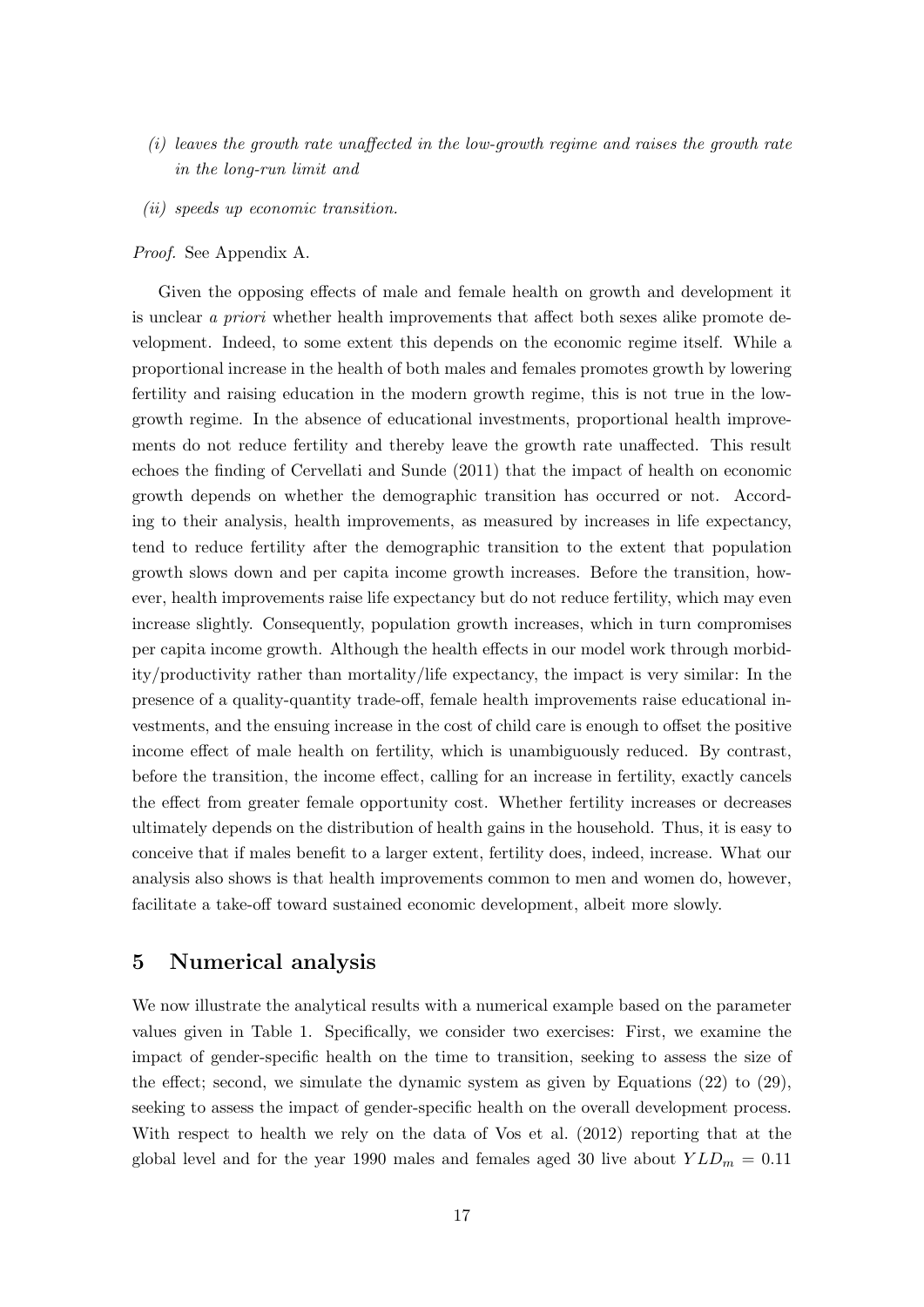*(i) leaves the growth rate unaffected in the low-growth regime and raises the growth rate in the long-run limit and*

*(ii) speeds up economic transition.*

*Proof.* See Appendix A.

Given the opposing effects of male and female health on growth and development it is unclear *a priori* whether health improvements that affect both sexes alike promote development. Indeed, to some extent this depends on the economic regime itself. While a proportional increase in the health of both males and females promotes growth by lowering fertility and raising education in the modern growth regime, this is not true in the low-growth regime. In the absence of educational investments, proportional health improvements do not reduce fertility and thereby leave the growth rate unaffected. This result echoes the finding of Cervellati and Sunde (2011) that the impact of health on economic growth depends on whether the demographic transition has occurred or not. According to their analysis, health improvements, as measured by increases in life expectancy, tend to reduce fertility after the demographic transition to the extent that population growth slows down and per capita income growth increases. Before the transition, however, health improvements raise life expectancy but do not reduce fertility, which may even increase slightly. Consequently, population growth increases, which in turn compromises per capita income growth. Although the health effects in our model work through morbidity/productivity rather than mortality/life expectancy, the impact is very similar: In the presence of a quality-quantity trade-off, female health improvements raise educational investments, and the ensuing increase in the cost of child care is enough to offset the positive income effect of male health on fertility, which is unambiguously reduced. By contrast, before the transition, the income effect, calling for an increase in fertility, exactly cancels the effect from greater female opportunity cost. Whether fertility increases or decreases ultimately depends on the distribution of health gains in the household. Thus, it is easy to conceive that if males benefit to a larger extent, fertility does, indeed, increase. What our analysis also shows is that health improvements common to men and women do, however, facilitate a take-off toward sustained economic development, albeit more slowly.

## 5 Numerical analysis

We now illustrate the analytical results with a numerical example based on the parameter values given in Table 1. Specifically, we consider two exercises: First, we examine the impact of gender-specific health on the time to transition, seeking to assess the size of the effect; second, we simulate the dynamic system as given by Equations (22) to (29), seeking to assess the impact of gender-specific health on the overall development process. With respect to health we rely on the data of Vos et al. (2012) reporting that at the global level and for the year 1990 males and females aged 30 live about $YLD_m = 0.11$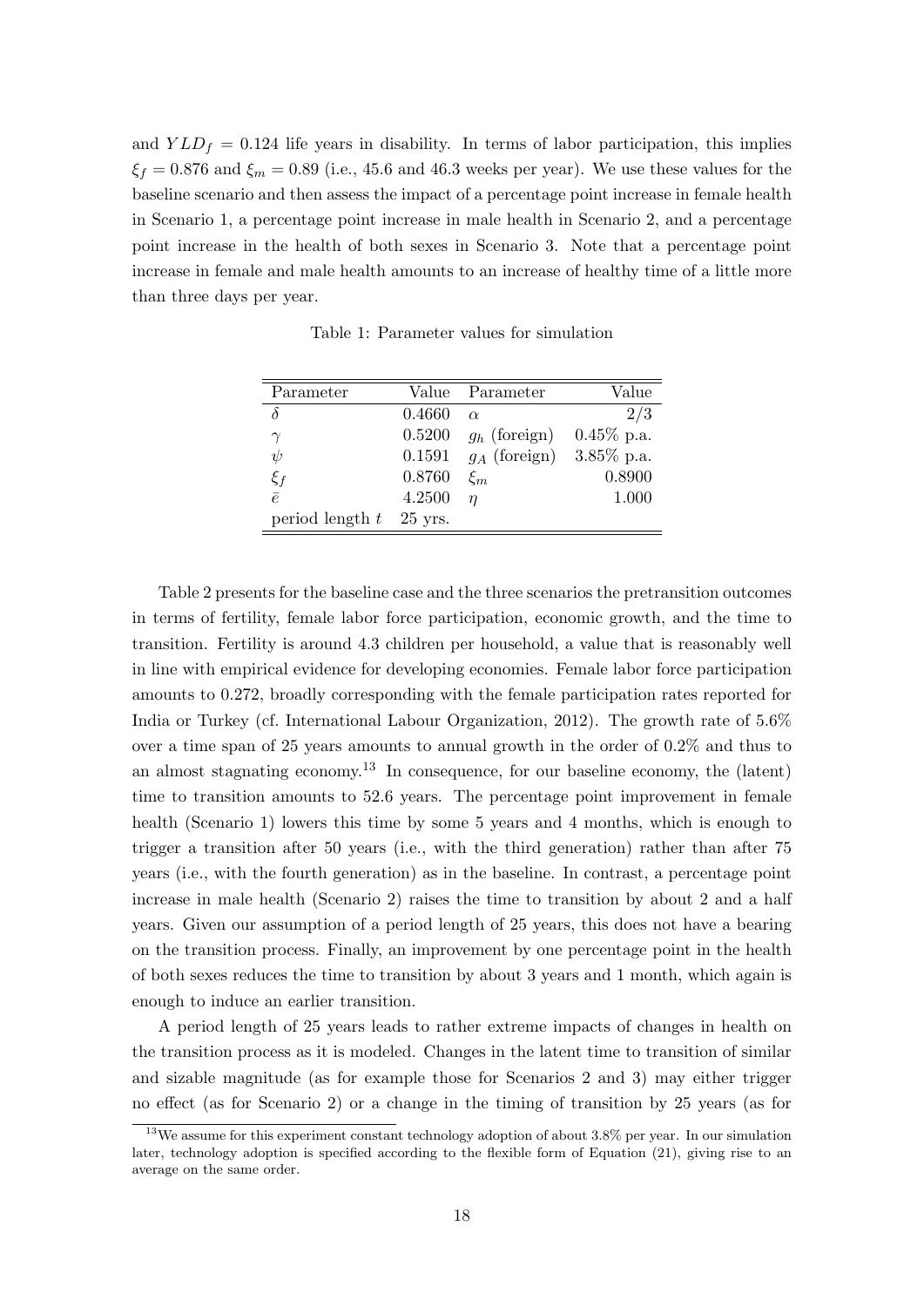and $YLD_f = 0.124$ life years in disability. In terms of labor participation, this implies $\xi_f = 0.876$ and $\xi_m = 0.89$ (i.e., 45.6 and 46.3 weeks per year). We use these values for the baseline scenario and then assess the impact of a percentage point increase in female health in Scenario 1, a percentage point increase in male health in Scenario 2, and a percentage point increase in the health of both sexes in Scenario 3. Note that a percentage point increase in female and male health amounts to an increase of healthy time of a little more than three days per year.

Table 1: Parameter values for simulation

| Parameter | Value | Parameter | Value |
|---|---|---|---|
| $\delta$ | 0.4660 | $\alpha$ | 2/3 |
| $\gamma$ | 0.5200 | $g_h$ (foreign) | 0.45% p.a. |
| $\psi$ | 0.1591 | $g_A$ (foreign) | 3.85% p.a. |
| $\xi_f$ | 0.8760 | $\xi_m$ | 0.8900 |
| $\bar{e}$ | 4.2500 | $\eta$ | 1.000 |
| period length $t$ | 25 yrs. | | |

Table 2 presents for the baseline case and the three scenarios the pretransition outcomes in terms of fertility, female labor force participation, economic growth, and the time to transition. Fertility is around 4.3 children per household, a value that is reasonably well in line with empirical evidence for developing economies. Female labor force participation amounts to 0.272, broadly corresponding with the female participation rates reported for India or Turkey (cf. International Labour Organization, 2012). The growth rate of 5.6% over a time span of 25 years amounts to annual growth in the order of 0.2% and thus to an almost stagnating economy.[13] In consequence, for our baseline economy, the (latent) time to transition amounts to 52.6 years. The percentage point improvement in female health (Scenario 1) lowers this time by some 5 years and 4 months, which is enough to trigger a transition after 50 years (i.e., with the third generation) rather than after 75 years (i.e., with the fourth generation) as in the baseline. In contrast, a percentage point increase in male health (Scenario 2) raises the time to transition by about 2 and a half years. Given our assumption of a period length of 25 years, this does not have a bearing on the transition process. Finally, an improvement by one percentage point in the health of both sexes reduces the time to transition by about 3 years and 1 month, which again is enough to induce an earlier transition.

A period length of 25 years leads to rather extreme impacts of changes in health on the transition process as it is modeled. Changes in the latent time to transition of similar and sizable magnitude (as for example those for Scenarios 2 and 3) may either trigger no effect (as for Scenario 2) or a change in the timing of transition by 25 years (as for

[13] We assume for this experiment constant technology adoption of about 3.8% per year. In our simulation later, technology adoption is specified according to the flexible form of Equation (21), giving rise to an average on the same order.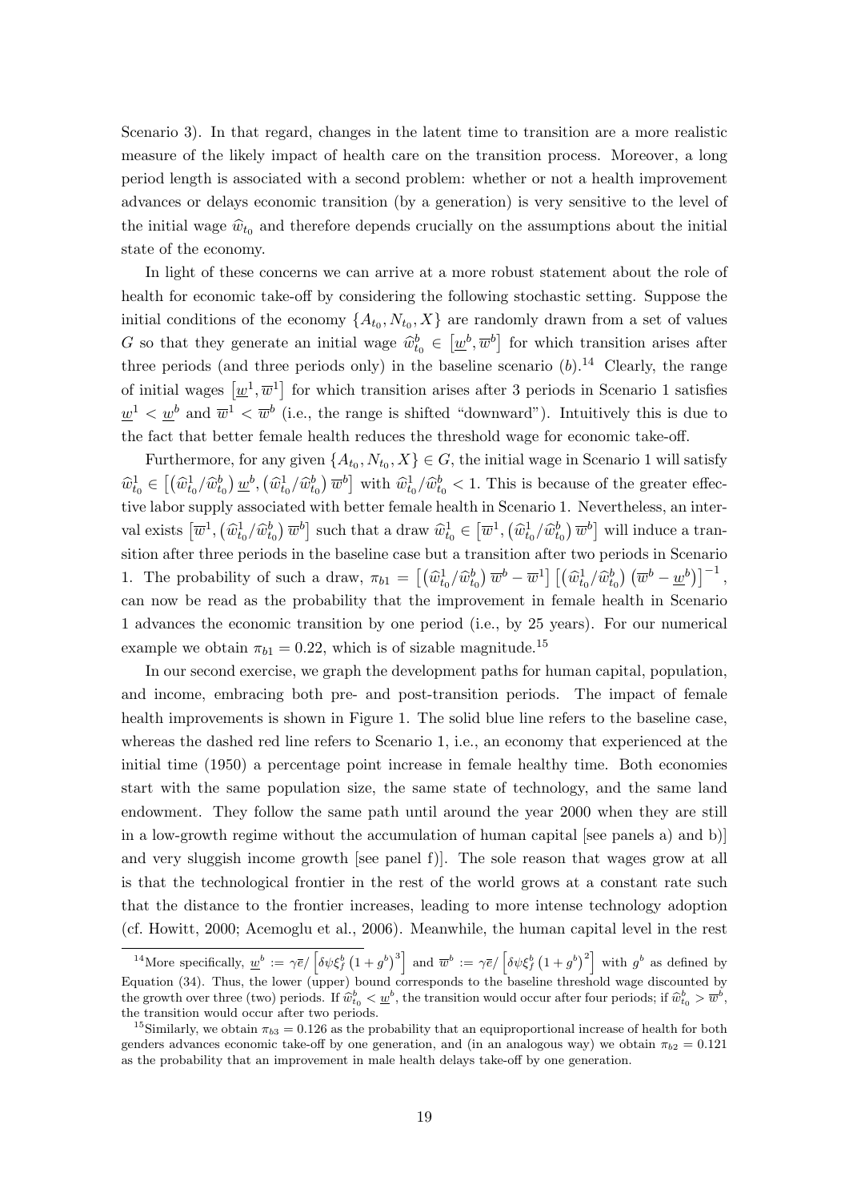Scenario 3). In that regard, changes in the latent time to transition are a more realistic measure of the likely impact of health care on the transition process. Moreover, a long period length is associated with a second problem: whether or not a health improvement advances or delays economic transition (by a generation) is very sensitive to the level of the initial wage $\widehat{w}_{t_0}$ and therefore depends crucially on the assumptions about the initial state of the economy.

In light of these concerns we can arrive at a more robust statement about the role of health for economic take-off by considering the following stochastic setting. Suppose the initial conditions of the economy $\{A_{t_0}, N_{t_0}, X\}$ are randomly drawn from a set of values $G$ so that they generate an initial wage $\widehat{w}^b_{t_0} \in \left[\underline{w}^b, \overline{w}^b\right]$ for which transition arises after three periods (and three periods only) in the baseline scenario $(b)$.[14] Clearly, the range of initial wages $\left[\underline{w}^1, \overline{w}^1\right]$ for which transition arises after 3 periods in Scenario 1 satisfies $\underline{w}^1 < \underline{w}^b$ and $\overline{w}^1 < \overline{w}^b$ (i.e., the range is shifted "downward"). Intuitively this is due to the fact that better female health reduces the threshold wage for economic take-off.

Furthermore, for any given $\{A_{t_0}, N_{t_0}, X\} \in G$, the initial wage in Scenario 1 will satisfy $\widehat{w}^1_{t_0} \in \left[\left(\widehat{w}^1_{t_0}/\widehat{w}^b_{t_0}\right)\underline{w}^b, \left(\widehat{w}^1_{t_0}/\widehat{w}^b_{t_0}\right)\overline{w}^b\right]$ with $\widehat{w}^1_{t_0}/\widehat{w}^b_{t_0} < 1$. This is because of the greater effective labor supply associated with better female health in Scenario 1. Nevertheless, an interval exists $\left[\overline{w}^1, \left(\widehat{w}^1_{t_0}/\widehat{w}^b_{t_0}\right)\overline{w}^b\right]$ such that a draw $\widehat{w}^1_{t_0} \in \left[\overline{w}^1, \left(\widehat{w}^1_{t_0}/\widehat{w}^b_{t_0}\right)\overline{w}^b\right]$ will induce a transition after three periods in the baseline case but a transition after two periods in Scenario 1. The probability of such a draw, $\pi_{b1} = \left[\left(\widehat{w}^1_{t_0}/\widehat{w}^b_{t_0}\right)\overline{w}^b - \overline{w}^1\right]\left[\left(\widehat{w}^1_{t_0}/\widehat{w}^b_{t_0}\right)\left(\overline{w}^b - \underline{w}^b\right)\right]^{-1}$, can now be read as the probability that the improvement in female health in Scenario 1 advances the economic transition by one period (i.e., by 25 years). For our numerical example we obtain $\pi_{b1} = 0.22$, which is of sizable magnitude.[15]

In our second exercise, we graph the development paths for human capital, population, and income, embracing both pre- and post-transition periods. The impact of female health improvements is shown in Figure 1. The solid blue line refers to the baseline case, whereas the dashed red line refers to Scenario 1, i.e., an economy that experienced at the initial time (1950) a percentage point increase in female healthy time. Both economies start with the same population size, the same state of technology, and the same land endowment. They follow the same path until around the year 2000 when they are still in a low-growth regime without the accumulation of human capital [see panels a) and b)] and very sluggish income growth [see panel f)]. The sole reason that wages grow at all is that the technological frontier in the rest of the world grows at a constant rate such that the distance to the frontier increases, leading to more intense technology adoption (cf. Howitt, 2000; Acemoglu et al., 2006). Meanwhile, the human capital level in the rest

---

[14] More specifically, $\underline{w}^b := \gamma\overline{e}/\left[\delta\psi\xi^b_f\left(1+g^b\right)^3\right]$ and $\overline{w}^b := \gamma\overline{e}/\left[\delta\psi\xi^b_f\left(1+g^b\right)^2\right]$ with $g^b$ as defined by Equation (34). Thus, the lower (upper) bound corresponds to the baseline threshold wage discounted by the growth over three (two) periods. If $\widehat{w}^b_{t_0} < \underline{w}^b$, the transition would occur after four periods; if $\widehat{w}^b_{t_0} > \overline{w}^b$, the transition would occur after two periods.

[15] Similarly, we obtain $\pi_{b3} = 0.126$ as the probability that an equiproportional increase of health for both genders advances economic take-off by one generation, and (in an analogous way) we obtain $\pi_{b2} = 0.121$ as the probability that an improvement in male health delays take-off by one generation.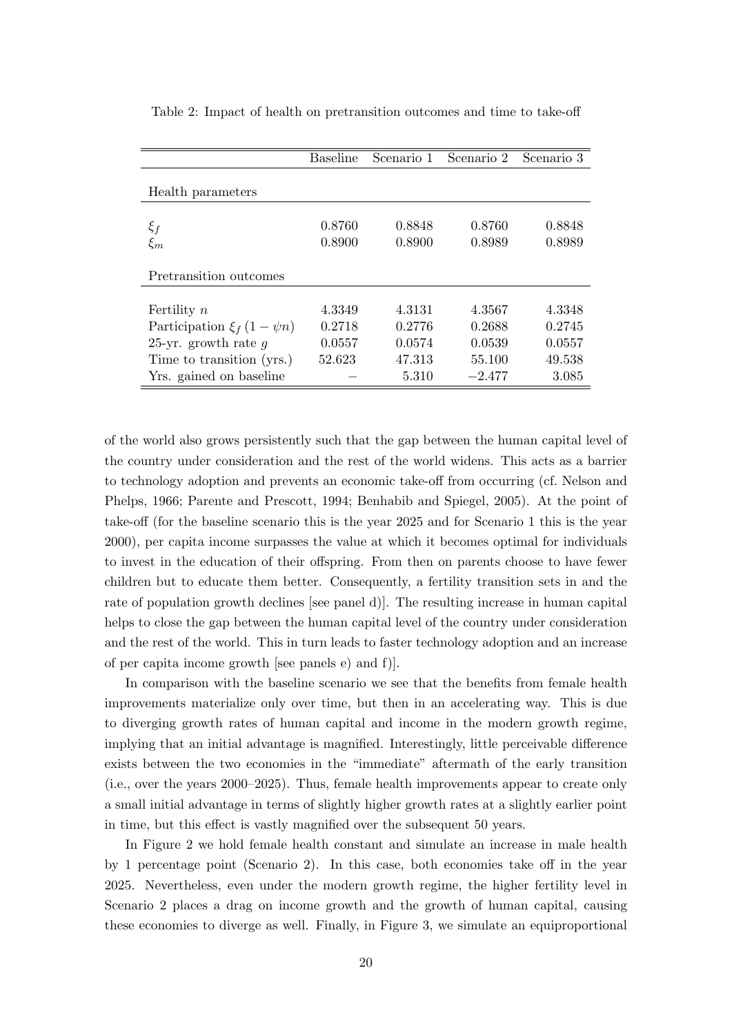Table 2: Impact of health on pretransition outcomes and time to take-off

| | Baseline | Scenario 1 | Scenario 2 | Scenario 3 |
|---|---|---|---|---|
| Health parameters | | | | |
| $\xi_f$ | 0.8760 | 0.8848 | 0.8760 | 0.8848 |
| $\xi_m$ | 0.8900 | 0.8900 | 0.8989 | 0.8989 |
| Pretransition outcomes | | | | |
| Fertility $n$ | 4.3349 | 4.3131 | 4.3567 | 4.3348 |
| Participation $\xi_f(1-\psi n)$ | 0.2718 | 0.2776 | 0.2688 | 0.2745 |
| 25-yr. growth rate $g$ | 0.0557 | 0.0574 | 0.0539 | 0.0557 |
| Time to transition (yrs.) | 52.623 | 47.313 | 55.100 | 49.538 |
| Yrs. gained on baseline | – | 5.310 | −2.477 | 3.085 |

of the world also grows persistently such that the gap between the human capital level of the country under consideration and the rest of the world widens. This acts as a barrier to technology adoption and prevents an economic take-off from occurring (cf. Nelson and Phelps, 1966; Parente and Prescott, 1994; Benhabib and Spiegel, 2005). At the point of take-off (for the baseline scenario this is the year 2025 and for Scenario 1 this is the year 2000), per capita income surpasses the value at which it becomes optimal for individuals to invest in the education of their offspring. From then on parents choose to have fewer children but to educate them better. Consequently, a fertility transition sets in and the rate of population growth declines [see panel d)]. The resulting increase in human capital helps to close the gap between the human capital level of the country under consideration and the rest of the world. This in turn leads to faster technology adoption and an increase of per capita income growth [see panels e) and f)].

In comparison with the baseline scenario we see that the benefits from female health improvements materialize only over time, but then in an accelerating way. This is due to diverging growth rates of human capital and income in the modern growth regime, implying that an initial advantage is magnified. Interestingly, little perceivable difference exists between the two economies in the "immediate" aftermath of the early transition (i.e., over the years 2000–2025). Thus, female health improvements appear to create only a small initial advantage in terms of slightly higher growth rates at a slightly earlier point in time, but this effect is vastly magnified over the subsequent 50 years.

In Figure 2 we hold female health constant and simulate an increase in male health by 1 percentage point (Scenario 2). In this case, both economies take off in the year 2025. Nevertheless, even under the modern growth regime, the higher fertility level in Scenario 2 places a drag on income growth and the growth of human capital, causing these economies to diverge as well. Finally, in Figure 3, we simulate an equiproportional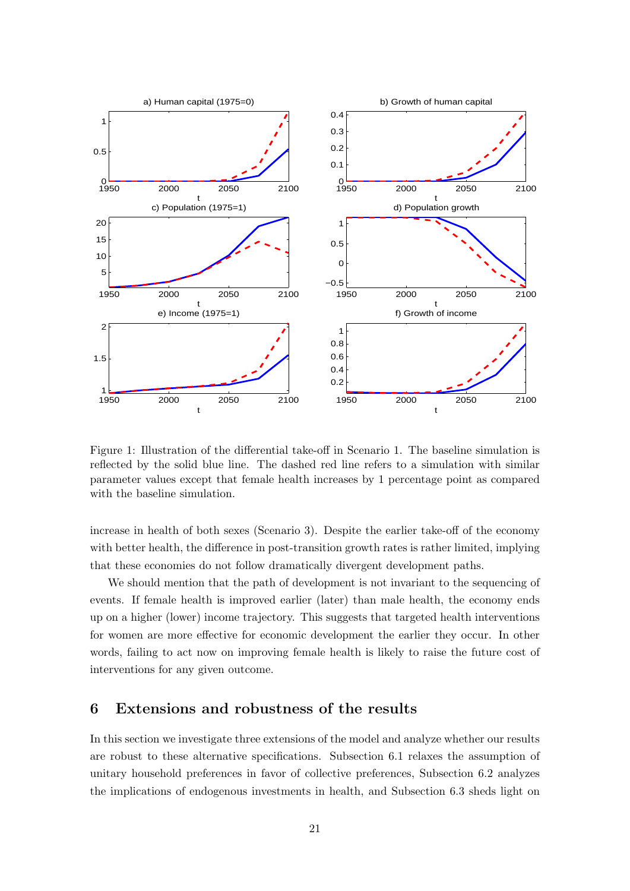Figure 1: Illustration of the differential take-off in Scenario 1. The baseline simulation is reflected by the solid blue line. The dashed red line refers to a simulation with similar parameter values except that female health increases by 1 percentage point as compared with the baseline simulation.

increase in health of both sexes (Scenario 3). Despite the earlier take-off of the economy with better health, the difference in post-transition growth rates is rather limited, implying that these economies do not follow dramatically divergent development paths.

We should mention that the path of development is not invariant to the sequencing of events. If female health is improved earlier (later) than male health, the economy ends up on a higher (lower) income trajectory. This suggests that targeted health interventions for women are more effective for economic development the earlier they occur. In other words, failing to act now on improving female health is likely to raise the future cost of interventions for any given outcome.

## 6 Extensions and robustness of the results

In this section we investigate three extensions of the model and analyze whether our results are robust to these alternative specifications. Subsection 6.1 relaxes the assumption of unitary household preferences in favor of collective preferences, Subsection 6.2 analyzes the implications of endogenous investments in health, and Subsection 6.3 sheds light on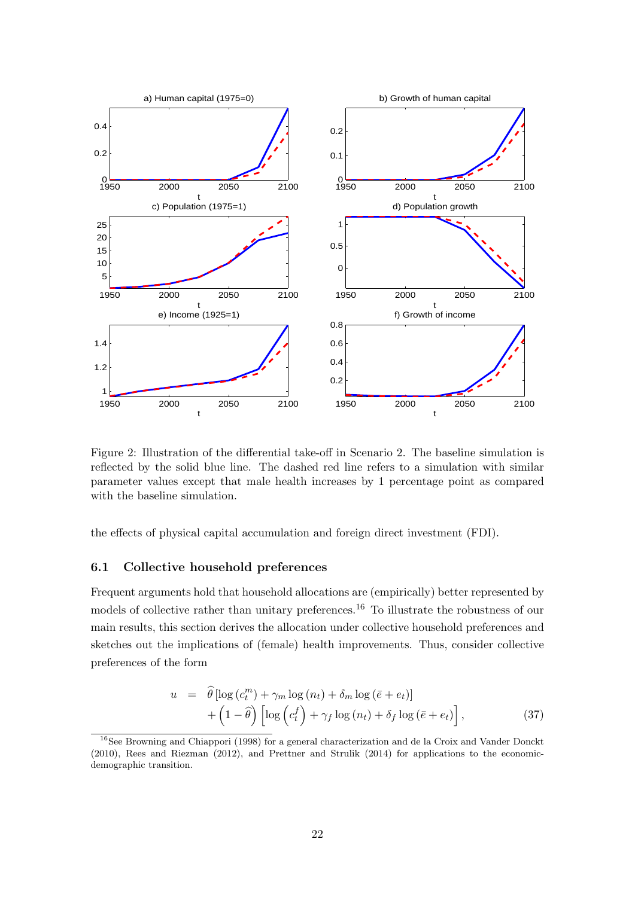Figure 2: Illustration of the differential take-off in Scenario 2. The baseline simulation is reflected by the solid blue line. The dashed red line refers to a simulation with similar parameter values except that male health increases by 1 percentage point as compared with the baseline simulation.

the effects of physical capital accumulation and foreign direct investment (FDI).

### 6.1 Collective household preferences

Frequent arguments hold that household allocations are (empirically) better represented by models of collective rather than unitary preferences.[16] To illustrate the robustness of our main results, this section derives the allocation under collective household preferences and sketches out the implications of (female) health improvements. Thus, consider collective preferences of the form

$$
\begin{aligned}
u \quad = \quad & \widehat{\theta} \left[ \log\left(c_t^m\right) + \gamma_m \log\left(n_t\right) + \delta_m \log\left(\bar{e} + e_t\right) \right] \\
& + \left(1 - \widehat{\theta}\right) \left[ \log\left(c_t^f\right) + \gamma_f \log\left(n_t\right) + \delta_f \log\left(\bar{e} + e_t\right) \right],
\end{aligned} \tag{37}
$$

[16] See Browning and Chiappori (1998) for a general characterization and de la Croix and Vander Donckt (2010), Rees and Riezman (2012), and Prettner and Strulik (2014) for applications to the economic-demographic transition.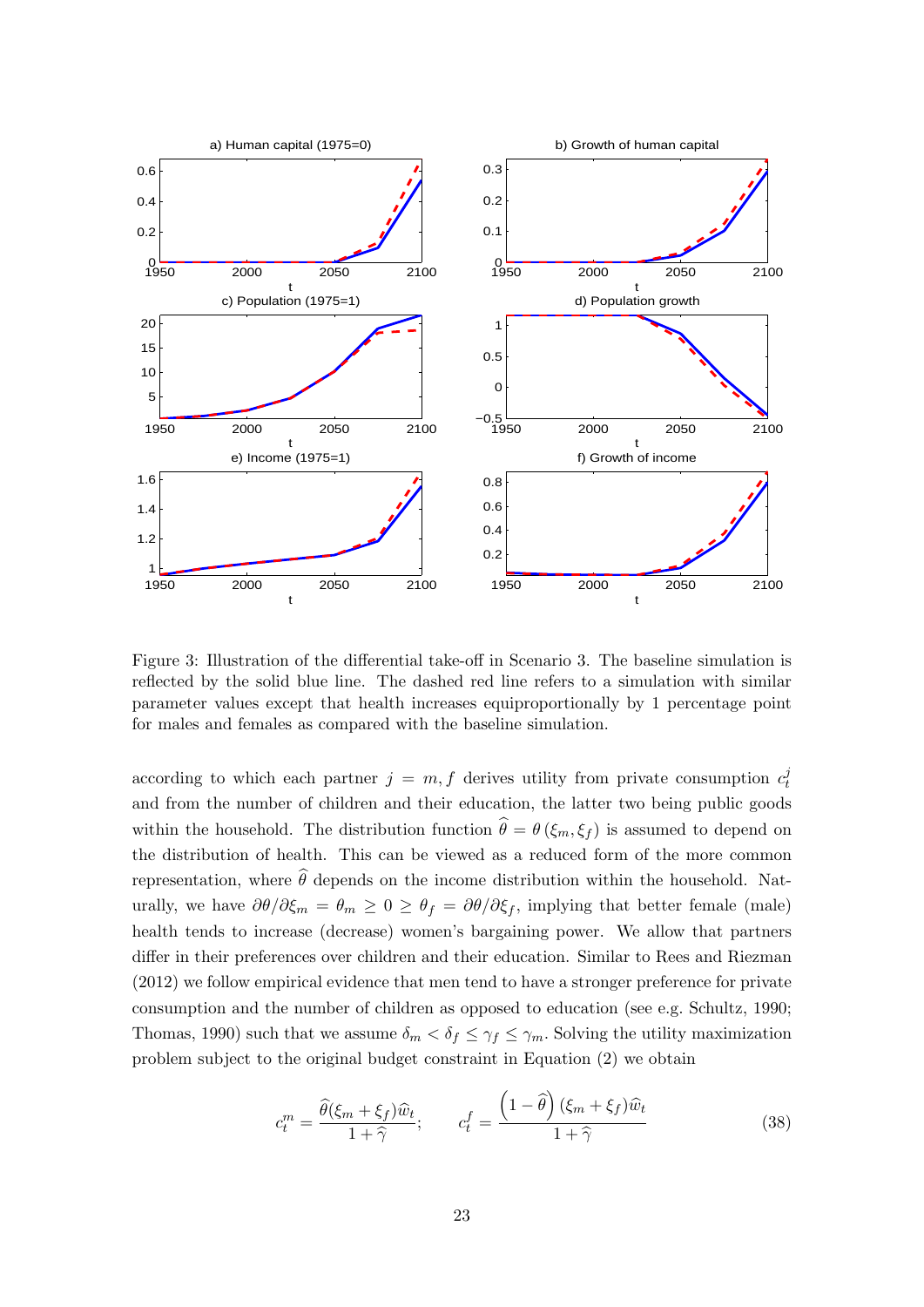Figure 3: Illustration of the differential take-off in Scenario 3. The baseline simulation is reflected by the solid blue line. The dashed red line refers to a simulation with similar parameter values except that health increases equiproportionally by 1 percentage point for males and females as compared with the baseline simulation.

according to which each partner $j = m, f$ derives utility from private consumption $c_t^j$ and from the number of children and their education, the latter two being public goods within the household. The distribution function $\widehat{\theta} = \theta(\xi_m, \xi_f)$ is assumed to depend on the distribution of health. This can be viewed as a reduced form of the more common representation, where $\widehat{\theta}$ depends on the income distribution within the household. Naturally, we have $\partial\theta/\partial\xi_m = \theta_m \geq 0 \geq \theta_f = \partial\theta/\partial\xi_f$, implying that better female (male) health tends to increase (decrease) women's bargaining power. We allow that partners differ in their preferences over children and their education. Similar to Rees and Riezman (2012) we follow empirical evidence that men tend to have a stronger preference for private consumption and the number of children as opposed to education (see e.g. Schultz, 1990; Thomas, 1990) such that we assume $\delta_m < \delta_f \leq \gamma_f \leq \gamma_m$. Solving the utility maximization problem subject to the original budget constraint in Equation (2) we obtain

$$c_t^m = \frac{\widehat{\theta}(\xi_m + \xi_f)\widehat{w}_t}{1 + \widehat{\gamma}}; \qquad c_t^f = \frac{\left(1 - \widehat{\theta}\right)(\xi_m + \xi_f)\widehat{w}_t}{1 + \widehat{\gamma}} \tag{38}$$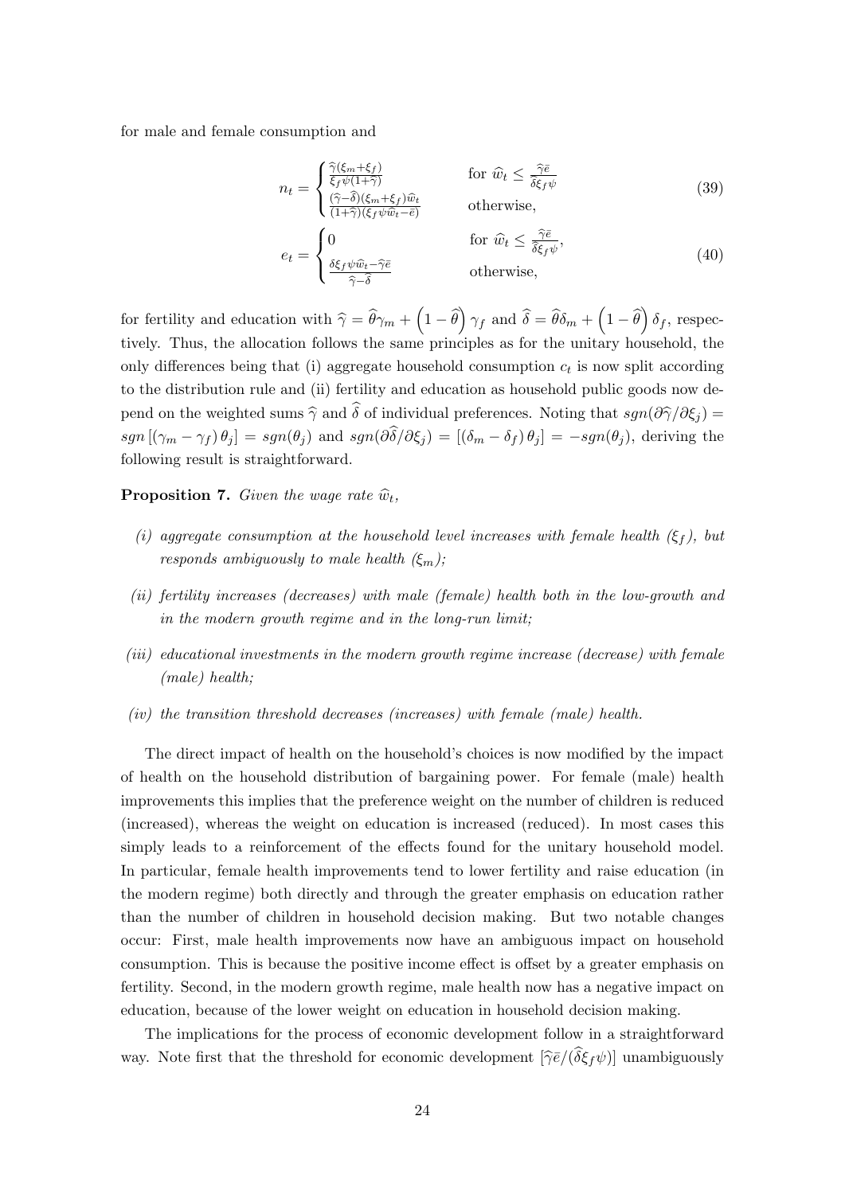for male and female consumption and

$$n_t = \begin{cases} \frac{\widehat{\gamma}(\xi_m+\xi_f)}{\xi_f \psi(1+\widehat{\gamma})} & \text{for } \widehat{w}_t \leq \frac{\widehat{\gamma}\bar{e}}{\widehat{\delta}\xi_f \psi} \\ \frac{(\widehat{\gamma}-\widehat{\delta})(\xi_m+\xi_f)\widehat{w}_t}{(1+\widehat{\gamma})(\xi_f \psi \widehat{w}_t - \bar{e})} & \text{otherwise,} \end{cases} \tag{39}$$

$$e_t = \begin{cases} 0 & \text{for } \widehat{w}_t \leq \frac{\widehat{\gamma}\bar{e}}{\widehat{\delta}\xi_f \psi}, \\ \frac{\widehat{\delta}\xi_f \psi \widehat{w}_t - \widehat{\gamma}\bar{e}}{\widehat{\gamma}-\widehat{\delta}} & \text{otherwise,} \end{cases} \tag{40}$$

for fertility and education with $\widehat{\gamma} = \widehat{\theta}\gamma_m + \left(1-\widehat{\theta}\right)\gamma_f$ and $\widehat{\delta} = \widehat{\theta}\delta_m + \left(1-\widehat{\theta}\right)\delta_f$, respectively. Thus, the allocation follows the same principles as for the unitary household, the only differences being that (i) aggregate household consumption $c_t$ is now split according to the distribution rule and (ii) fertility and education as household public goods now depend on the weighted sums $\widehat{\gamma}$ and $\widehat{\delta}$ of individual preferences. Noting that $sgn(\partial\widehat{\gamma}/\partial\xi_j) = sgn\left[(\gamma_m - \gamma_f)\,\theta_j\right] = sgn(\theta_j)$ and $sgn(\partial\widehat{\delta}/\partial\xi_j) = \left[(\delta_m - \delta_f)\,\theta_j\right] = -sgn(\theta_j)$, deriving the following result is straightforward.

**Proposition 7.** *Given the wage rate $\widehat{w}_t$,*

*(i) aggregate consumption at the household level increases with female health ($\xi_f$), but responds ambiguously to male health ($\xi_m$);*

*(ii) fertility increases (decreases) with male (female) health both in the low-growth and in the modern growth regime and in the long-run limit;*

*(iii) educational investments in the modern growth regime increase (decrease) with female (male) health;*

*(iv) the transition threshold decreases (increases) with female (male) health.*

The direct impact of health on the household's choices is now modified by the impact of health on the household distribution of bargaining power. For female (male) health improvements this implies that the preference weight on the number of children is reduced (increased), whereas the weight on education is increased (reduced). In most cases this simply leads to a reinforcement of the effects found for the unitary household model. In particular, female health improvements tend to lower fertility and raise education (in the modern regime) both directly and through the greater emphasis on education rather than the number of children in household decision making. But two notable changes occur: First, male health improvements now have an ambiguous impact on household consumption. This is because the positive income effect is offset by a greater emphasis on fertility. Second, in the modern growth regime, male health now has a negative impact on education, because of the lower weight on education in household decision making.

The implications for the process of economic development follow in a straightforward way. Note first that the threshold for economic development $[\widehat{\gamma}\bar{e}/(\widehat{\delta}\xi_f \psi)]$ unambiguously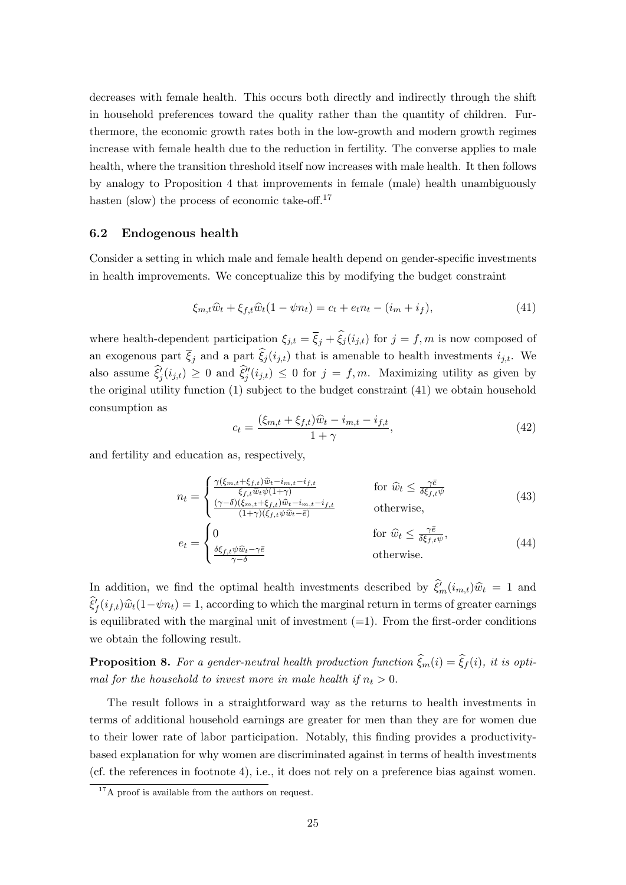decreases with female health. This occurs both directly and indirectly through the shift in household preferences toward the quality rather than the quantity of children. Furthermore, the economic growth rates both in the low-growth and modern growth regimes increase with female health due to the reduction in fertility. The converse applies to male health, where the transition threshold itself now increases with male health. It then follows by analogy to Proposition 4 that improvements in female (male) health unambiguously hasten (slow) the process of economic take-off.[17]

### 6.2 Endogenous health

Consider a setting in which male and female health depend on gender-specific investments in health improvements. We conceptualize this by modifying the budget constraint

$$\xi_{m,t}\widehat{w}_t + \xi_{f,t}\widehat{w}_t(1 - \psi n_t) = c_t + e_t n_t - (i_m + i_f), \tag{41}$$

where health-dependent participation $\xi_{j,t} = \overline{\xi}_j + \widehat{\xi}_j(i_{j,t})$ for $j = f, m$ is now composed of an exogenous part $\overline{\xi}_j$ and a part $\widehat{\xi}_j(i_{j,t})$ that is amenable to health investments $i_{j,t}$. We also assume $\widehat{\xi}_j'(i_{j,t}) \geq 0$ and $\widehat{\xi}_j''(i_{j,t}) \leq 0$ for $j = f, m$. Maximizing utility as given by the original utility function (1) subject to the budget constraint (41) we obtain household consumption as

$$c_t = \frac{(\xi_{m,t} + \xi_{f,t})\widehat{w}_t - i_{m,t} - i_{f,t}}{1 + \gamma}, \tag{42}$$

and fertility and education as, respectively,

$$n_t = \begin{cases} \frac{\gamma(\xi_{m,t}+\xi_{f,t})\widehat{w}_t - i_{m,t} - i_{f,t}}{\xi_{f,t}\widehat{w}_t\psi(1+\gamma)} & \text{for } \widehat{w}_t \leq \frac{\gamma\bar{e}}{\delta\xi_{f,t}\psi} \\ \frac{(\gamma-\delta)(\xi_{m,t}+\xi_{f,t})\widehat{w}_t - i_{m,t} - i_{f,t}}{(1+\gamma)(\xi_{f,t}\psi\widehat{w}_t - \bar{e})} & \text{otherwise,} \end{cases} \tag{43}$$

$$e_t = \begin{cases} 0 & \text{for } \widehat{w}_t \leq \frac{\gamma\bar{e}}{\delta\xi_{f,t}\psi}, \\ \frac{\delta\xi_{f,t}\psi\widehat{w}_t - \gamma\bar{e}}{\gamma-\delta} & \text{otherwise.} \end{cases} \tag{44}$$

In addition, we find the optimal health investments described by $\widehat{\xi}_m'(i_{m,t})\widehat{w}_t = 1$ and $\widehat{\xi}_f'(i_{f,t})\widehat{w}_t(1-\psi n_t) = 1$, according to which the marginal return in terms of greater earnings is equilibrated with the marginal unit of investment (=1). From the first-order conditions we obtain the following result.

**Proposition 8.** *For a gender-neutral health production function $\widehat{\xi}_m(i) = \widehat{\xi}_f(i)$, it is optimal for the household to invest more in male health if $n_t > 0$.*

The result follows in a straightforward way as the returns to health investments in terms of additional household earnings are greater for men than they are for women due to their lower rate of labor participation. Notably, this finding provides a productivity-based explanation for why women are discriminated against in terms of health investments (cf. the references in footnote 4), i.e., it does not rely on a preference bias against women.

[17] A proof is available from the authors on request.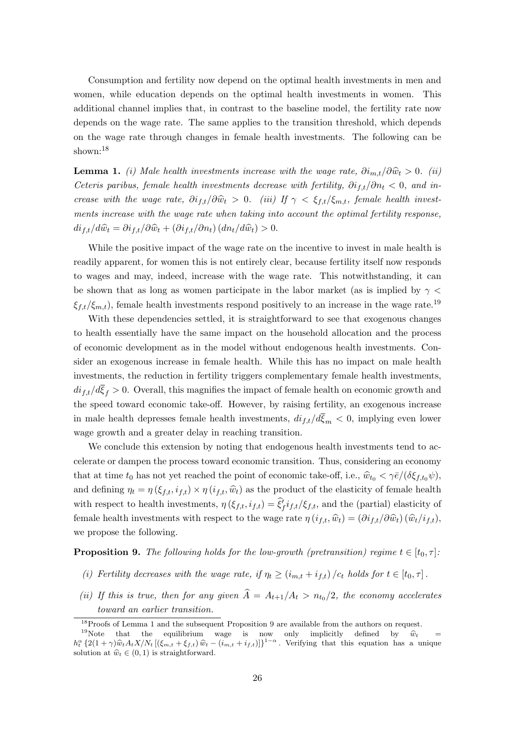Consumption and fertility now depend on the optimal health investments in men and women, while education depends on the optimal health investments in women. This additional channel implies that, in contrast to the baseline model, the fertility rate now depends on the wage rate. The same applies to the transition threshold, which depends on the wage rate through changes in female health investments. The following can be shown:[18]

**Lemma 1.** *(i) Male health investments increase with the wage rate, $\partial i_{m,t}/\partial \widehat{w}_t > 0$. (ii) Ceteris paribus, female health investments decrease with fertility, $\partial i_{f,t}/\partial n_t < 0$, and increase with the wage rate, $\partial i_{f,t}/\partial \widehat{w}_t > 0$. (iii) If $\gamma < \xi_{f,t}/\xi_{m,t}$, female health investments increase with the wage rate when taking into account the optimal fertility response, $di_{f,t}/d\widehat{w}_t = \partial i_{f,t}/\partial \widehat{w}_t + (\partial i_{f,t}/\partial n_t)(dn_t/d\widehat{w}_t) > 0$.*

While the positive impact of the wage rate on the incentive to invest in male health is readily apparent, for women this is not entirely clear, because fertility itself now responds to wages and may, indeed, increase with the wage rate. This notwithstanding, it can be shown that as long as women participate in the labor market (as is implied by $\gamma < \xi_{f,t}/\xi_{m,t}$), female health investments respond positively to an increase in the wage rate.[19]

With these dependencies settled, it is straightforward to see that exogenous changes to health essentially have the same impact on the household allocation and the process of economic development as in the model without endogenous health investments. Consider an exogenous increase in female health. While this has no impact on male health investments, the reduction in fertility triggers complementary female health investments, $di_{f,t}/d\overline{\xi}_f > 0$. Overall, this magnifies the impact of female health on economic growth and the speed toward economic take-off. However, by raising fertility, an exogenous increase in male health depresses female health investments, $di_{f,t}/d\overline{\xi}_m < 0$, implying even lower wage growth and a greater delay in reaching transition.

We conclude this extension by noting that endogenous health investments tend to accelerate or dampen the process toward economic transition. Thus, considering an economy that at time $t_0$ has not yet reached the point of economic take-off, i.e., $\widehat{w}_{t_0} < \gamma\bar{e}/(\delta\xi_{f,t_0}\psi)$, and defining $\eta_t = \eta(\xi_{f,t}, i_{f,t}) \times \eta(i_{f,t}, \widehat{w}_t)$ as the product of the elasticity of female health with respect to health investments, $\eta(\xi_{f,t}, i_{f,t}) = \widehat{\xi}_f' i_{f,t}/\xi_{f,t}$, and the (partial) elasticity of female health investments with respect to the wage rate $\eta(i_{f,t}, \widehat{w}_t) = (\partial i_{f,t}/\partial \widehat{w}_t)(\widehat{w}_t/i_{f,t})$, we propose the following.

**Proposition 9.** *The following holds for the low-growth (pretransition) regime $t \in [t_0, \tau]$:*

- *(i) Fertility decreases with the wage rate, if $\eta_t \geq (i_{m,t} + i_{f,t})/c_t$ holds for $t \in [t_0, \tau]$.*
- *(ii) If this is true, then for any given $\widehat{A} = A_{t+1}/A_t > n_{t_0}/2$, the economy accelerates toward an earlier transition.*

[18] Proofs of Lemma 1 and the subsequent Proposition 9 are available from the authors on request.

[19] Note that the equilibrium wage is now only implicitly defined by $\widehat{w}_t = h_t^{\alpha}\{2(1+\gamma)\widehat{w}_t A_t X/N_t [(\xi_{m,t} + \xi_{f,t})\widehat{w}_t - (i_{m,t} + i_{f,t})]\}^{1-\alpha}$. Verifying that this equation has a unique solution at $\widehat{w}_t \in (0,1)$ is straightforward.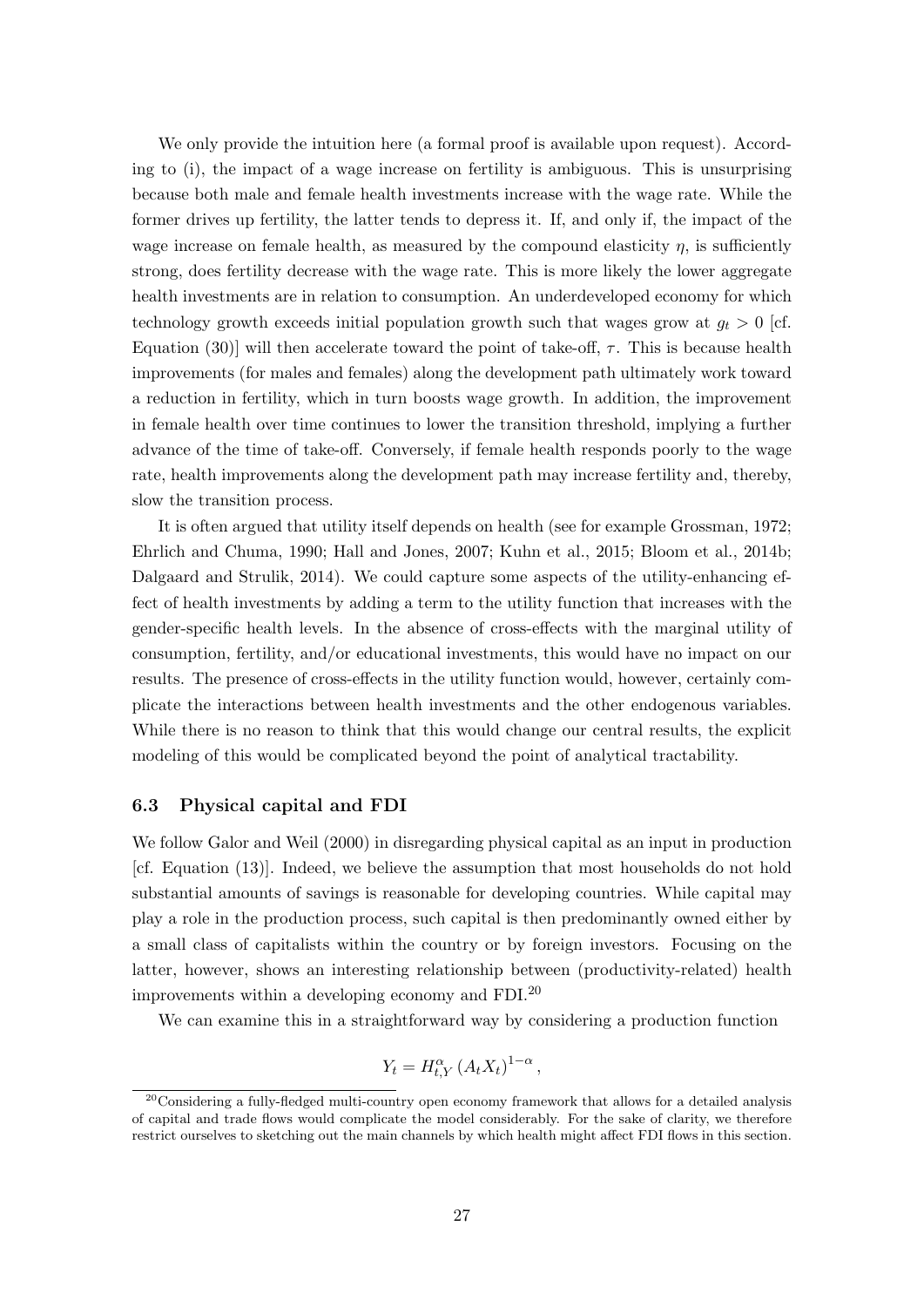We only provide the intuition here (a formal proof is available upon request). According to (i), the impact of a wage increase on fertility is ambiguous. This is unsurprising because both male and female health investments increase with the wage rate. While the former drives up fertility, the latter tends to depress it. If, and only if, the impact of the wage increase on female health, as measured by the compound elasticity $\eta$, is sufficiently strong, does fertility decrease with the wage rate. This is more likely the lower aggregate health investments are in relation to consumption. An underdeveloped economy for which technology growth exceeds initial population growth such that wages grow at $g_t > 0$ [cf. Equation (30)] will then accelerate toward the point of take-off, $\tau$. This is because health improvements (for males and females) along the development path ultimately work toward a reduction in fertility, which in turn boosts wage growth. In addition, the improvement in female health over time continues to lower the transition threshold, implying a further advance of the time of take-off. Conversely, if female health responds poorly to the wage rate, health improvements along the development path may increase fertility and, thereby, slow the transition process.

It is often argued that utility itself depends on health (see for example Grossman, 1972; Ehrlich and Chuma, 1990; Hall and Jones, 2007; Kuhn et al., 2015; Bloom et al., 2014b; Dalgaard and Strulik, 2014). We could capture some aspects of the utility-enhancing effect of health investments by adding a term to the utility function that increases with the gender-specific health levels. In the absence of cross-effects with the marginal utility of consumption, fertility, and/or educational investments, this would have no impact on our results. The presence of cross-effects in the utility function would, however, certainly complicate the interactions between health investments and the other endogenous variables. While there is no reason to think that this would change our central results, the explicit modeling of this would be complicated beyond the point of analytical tractability.

### 6.3 Physical capital and FDI

We follow Galor and Weil (2000) in disregarding physical capital as an input in production [cf. Equation (13)]. Indeed, we believe the assumption that most households do not hold substantial amounts of savings is reasonable for developing countries. While capital may play a role in the production process, such capital is then predominantly owned either by a small class of capitalists within the country or by foreign investors. Focusing on the latter, however, shows an interesting relationship between (productivity-related) health improvements within a developing economy and FDI.[20]

We can examine this in a straightforward way by considering a production function

$$Y_t = H_{t,Y}^{\alpha} \left(A_t X_t\right)^{1-\alpha},$$

[20] Considering a fully-fledged multi-country open economy framework that allows for a detailed analysis of capital and trade flows would complicate the model considerably. For the sake of clarity, we therefore restrict ourselves to sketching out the main channels by which health might affect FDI flows in this section.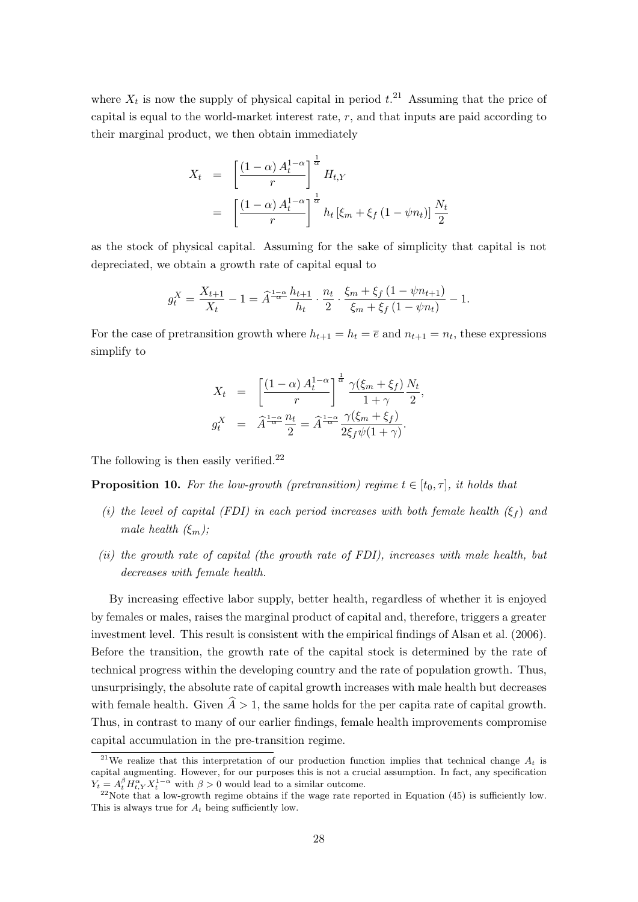where $X_t$ is now the supply of physical capital in period $t$.[21] Assuming that the price of capital is equal to the world-market interest rate, $r$, and that inputs are paid according to their marginal product, we then obtain immediately

$$
\begin{aligned}
X_t &= \left[\frac{(1-\alpha)\, A_t^{1-\alpha}}{r}\right]^{\frac{1}{\alpha}} H_{t,Y} \\
&= \left[\frac{(1-\alpha)\, A_t^{1-\alpha}}{r}\right]^{\frac{1}{\alpha}} h_t \left[\xi_m + \xi_f \left(1 - \psi n_t\right)\right] \frac{N_t}{2}
\end{aligned}
$$

as the stock of physical capital. Assuming for the sake of simplicity that capital is not depreciated, we obtain a growth rate of capital equal to

$$
g_t^X = \frac{X_{t+1}}{X_t} - 1 = \widehat{A}^{\frac{1-\alpha}{\alpha}} \frac{h_{t+1}}{h_t} \cdot \frac{n_t}{2} \cdot \frac{\xi_m + \xi_f \left(1 - \psi n_{t+1}\right)}{\xi_m + \xi_f \left(1 - \psi n_t\right)} - 1.
$$

For the case of pretransition growth where $h_{t+1} = h_t = \overline{e}$ and $n_{t+1} = n_t$, these expressions simplify to

$$
\begin{aligned}
X_t &= \left[\frac{(1-\alpha)\, A_t^{1-\alpha}}{r}\right]^{\frac{1}{\alpha}} \frac{\gamma(\xi_m + \xi_f)}{1+\gamma} \frac{N_t}{2}, \\
g_t^X &= \widehat{A}^{\frac{1-\alpha}{\alpha}} \frac{n_t}{2} = \widehat{A}^{\frac{1-\alpha}{\alpha}} \frac{\gamma(\xi_m + \xi_f)}{2\xi_f \psi (1+\gamma)}.
\end{aligned}
$$

The following is then easily verified.[22]

**Proposition 10.** *For the low-growth (pretransition) regime $t \in [t_0, \tau]$, it holds that*

*(i) the level of capital (FDI) in each period increases with both female health ($\xi_f$) and male health ($\xi_m$);*

*(ii) the growth rate of capital (the growth rate of FDI), increases with male health, but decreases with female health.*

By increasing effective labor supply, better health, regardless of whether it is enjoyed by females or males, raises the marginal product of capital and, therefore, triggers a greater investment level. This result is consistent with the empirical findings of Alsan et al. (2006). Before the transition, the growth rate of the capital stock is determined by the rate of technical progress within the developing country and the rate of population growth. Thus, unsurprisingly, the absolute rate of capital growth increases with male health but decreases with female health. Given $\widehat{A} > 1$, the same holds for the per capita rate of capital growth. Thus, in contrast to many of our earlier findings, female health improvements compromise capital accumulation in the pre-transition regime.

[21] We realize that this interpretation of our production function implies that technical change $A_t$ is capital augmenting. However, for our purposes this is not a crucial assumption. In fact, any specification $Y_t = A_t^{\beta} H_{t,Y}^{\alpha} X_t^{1-\alpha}$ with $\beta > 0$ would lead to a similar outcome.

[22] Note that a low-growth regime obtains if the wage rate reported in Equation (45) is sufficiently low. This is always true for $A_t$ being sufficiently low.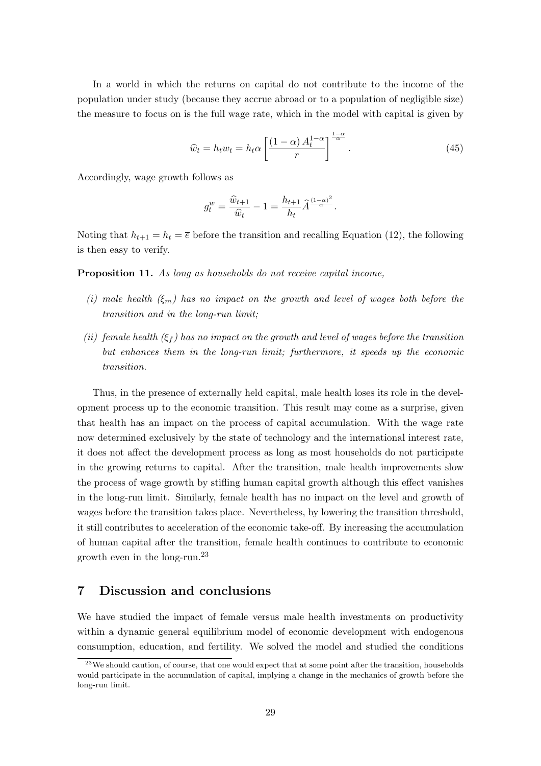In a world in which the returns on capital do not contribute to the income of the population under study (because they accrue abroad or to a population of negligible size) the measure to focus on is the full wage rate, which in the model with capital is given by

$$\widehat{w}_t = h_t w_t = h_t \alpha \left[ \frac{(1-\alpha) A_t^{1-\alpha}}{r} \right]^{\frac{1-\alpha}{\alpha}}. \tag{45}$$

Accordingly, wage growth follows as

$$g_t^w = \frac{\widehat{w}_{t+1}}{\widehat{w}_t} - 1 = \frac{h_{t+1}}{h_t} \widehat{A}^{\frac{(1-\alpha)^2}{\alpha}}.$$

Noting that $h_{t+1} = h_t = \overline{e}$ before the transition and recalling Equation (12), the following is then easy to verify.

**Proposition 11.** *As long as households do not receive capital income,*

*(i) male health ($\xi_m$) has no impact on the growth and level of wages both before the transition and in the long-run limit;*

*(ii) female health ($\xi_f$) has no impact on the growth and level of wages before the transition but enhances them in the long-run limit; furthermore, it speeds up the economic transition.*

Thus, in the presence of externally held capital, male health loses its role in the development process up to the economic transition. This result may come as a surprise, given that health has an impact on the process of capital accumulation. With the wage rate now determined exclusively by the state of technology and the international interest rate, it does not affect the development process as long as most households do not participate in the growing returns to capital. After the transition, male health improvements slow the process of wage growth by stifling human capital growth although this effect vanishes in the long-run limit. Similarly, female health has no impact on the level and growth of wages before the transition takes place. Nevertheless, by lowering the transition threshold, it still contributes to acceleration of the economic take-off. By increasing the accumulation of human capital after the transition, female health continues to contribute to economic growth even in the long-run.[23]

## 7 Discussion and conclusions

We have studied the impact of female versus male health investments on productivity within a dynamic general equilibrium model of economic development with endogenous consumption, education, and fertility. We solved the model and studied the conditions

[23] We should caution, of course, that one would expect that at some point after the transition, households would participate in the accumulation of capital, implying a change in the mechanics of growth before the long-run limit.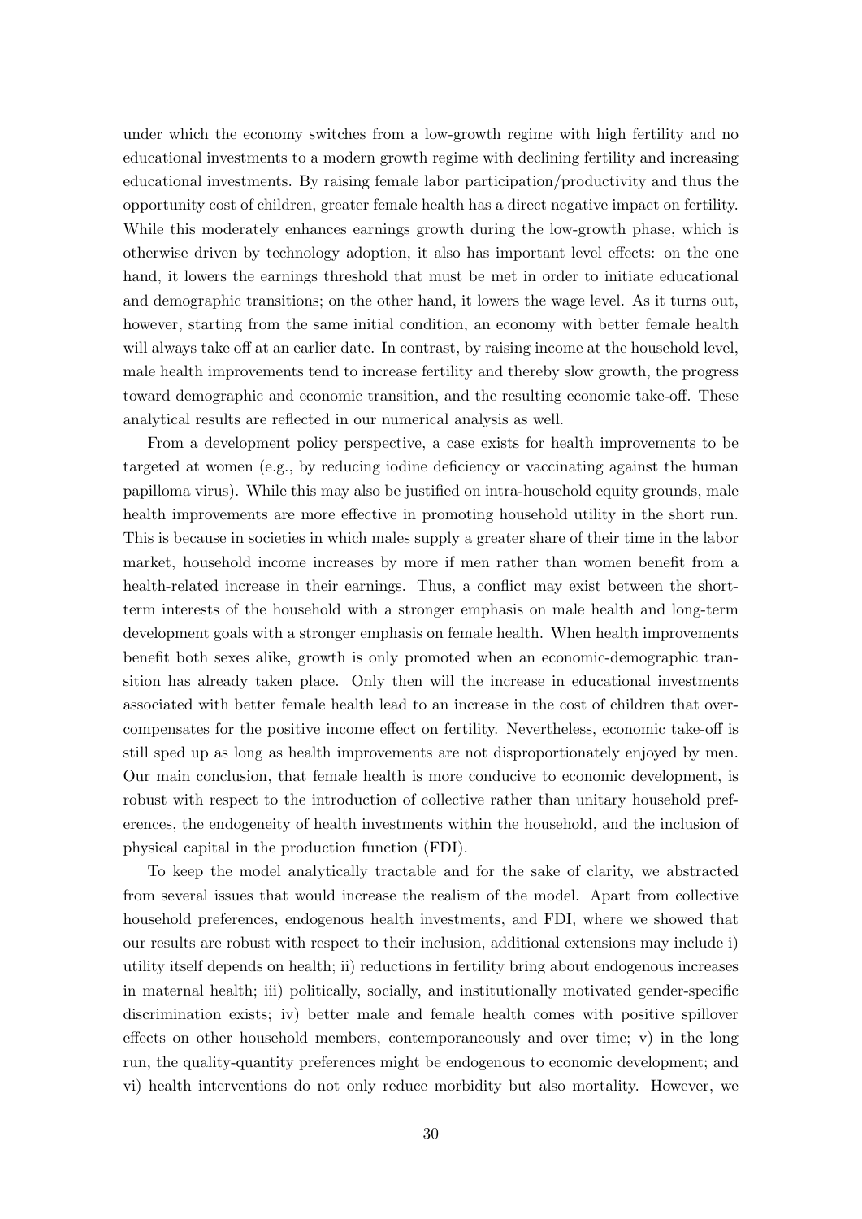under which the economy switches from a low-growth regime with high fertility and no educational investments to a modern growth regime with declining fertility and increasing educational investments. By raising female labor participation/productivity and thus the opportunity cost of children, greater female health has a direct negative impact on fertility. While this moderately enhances earnings growth during the low-growth phase, which is otherwise driven by technology adoption, it also has important level effects: on the one hand, it lowers the earnings threshold that must be met in order to initiate educational and demographic transitions; on the other hand, it lowers the wage level. As it turns out, however, starting from the same initial condition, an economy with better female health will always take off at an earlier date. In contrast, by raising income at the household level, male health improvements tend to increase fertility and thereby slow growth, the progress toward demographic and economic transition, and the resulting economic take-off. These analytical results are reflected in our numerical analysis as well.

From a development policy perspective, a case exists for health improvements to be targeted at women (e.g., by reducing iodine deficiency or vaccinating against the human papilloma virus). While this may also be justified on intra-household equity grounds, male health improvements are more effective in promoting household utility in the short run. This is because in societies in which males supply a greater share of their time in the labor market, household income increases by more if men rather than women benefit from a health-related increase in their earnings. Thus, a conflict may exist between the short-term interests of the household with a stronger emphasis on male health and long-term development goals with a stronger emphasis on female health. When health improvements benefit both sexes alike, growth is only promoted when an economic-demographic transition has already taken place. Only then will the increase in educational investments associated with better female health lead to an increase in the cost of children that overcompensates for the positive income effect on fertility. Nevertheless, economic take-off is still sped up as long as health improvements are not disproportionately enjoyed by men. Our main conclusion, that female health is more conducive to economic development, is robust with respect to the introduction of collective rather than unitary household preferences, the endogeneity of health investments within the household, and the inclusion of physical capital in the production function (FDI).

To keep the model analytically tractable and for the sake of clarity, we abstracted from several issues that would increase the realism of the model. Apart from collective household preferences, endogenous health investments, and FDI, where we showed that our results are robust with respect to their inclusion, additional extensions may include i) utility itself depends on health; ii) reductions in fertility bring about endogenous increases in maternal health; iii) politically, socially, and institutionally motivated gender-specific discrimination exists; iv) better male and female health comes with positive spillover effects on other household members, contemporaneously and over time; v) in the long run, the quality-quantity preferences might be endogenous to economic development; and vi) health interventions do not only reduce morbidity but also mortality. However, we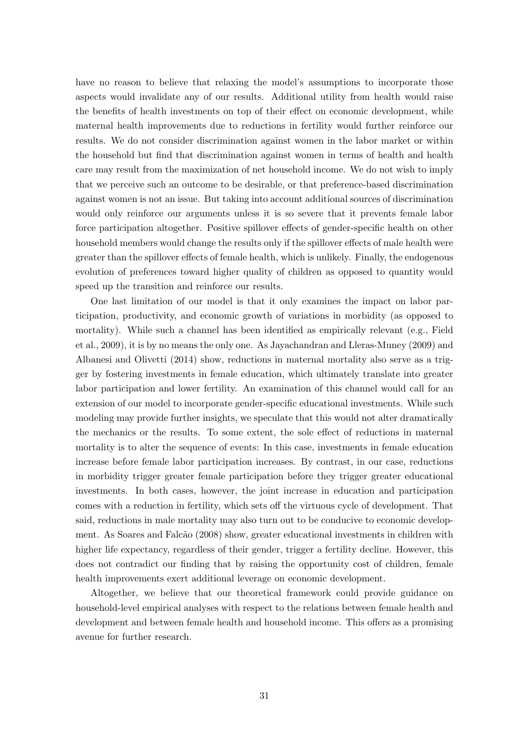have no reason to believe that relaxing the model's assumptions to incorporate those aspects would invalidate any of our results. Additional utility from health would raise the benefits of health investments on top of their effect on economic development, while maternal health improvements due to reductions in fertility would further reinforce our results. We do not consider discrimination against women in the labor market or within the household but find that discrimination against women in terms of health and health care may result from the maximization of net household income. We do not wish to imply that we perceive such an outcome to be desirable, or that preference-based discrimination against women is not an issue. But taking into account additional sources of discrimination would only reinforce our arguments unless it is so severe that it prevents female labor force participation altogether. Positive spillover effects of gender-specific health on other household members would change the results only if the spillover effects of male health were greater than the spillover effects of female health, which is unlikely. Finally, the endogenous evolution of preferences toward higher quality of children as opposed to quantity would speed up the transition and reinforce our results.

One last limitation of our model is that it only examines the impact on labor participation, productivity, and economic growth of variations in morbidity (as opposed to mortality). While such a channel has been identified as empirically relevant (e.g., Field et al., 2009), it is by no means the only one. As Jayachandran and Lleras-Muney (2009) and Albanesi and Olivetti (2014) show, reductions in maternal mortality also serve as a trigger by fostering investments in female education, which ultimately translate into greater labor participation and lower fertility. An examination of this channel would call for an extension of our model to incorporate gender-specific educational investments. While such modeling may provide further insights, we speculate that this would not alter dramatically the mechanics or the results. To some extent, the sole effect of reductions in maternal mortality is to alter the sequence of events: In this case, investments in female education increase before female labor participation increases. By contrast, in our case, reductions in morbidity trigger greater female participation before they trigger greater educational investments. In both cases, however, the joint increase in education and participation comes with a reduction in fertility, which sets off the virtuous cycle of development. That said, reductions in male mortality may also turn out to be conducive to economic development. As Soares and Falcão (2008) show, greater educational investments in children with higher life expectancy, regardless of their gender, trigger a fertility decline. However, this does not contradict our finding that by raising the opportunity cost of children, female health improvements exert additional leverage on economic development.

Altogether, we believe that our theoretical framework could provide guidance on household-level empirical analyses with respect to the relations between female health and development and between female health and household income. This offers as a promising avenue for further research.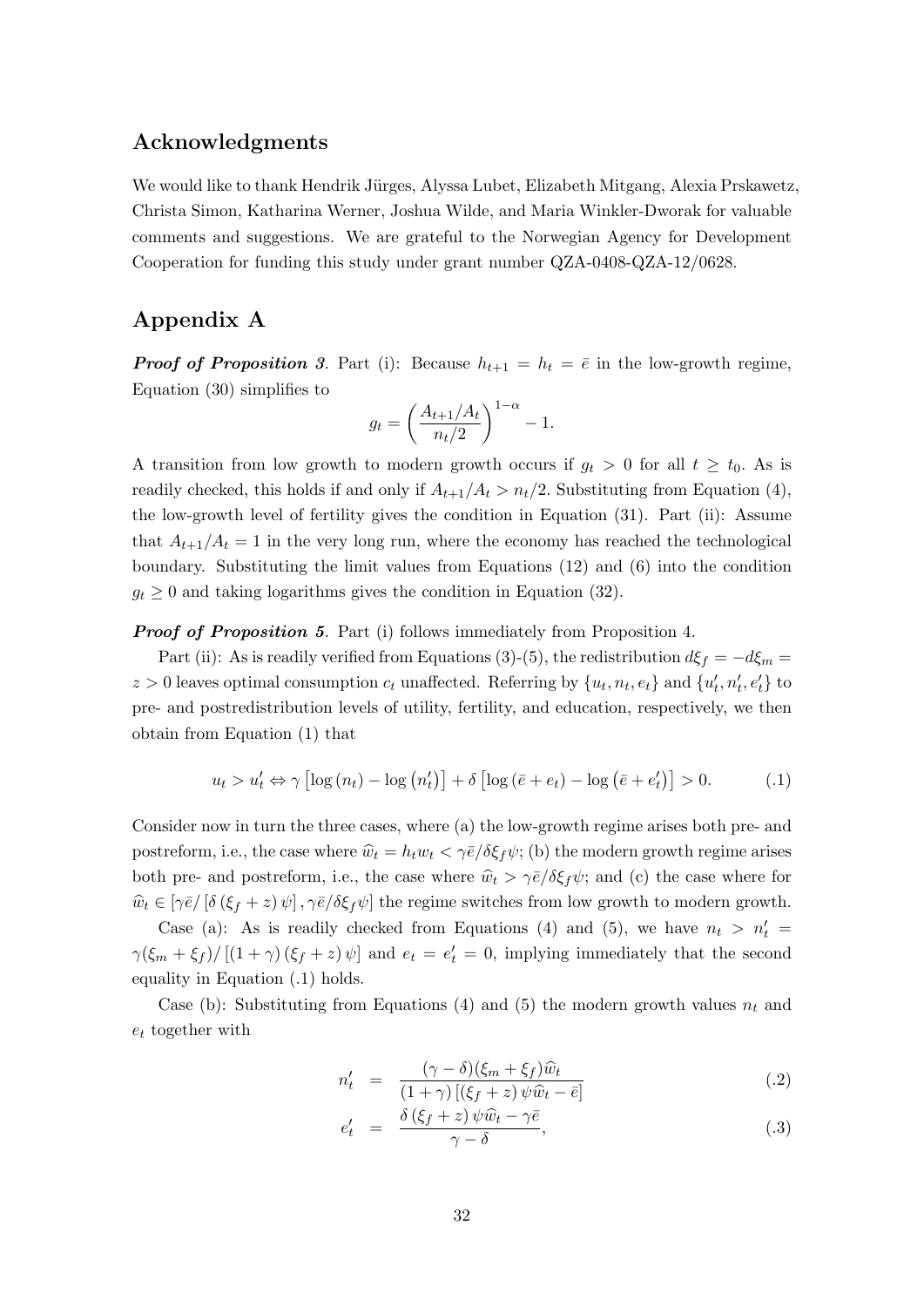## Acknowledgments

We would like to thank Hendrik Jürges, Alyssa Lubet, Elizabeth Mitgang, Alexia Prskawetz, Christa Simon, Katharina Werner, Joshua Wilde, and Maria Winkler-Dworak for valuable comments and suggestions. We are grateful to the Norwegian Agency for Development Cooperation for funding this study under grant number QZA-0408-QZA-12/0628.

## Appendix A

***Proof of Proposition 3.*** Part (i): Because $h_{t+1} = h_t = \bar{e}$ in the low-growth regime, Equation (30) simplifies to

$$g_t = \left(\frac{A_{t+1}/A_t}{n_t/2}\right)^{1-\alpha} - 1.$$

A transition from low growth to modern growth occurs if $g_t > 0$ for all $t \geq t_0$. As is readily checked, this holds if and only if $A_{t+1}/A_t > n_t/2$. Substituting from Equation (4), the low-growth level of fertility gives the condition in Equation (31). Part (ii): Assume that $A_{t+1}/A_t = 1$ in the very long run, where the economy has reached the technological boundary. Substituting the limit values from Equations (12) and (6) into the condition $g_t \geq 0$ and taking logarithms gives the condition in Equation (32).

***Proof of Proposition 5.*** Part (i) follows immediately from Proposition 4.

Part (ii): As is readily verified from Equations (3)-(5), the redistribution $d\xi_f = -d\xi_m = z > 0$ leaves optimal consumption $c_t$ unaffected. Referring by $\{u_t, n_t, e_t\}$ and $\{u'_t, n'_t, e'_t\}$ to pre- and postredistribution levels of utility, fertility, and education, respectively, we then obtain from Equation (1) that

$$u_t > u'_t \Leftrightarrow \gamma\left[\log\left(n_t\right) - \log\left(n'_t\right)\right] + \delta\left[\log\left(\bar{e} + e_t\right) - \log\left(\bar{e} + e'_t\right)\right] > 0. \tag{.1}$$

Consider now in turn the three cases, where (a) the low-growth regime arises both pre- and postreform, i.e., the case where $\widehat{w}_t = h_t w_t < \gamma\bar{e}/\delta\xi_f\psi$; (b) the modern growth regime arises both pre- and postreform, i.e., the case where $\widehat{w}_t > \gamma\bar{e}/\delta\xi_f\psi$; and (c) the case where for $\widehat{w}_t \in \left[\gamma\bar{e}/\left[\delta\left(\xi_f + z\right)\psi\right], \gamma\bar{e}/\delta\xi_f\psi\right]$ the regime switches from low growth to modern growth.

Case (a): As is readily checked from Equations (4) and (5), we have $n_t > n'_t = \gamma(\xi_m + \xi_f)/\left[(1+\gamma)\left(\xi_f + z\right)\psi\right]$ and $e_t = e'_t = 0$, implying immediately that the second equality in Equation (.1) holds.

Case (b): Substituting from Equations (4) and (5) the modern growth values $n_t$ and $e_t$ together with

$$n'_t = \frac{(\gamma - \delta)(\xi_m + \xi_f)\widehat{w}_t}{(1+\gamma)\left[\left(\xi_f + z\right)\psi\widehat{w}_t - \bar{e}\right]} \tag{.2}$$

$$e'_t = \frac{\delta\left(\xi_f + z\right)\psi\widehat{w}_t - \gamma\bar{e}}{\gamma - \delta}, \tag{.3}$$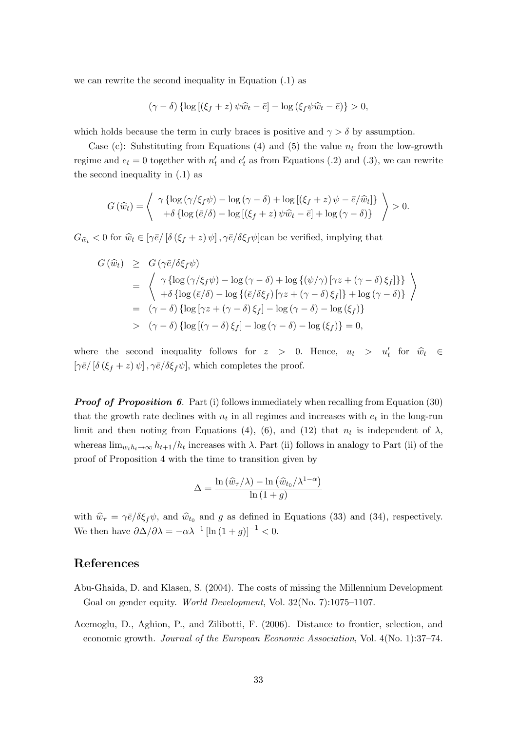we can rewrite the second inequality in Equation (.1) as

$$(\gamma-\delta)\left\{\log\left[\left(\xi_f+z\right)\psi\widehat{w}_t-\bar{e}\right]-\log\left(\xi_f\psi\widehat{w}_t-\bar{e}\right)\right\}>0,$$

which holds because the term in curly braces is positive and $\gamma>\delta$ by assumption.

Case (c): Substituting from Equations (4) and (5) the value $n_t$ from the low-growth regime and $e_t=0$ together with $n_t'$ and $e_t'$ as from Equations (.2) and (.3), we can rewrite the second inequality in (.1) as

$$G\left(\widehat{w}_t\right)=\left\langle\begin{array}{c}\gamma\left\{\log\left(\gamma/\xi_f\psi\right)-\log\left(\gamma-\delta\right)+\log\left[\left(\xi_f+z\right)\psi-\bar{e}/\widehat{w}_t\right]\right\}\\+\delta\left\{\log\left(\bar{e}/\delta\right)-\log\left[\left(\xi_f+z\right)\psi\widehat{w}_t-\bar{e}\right]+\log\left(\gamma-\delta\right)\right\}\end{array}\right\rangle>0.$$

$G_{\widehat{w}_t}<0$ for $\widehat{w}_t\in\left[\gamma\bar{e}/\left[\delta\left(\xi_f+z\right)\psi\right],\gamma\bar{e}/\delta\xi_f\psi\right]$can be verified, implying that

$$\begin{aligned}
G\left(\widehat{w}_t\right) &\geq G\left(\gamma\bar{e}/\delta\xi_f\psi\right)\\
&= \left\langle\begin{array}{c}\gamma\left\{\log\left(\gamma/\xi_f\psi\right)-\log\left(\gamma-\delta\right)+\log\left\{\left(\psi/\gamma\right)\left[\gamma z+\left(\gamma-\delta\right)\xi_f\right]\right\}\right\}\\+\delta\left\{\log\left(\bar{e}/\delta\right)-\log\left\{\left(\bar{e}/\delta\xi_f\right)\left[\gamma z+\left(\gamma-\delta\right)\xi_f\right]\right\}+\log\left(\gamma-\delta\right)\right\}\end{array}\right\rangle\\
&= \left(\gamma-\delta\right)\left\{\log\left[\gamma z+\left(\gamma-\delta\right)\xi_f\right]-\log\left(\gamma-\delta\right)-\log\left(\xi_f\right)\right\}\\
&> \left(\gamma-\delta\right)\left\{\log\left[\left(\gamma-\delta\right)\xi_f\right]-\log\left(\gamma-\delta\right)-\log\left(\xi_f\right)\right\}=0,
\end{aligned}$$

where the second inequality follows for $z>0$. Hence, $u_t>u_t'$ for $\widehat{w}_t\in\left[\gamma\bar{e}/\left[\delta\left(\xi_f+z\right)\psi\right],\gamma\bar{e}/\delta\xi_f\psi\right]$, which completes the proof.

***Proof of Proposition 6***. Part (i) follows immediately when recalling from Equation (30) that the growth rate declines with $n_t$ in all regimes and increases with $e_t$ in the long-run limit and then noting from Equations (4), (6), and (12) that $n_t$ is independent of $\lambda$, whereas $\lim_{w_th_t\to\infty}h_{t+1}/h_t$ increases with $\lambda$. Part (ii) follows in analogy to Part (ii) of the proof of Proposition 4 with the time to transition given by

$$\Delta=\frac{\ln\left(\widehat{w}_\tau/\lambda\right)-\ln\left(\widehat{w}_{t_0}/\lambda^{1-\alpha}\right)}{\ln\left(1+g\right)}$$

with $\widehat{w}_\tau=\gamma\bar{e}/\delta\xi_f\psi$, and $\widehat{w}_{t_0}$ and $g$ as defined in Equations (33) and (34), respectively. We then have $\partial\Delta/\partial\lambda=-\alpha\lambda^{-1}\left[\ln\left(1+g\right)\right]^{-1}<0$.

# References

Abu-Ghaida, D. and Klasen, S. (2004). The costs of missing the Millennium Development Goal on gender equity. *World Development*, Vol. 32(No. 7):1075–1107.

Acemoglu, D., Aghion, P., and Zilibotti, F. (2006). Distance to frontier, selection, and economic growth. *Journal of the European Economic Association*, Vol. 4(No. 1):37–74.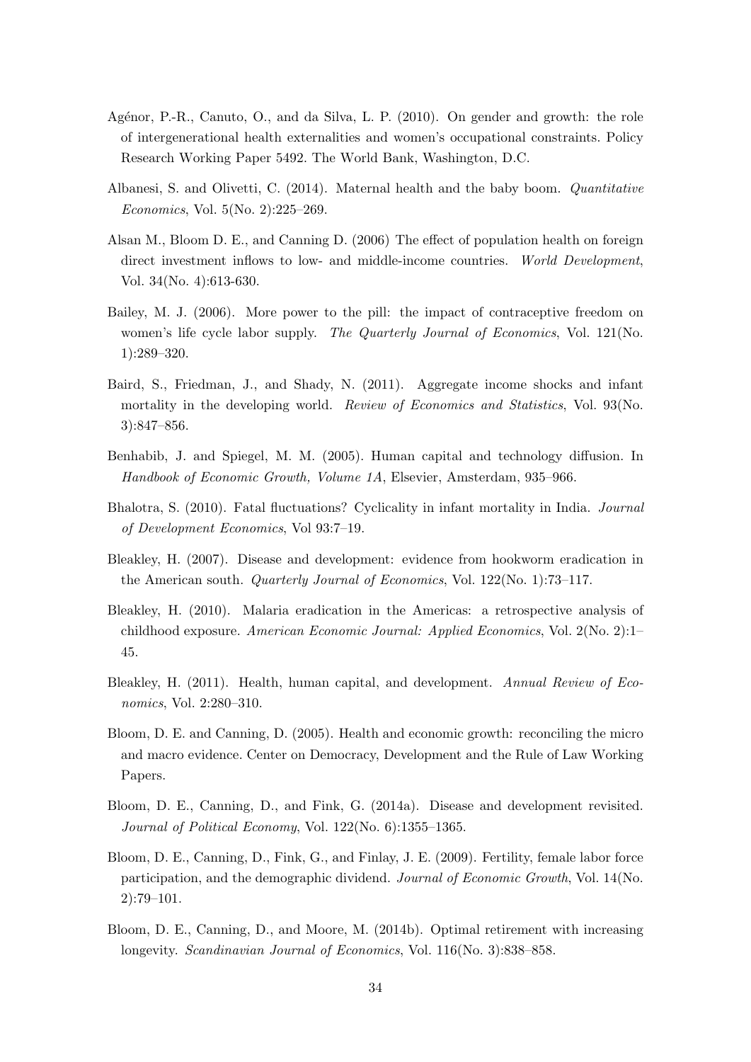Agénor, P.-R., Canuto, O., and da Silva, L. P. (2010). On gender and growth: the role of intergenerational health externalities and women's occupational constraints. Policy Research Working Paper 5492. The World Bank, Washington, D.C.

Albanesi, S. and Olivetti, C. (2014). Maternal health and the baby boom. *Quantitative Economics*, Vol. 5(No. 2):225–269.

Alsan M., Bloom D. E., and Canning D. (2006) The effect of population health on foreign direct investment inflows to low- and middle-income countries. *World Development*, Vol. 34(No. 4):613-630.

Bailey, M. J. (2006). More power to the pill: the impact of contraceptive freedom on women's life cycle labor supply. *The Quarterly Journal of Economics*, Vol. 121(No. 1):289–320.

Baird, S., Friedman, J., and Shady, N. (2011). Aggregate income shocks and infant mortality in the developing world. *Review of Economics and Statistics*, Vol. 93(No. 3):847–856.

Benhabib, J. and Spiegel, M. M. (2005). Human capital and technology diffusion. In *Handbook of Economic Growth, Volume 1A*, Elsevier, Amsterdam, 935–966.

Bhalotra, S. (2010). Fatal fluctuations? Cyclicality in infant mortality in India. *Journal of Development Economics*, Vol 93:7–19.

Bleakley, H. (2007). Disease and development: evidence from hookworm eradication in the American south. *Quarterly Journal of Economics*, Vol. 122(No. 1):73–117.

Bleakley, H. (2010). Malaria eradication in the Americas: a retrospective analysis of childhood exposure. *American Economic Journal: Applied Economics*, Vol. 2(No. 2):1–45.

Bleakley, H. (2011). Health, human capital, and development. *Annual Review of Economics*, Vol. 2:280–310.

Bloom, D. E. and Canning, D. (2005). Health and economic growth: reconciling the micro and macro evidence. Center on Democracy, Development and the Rule of Law Working Papers.

Bloom, D. E., Canning, D., and Fink, G. (2014a). Disease and development revisited. *Journal of Political Economy*, Vol. 122(No. 6):1355–1365.

Bloom, D. E., Canning, D., Fink, G., and Finlay, J. E. (2009). Fertility, female labor force participation, and the demographic dividend. *Journal of Economic Growth*, Vol. 14(No. 2):79–101.

Bloom, D. E., Canning, D., and Moore, M. (2014b). Optimal retirement with increasing longevity. *Scandinavian Journal of Economics*, Vol. 116(No. 3):838–858.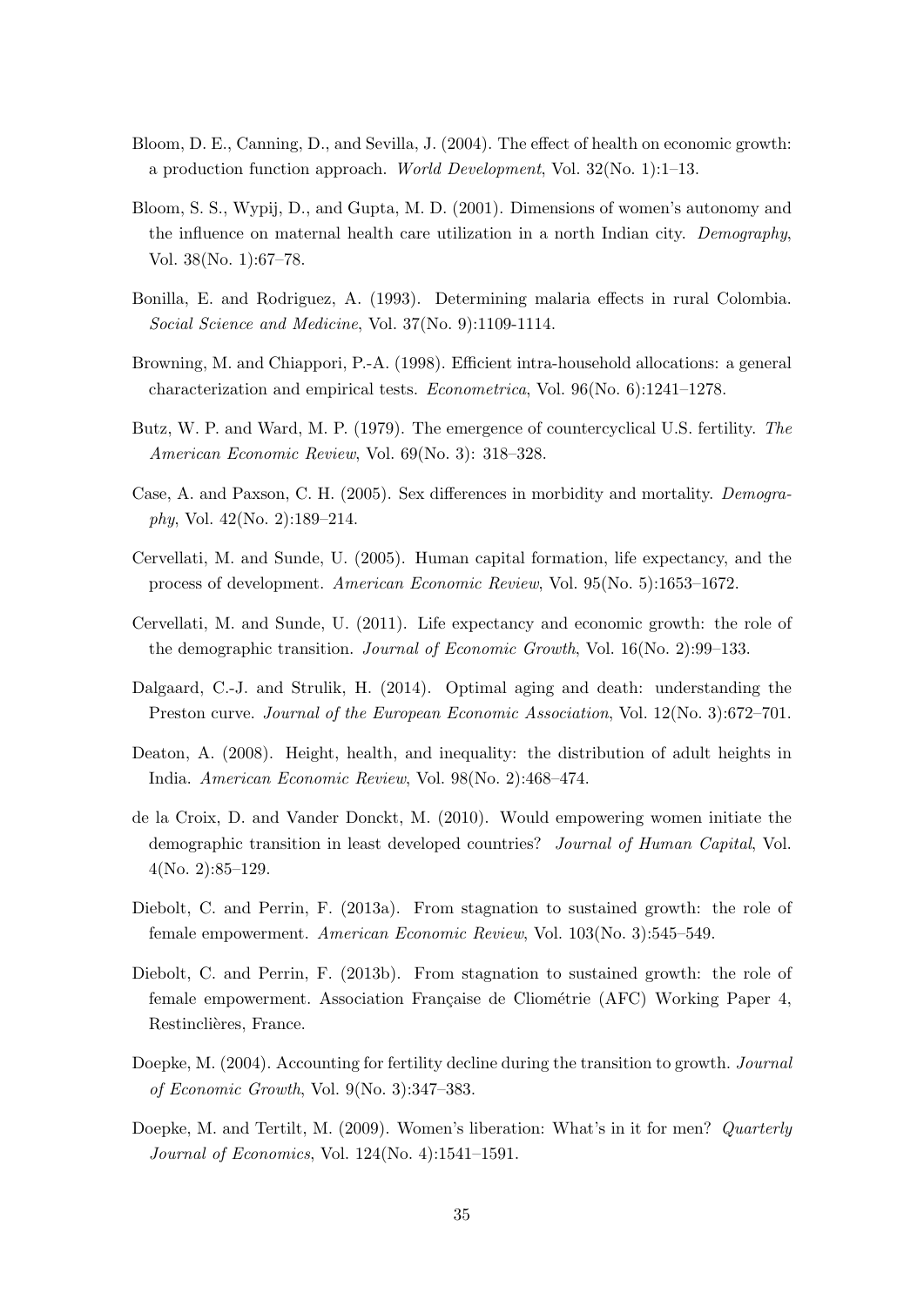Bloom, D. E., Canning, D., and Sevilla, J. (2004). The effect of health on economic growth: a production function approach. *World Development*, Vol. 32(No. 1):1–13.

Bloom, S. S., Wypij, D., and Gupta, M. D. (2001). Dimensions of women's autonomy and the influence on maternal health care utilization in a north Indian city. *Demography*, Vol. 38(No. 1):67–78.

Bonilla, E. and Rodriguez, A. (1993). Determining malaria effects in rural Colombia. *Social Science and Medicine*, Vol. 37(No. 9):1109-1114.

Browning, M. and Chiappori, P.-A. (1998). Efficient intra-household allocations: a general characterization and empirical tests. *Econometrica*, Vol. 96(No. 6):1241–1278.

Butz, W. P. and Ward, M. P. (1979). The emergence of countercyclical U.S. fertility. *The American Economic Review*, Vol. 69(No. 3): 318–328.

Case, A. and Paxson, C. H. (2005). Sex differences in morbidity and mortality. *Demography*, Vol. 42(No. 2):189–214.

Cervellati, M. and Sunde, U. (2005). Human capital formation, life expectancy, and the process of development. *American Economic Review*, Vol. 95(No. 5):1653–1672.

Cervellati, M. and Sunde, U. (2011). Life expectancy and economic growth: the role of the demographic transition. *Journal of Economic Growth*, Vol. 16(No. 2):99–133.

Dalgaard, C.-J. and Strulik, H. (2014). Optimal aging and death: understanding the Preston curve. *Journal of the European Economic Association*, Vol. 12(No. 3):672–701.

Deaton, A. (2008). Height, health, and inequality: the distribution of adult heights in India. *American Economic Review*, Vol. 98(No. 2):468–474.

de la Croix, D. and Vander Donckt, M. (2010). Would empowering women initiate the demographic transition in least developed countries? *Journal of Human Capital*, Vol. 4(No. 2):85–129.

Diebolt, C. and Perrin, F. (2013a). From stagnation to sustained growth: the role of female empowerment. *American Economic Review*, Vol. 103(No. 3):545–549.

Diebolt, C. and Perrin, F. (2013b). From stagnation to sustained growth: the role of female empowerment. Association Française de Cliométrie (AFC) Working Paper 4, Restinclières, France.

Doepke, M. (2004). Accounting for fertility decline during the transition to growth. *Journal of Economic Growth*, Vol. 9(No. 3):347–383.

Doepke, M. and Tertilt, M. (2009). Women's liberation: What's in it for men? *Quarterly Journal of Economics*, Vol. 124(No. 4):1541–1591.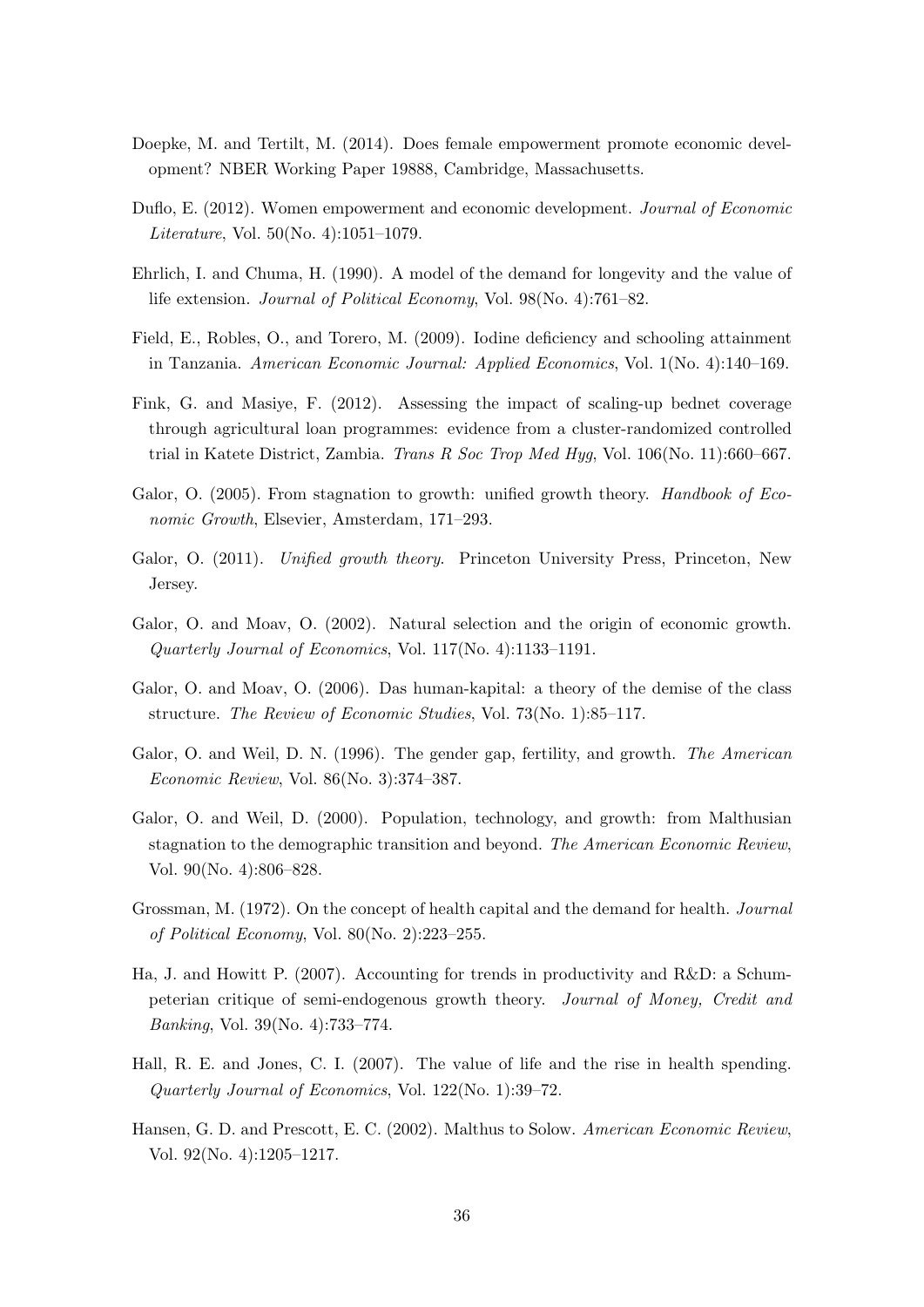Doepke, M. and Tertilt, M. (2014). Does female empowerment promote economic development? NBER Working Paper 19888, Cambridge, Massachusetts.

Duflo, E. (2012). Women empowerment and economic development. *Journal of Economic Literature*, Vol. 50(No. 4):1051–1079.

Ehrlich, I. and Chuma, H. (1990). A model of the demand for longevity and the value of life extension. *Journal of Political Economy*, Vol. 98(No. 4):761–82.

Field, E., Robles, O., and Torero, M. (2009). Iodine deficiency and schooling attainment in Tanzania. *American Economic Journal: Applied Economics*, Vol. 1(No. 4):140–169.

Fink, G. and Masiye, F. (2012). Assessing the impact of scaling-up bednet coverage through agricultural loan programmes: evidence from a cluster-randomized controlled trial in Katete District, Zambia. *Trans R Soc Trop Med Hyg*, Vol. 106(No. 11):660–667.

Galor, O. (2005). From stagnation to growth: unified growth theory. *Handbook of Economic Growth*, Elsevier, Amsterdam, 171–293.

Galor, O. (2011). *Unified growth theory.* Princeton University Press, Princeton, New Jersey.

Galor, O. and Moav, O. (2002). Natural selection and the origin of economic growth. *Quarterly Journal of Economics*, Vol. 117(No. 4):1133–1191.

Galor, O. and Moav, O. (2006). Das human-kapital: a theory of the demise of the class structure. *The Review of Economic Studies*, Vol. 73(No. 1):85–117.

Galor, O. and Weil, D. N. (1996). The gender gap, fertility, and growth. *The American Economic Review*, Vol. 86(No. 3):374–387.

Galor, O. and Weil, D. (2000). Population, technology, and growth: from Malthusian stagnation to the demographic transition and beyond. *The American Economic Review*, Vol. 90(No. 4):806–828.

Grossman, M. (1972). On the concept of health capital and the demand for health. *Journal of Political Economy*, Vol. 80(No. 2):223–255.

Ha, J. and Howitt P. (2007). Accounting for trends in productivity and R&D: a Schumpeterian critique of semi-endogenous growth theory. *Journal of Money, Credit and Banking*, Vol. 39(No. 4):733–774.

Hall, R. E. and Jones, C. I. (2007). The value of life and the rise in health spending. *Quarterly Journal of Economics*, Vol. 122(No. 1):39–72.

Hansen, G. D. and Prescott, E. C. (2002). Malthus to Solow. *American Economic Review*, Vol. 92(No. 4):1205–1217.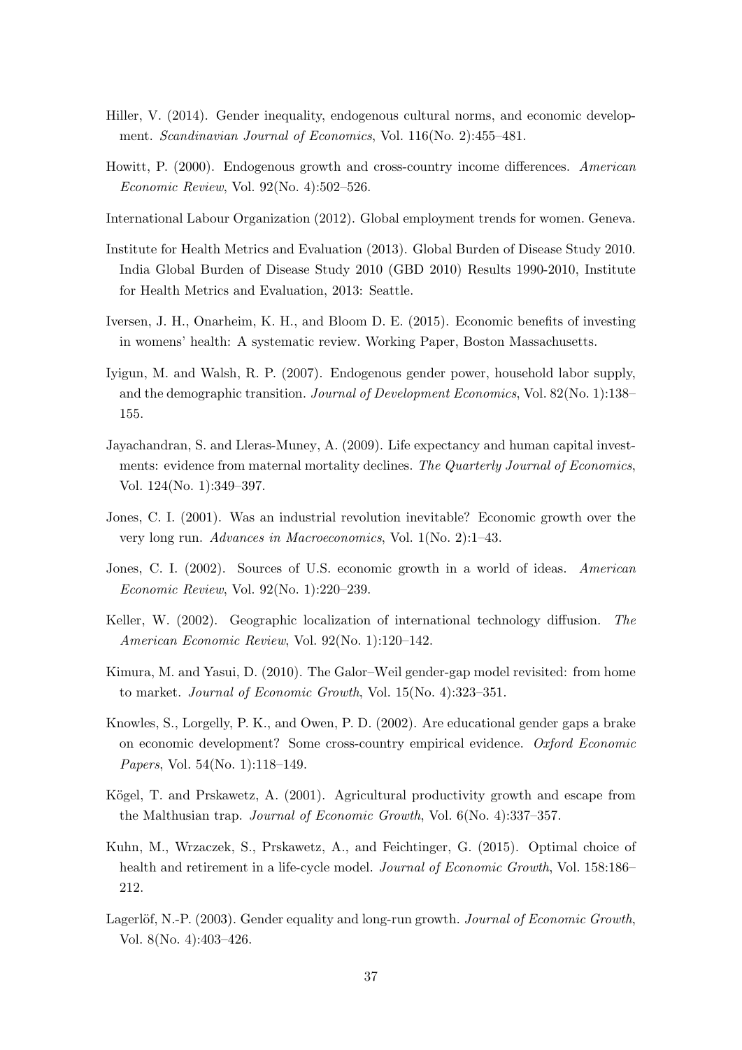Hiller, V. (2014). Gender inequality, endogenous cultural norms, and economic development. *Scandinavian Journal of Economics*, Vol. 116(No. 2):455–481.

Howitt, P. (2000). Endogenous growth and cross-country income differences. *American Economic Review*, Vol. 92(No. 4):502–526.

International Labour Organization (2012). Global employment trends for women. Geneva.

Institute for Health Metrics and Evaluation (2013). Global Burden of Disease Study 2010. India Global Burden of Disease Study 2010 (GBD 2010) Results 1990-2010, Institute for Health Metrics and Evaluation, 2013: Seattle.

Iversen, J. H., Onarheim, K. H., and Bloom D. E. (2015). Economic benefits of investing in womens' health: A systematic review. Working Paper, Boston Massachusetts.

Iyigun, M. and Walsh, R. P. (2007). Endogenous gender power, household labor supply, and the demographic transition. *Journal of Development Economics*, Vol. 82(No. 1):138–155.

Jayachandran, S. and Lleras-Muney, A. (2009). Life expectancy and human capital investments: evidence from maternal mortality declines. *The Quarterly Journal of Economics*, Vol. 124(No. 1):349–397.

Jones, C. I. (2001). Was an industrial revolution inevitable? Economic growth over the very long run. *Advances in Macroeconomics*, Vol. 1(No. 2):1–43.

Jones, C. I. (2002). Sources of U.S. economic growth in a world of ideas. *American Economic Review*, Vol. 92(No. 1):220–239.

Keller, W. (2002). Geographic localization of international technology diffusion. *The American Economic Review*, Vol. 92(No. 1):120–142.

Kimura, M. and Yasui, D. (2010). The Galor–Weil gender-gap model revisited: from home to market. *Journal of Economic Growth*, Vol. 15(No. 4):323–351.

Knowles, S., Lorgelly, P. K., and Owen, P. D. (2002). Are educational gender gaps a brake on economic development? Some cross-country empirical evidence. *Oxford Economic Papers*, Vol. 54(No. 1):118–149.

Kögel, T. and Prskawetz, A. (2001). Agricultural productivity growth and escape from the Malthusian trap. *Journal of Economic Growth*, Vol. 6(No. 4):337–357.

Kuhn, M., Wrzaczek, S., Prskawetz, A., and Feichtinger, G. (2015). Optimal choice of health and retirement in a life-cycle model. *Journal of Economic Growth*, Vol. 158:186–212.

Lagerlöf, N.-P. (2003). Gender equality and long-run growth. *Journal of Economic Growth*, Vol. 8(No. 4):403–426.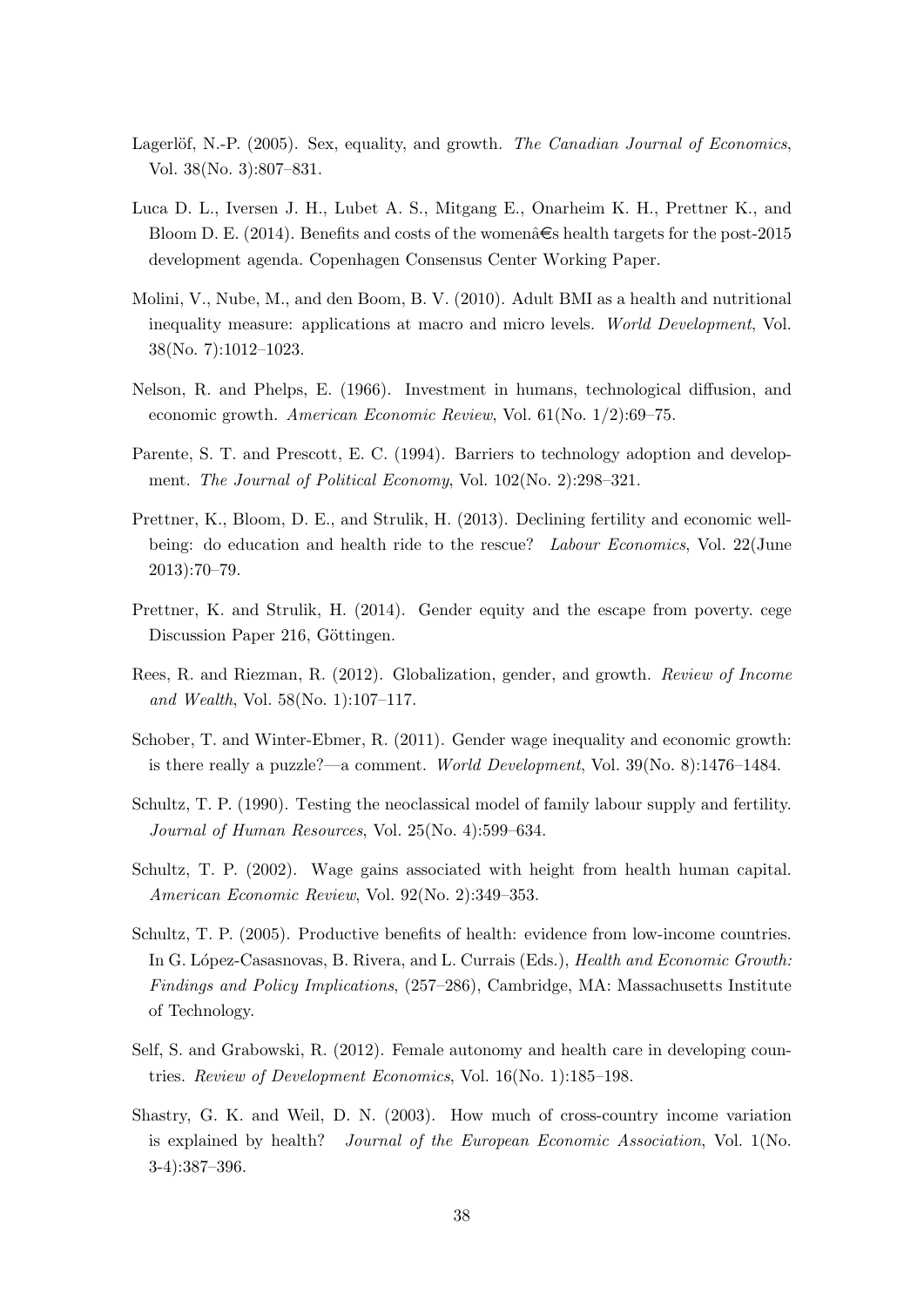Lagerlöf, N.-P. (2005). Sex, equality, and growth. *The Canadian Journal of Economics*, Vol. 38(No. 3):807–831.

Luca D. L., Iversen J. H., Lubet A. S., Mitgang E., Onarheim K. H., Prettner K., and Bloom D. E. (2014). Benefits and costs of the womenâ€s health targets for the post-2015 development agenda. Copenhagen Consensus Center Working Paper.

Molini, V., Nube, M., and den Boom, B. V. (2010). Adult BMI as a health and nutritional inequality measure: applications at macro and micro levels. *World Development*, Vol. 38(No. 7):1012–1023.

Nelson, R. and Phelps, E. (1966). Investment in humans, technological diffusion, and economic growth. *American Economic Review*, Vol. 61(No. 1/2):69–75.

Parente, S. T. and Prescott, E. C. (1994). Barriers to technology adoption and development. *The Journal of Political Economy*, Vol. 102(No. 2):298–321.

Prettner, K., Bloom, D. E., and Strulik, H. (2013). Declining fertility and economic well-being: do education and health ride to the rescue? *Labour Economics*, Vol. 22(June 2013):70–79.

Prettner, K. and Strulik, H. (2014). Gender equity and the escape from poverty. cege Discussion Paper 216, Göttingen.

Rees, R. and Riezman, R. (2012). Globalization, gender, and growth. *Review of Income and Wealth*, Vol. 58(No. 1):107–117.

Schober, T. and Winter-Ebmer, R. (2011). Gender wage inequality and economic growth: is there really a puzzle?—a comment. *World Development*, Vol. 39(No. 8):1476–1484.

Schultz, T. P. (1990). Testing the neoclassical model of family labour supply and fertility. *Journal of Human Resources*, Vol. 25(No. 4):599–634.

Schultz, T. P. (2002). Wage gains associated with height from health human capital. *American Economic Review*, Vol. 92(No. 2):349–353.

Schultz, T. P. (2005). Productive benefits of health: evidence from low-income countries. In G. López-Casasnovas, B. Rivera, and L. Currais (Eds.), *Health and Economic Growth: Findings and Policy Implications*, (257–286), Cambridge, MA: Massachusetts Institute of Technology.

Self, S. and Grabowski, R. (2012). Female autonomy and health care in developing countries. *Review of Development Economics*, Vol. 16(No. 1):185–198.

Shastry, G. K. and Weil, D. N. (2003). How much of cross-country income variation is explained by health? *Journal of the European Economic Association*, Vol. 1(No. 3-4):387–396.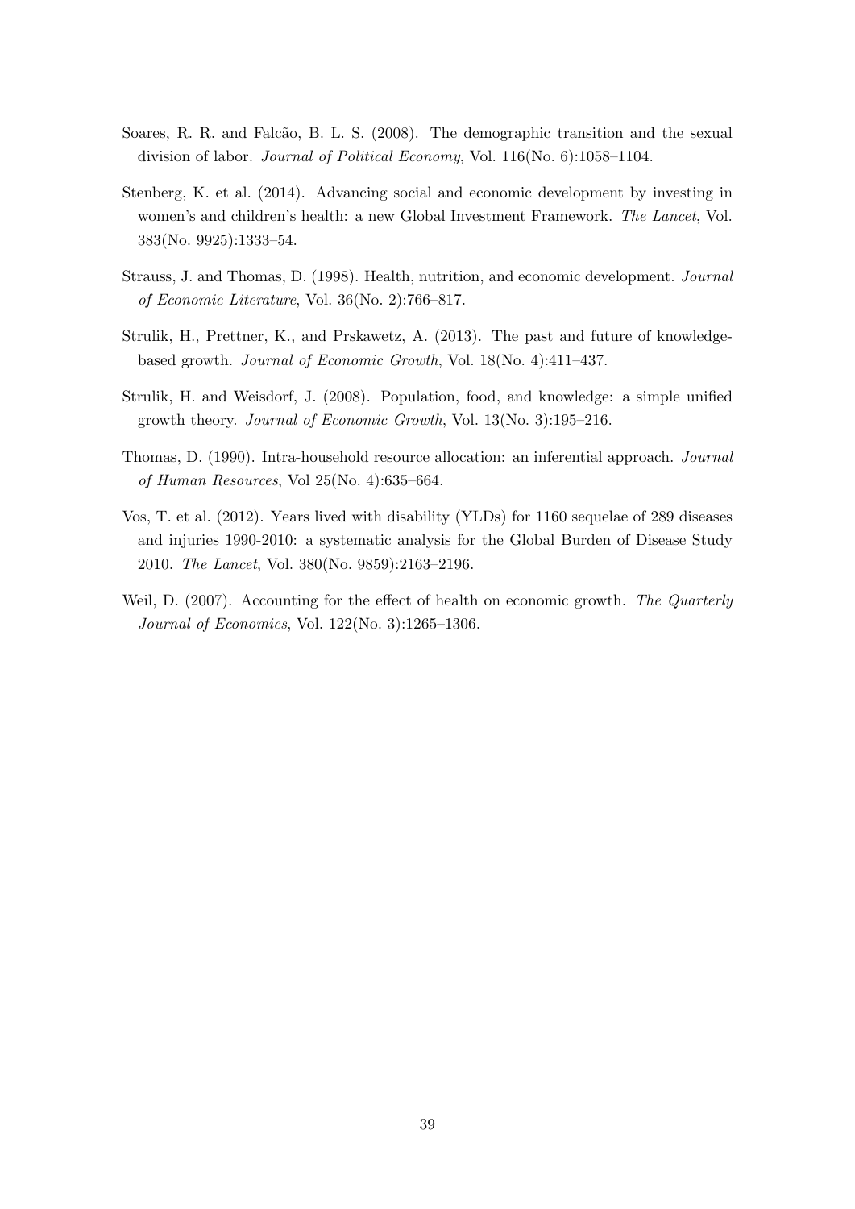Soares, R. R. and Falcão, B. L. S. (2008). The demographic transition and the sexual division of labor. *Journal of Political Economy*, Vol. 116(No. 6):1058–1104.

Stenberg, K. et al. (2014). Advancing social and economic development by investing in women's and children's health: a new Global Investment Framework. *The Lancet*, Vol. 383(No. 9925):1333–54.

Strauss, J. and Thomas, D. (1998). Health, nutrition, and economic development. *Journal of Economic Literature*, Vol. 36(No. 2):766–817.

Strulik, H., Prettner, K., and Prskawetz, A. (2013). The past and future of knowledge-based growth. *Journal of Economic Growth*, Vol. 18(No. 4):411–437.

Strulik, H. and Weisdorf, J. (2008). Population, food, and knowledge: a simple unified growth theory. *Journal of Economic Growth*, Vol. 13(No. 3):195–216.

Thomas, D. (1990). Intra-household resource allocation: an inferential approach. *Journal of Human Resources*, Vol 25(No. 4):635–664.

Vos, T. et al. (2012). Years lived with disability (YLDs) for 1160 sequelae of 289 diseases and injuries 1990-2010: a systematic analysis for the Global Burden of Disease Study 2010. *The Lancet*, Vol. 380(No. 9859):2163–2196.

Weil, D. (2007). Accounting for the effect of health on economic growth. *The Quarterly Journal of Economics*, Vol. 122(No. 3):1265–1306.